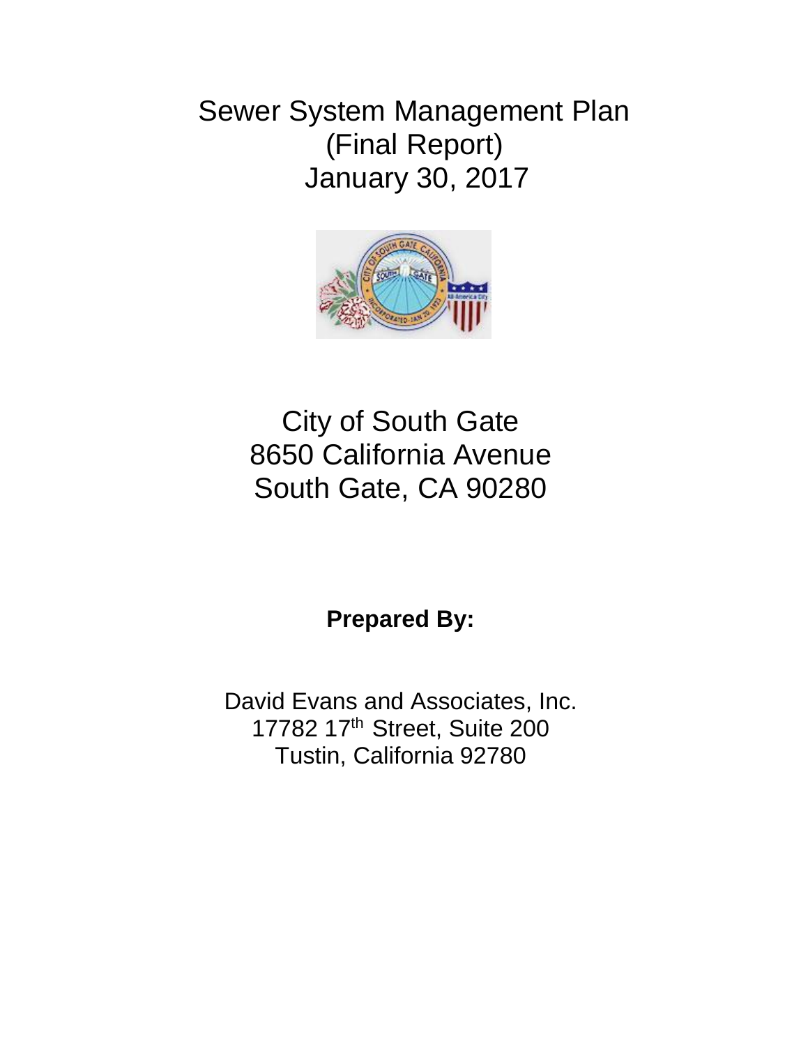# Sewer System Management Plan
# (Final Report)
# January 30, 2017

## City of South Gate
## 8650 California Avenue
## South Gate, CA 90280

**Prepared By:**

David Evans and Associates, Inc.
17782 17th Street, Suite 200
Tustin, California 92780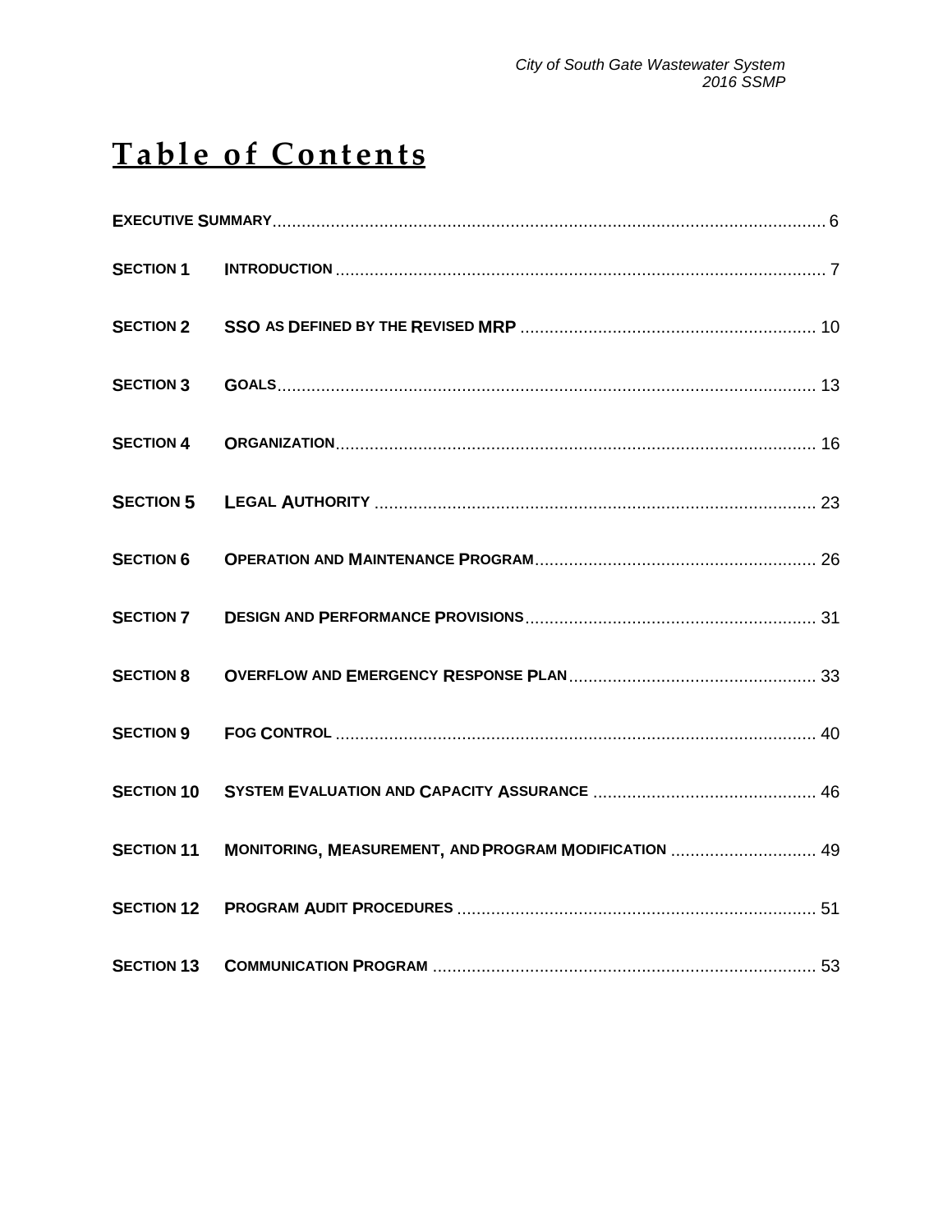# Table of Contents

**EXECUTIVE SUMMARY** .......... 6

**SECTION 1** **INTRODUCTION** .......... 7

**SECTION 2** **SSO AS DEFINED BY THE REVISED MRP** .......... 10

**SECTION 3** **GOALS** .......... 13

**SECTION 4** **ORGANIZATION** .......... 16

**SECTION 5** **LEGAL AUTHORITY** .......... 23

**SECTION 6** **OPERATION AND MAINTENANCE PROGRAM** .......... 26

**SECTION 7** **DESIGN AND PERFORMANCE PROVISIONS** .......... 31

**SECTION 8** **OVERFLOW AND EMERGENCY RESPONSE PLAN** .......... 33

**SECTION 9** **FOG CONTROL** .......... 40

**SECTION 10** **SYSTEM EVALUATION AND CAPACITY ASSURANCE** .......... 46

**SECTION 11** **MONITORING, MEASUREMENT, AND PROGRAM MODIFICATION** .......... 49

**SECTION 12** **PROGRAM AUDIT PROCEDURES** .......... 51

**SECTION 13** **COMMUNICATION PROGRAM** .......... 53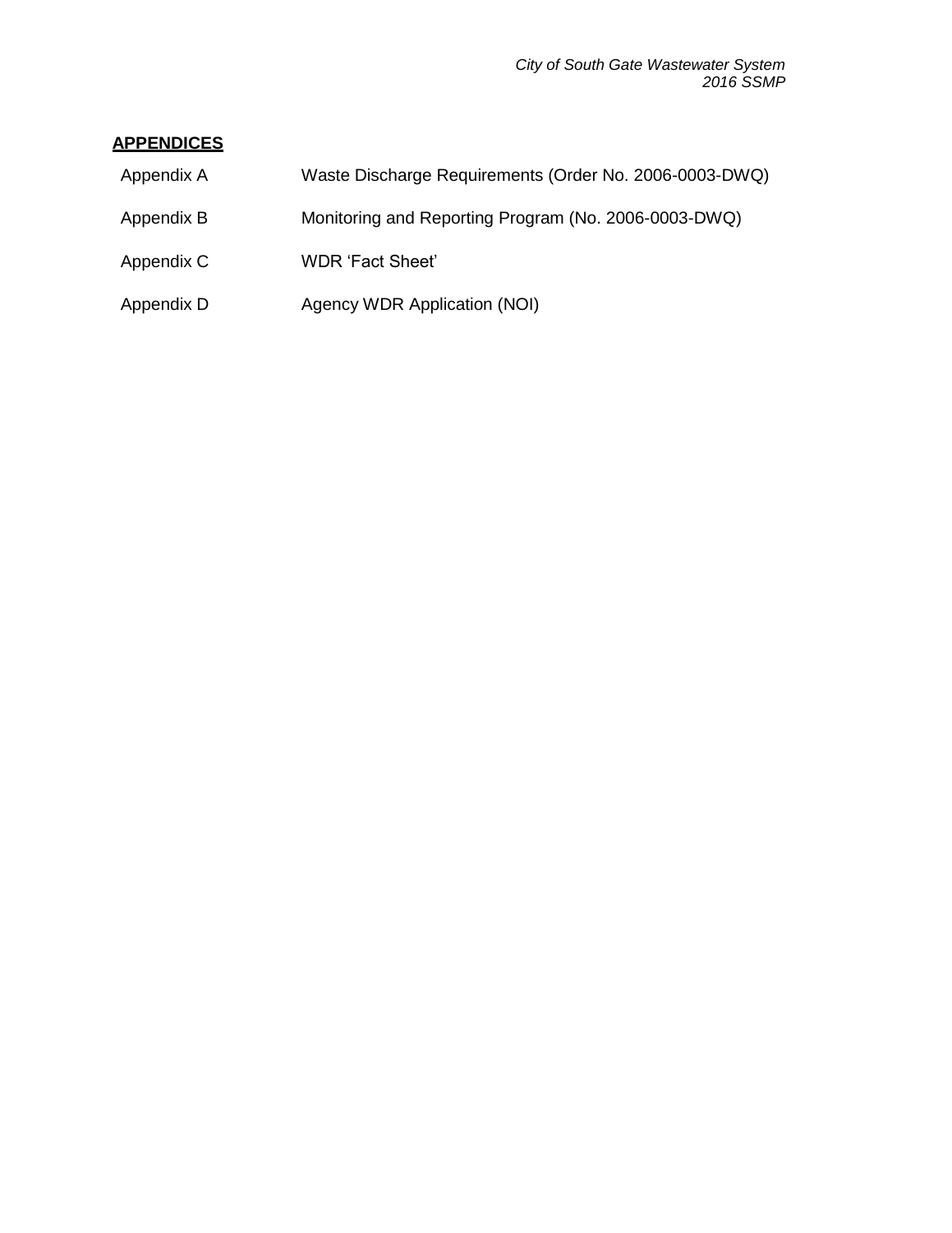## APPENDICES

| | |
|---|---|
| Appendix A | Waste Discharge Requirements (Order No. 2006-0003-DWQ) |
| Appendix B | Monitoring and Reporting Program (No. 2006-0003-DWQ) |
| Appendix C | WDR 'Fact Sheet' |
| Appendix D | Agency WDR Application (NOI) |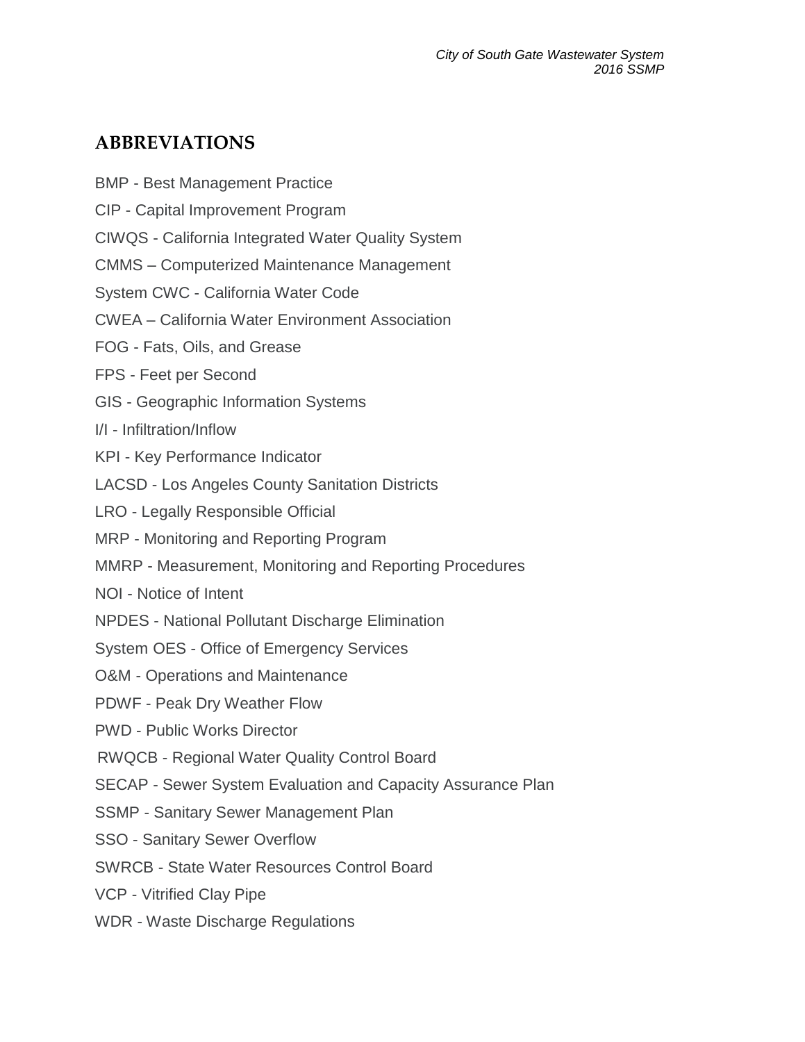## ABBREVIATIONS

BMP - Best Management Practice

CIP - Capital Improvement Program

CIWQS - California Integrated Water Quality System

CMMS – Computerized Maintenance Management

System CWC - California Water Code

CWEA – California Water Environment Association

FOG - Fats, Oils, and Grease

FPS - Feet per Second

GIS - Geographic Information Systems

I/I - Infiltration/Inflow

KPI - Key Performance Indicator

LACSD - Los Angeles County Sanitation Districts

LRO - Legally Responsible Official

MRP - Monitoring and Reporting Program

MMRP - Measurement, Monitoring and Reporting Procedures

NOI - Notice of Intent

NPDES - National Pollutant Discharge Elimination

System OES - Office of Emergency Services

O&M - Operations and Maintenance

PDWF - Peak Dry Weather Flow

PWD - Public Works Director

RWQCB - Regional Water Quality Control Board

SECAP - Sewer System Evaluation and Capacity Assurance Plan

SSMP - Sanitary Sewer Management Plan

SSO - Sanitary Sewer Overflow

SWRCB - State Water Resources Control Board

VCP - Vitrified Clay Pipe

WDR - Waste Discharge Regulations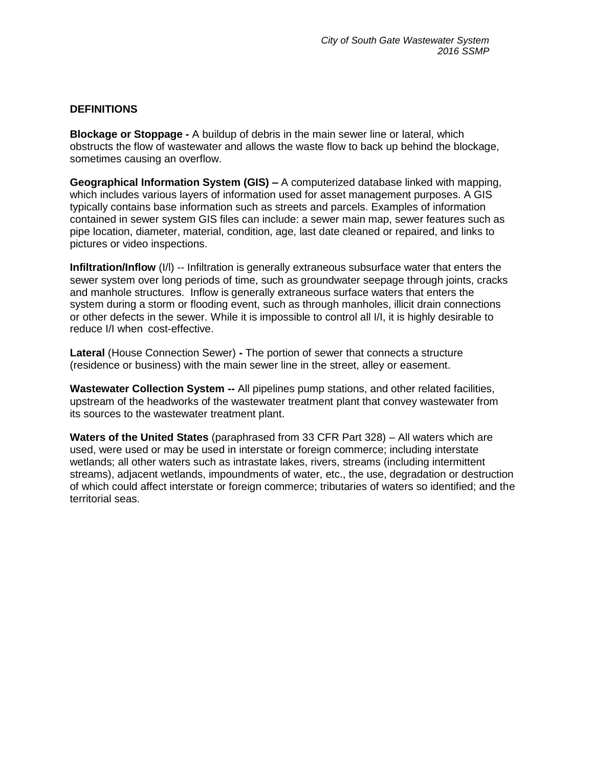## DEFINITIONS

**Blockage or Stoppage -** A buildup of debris in the main sewer line or lateral, which obstructs the flow of wastewater and allows the waste flow to back up behind the blockage, sometimes causing an overflow.

**Geographical Information System (GIS) –** A computerized database linked with mapping, which includes various layers of information used for asset management purposes. A GIS typically contains base information such as streets and parcels. Examples of information contained in sewer system GIS files can include: a sewer main map, sewer features such as pipe location, diameter, material, condition, age, last date cleaned or repaired, and links to pictures or video inspections.

**Infiltration/Inflow** (I/I) -- Infiltration is generally extraneous subsurface water that enters the sewer system over long periods of time, such as groundwater seepage through joints, cracks and manhole structures. Inflow is generally extraneous surface waters that enters the system during a storm or flooding event, such as through manholes, illicit drain connections or other defects in the sewer. While it is impossible to control all I/I, it is highly desirable to reduce I/I when cost-effective.

**Lateral** (House Connection Sewer) **-** The portion of sewer that connects a structure (residence or business) with the main sewer line in the street, alley or easement.

**Wastewater Collection System --** All pipelines pump stations, and other related facilities, upstream of the headworks of the wastewater treatment plant that convey wastewater from its sources to the wastewater treatment plant.

**Waters of the United States** (paraphrased from 33 CFR Part 328) – All waters which are used, were used or may be used in interstate or foreign commerce; including interstate wetlands; all other waters such as intrastate lakes, rivers, streams (including intermittent streams), adjacent wetlands, impoundments of water, etc., the use, degradation or destruction of which could affect interstate or foreign commerce; tributaries of waters so identified; and the territorial seas.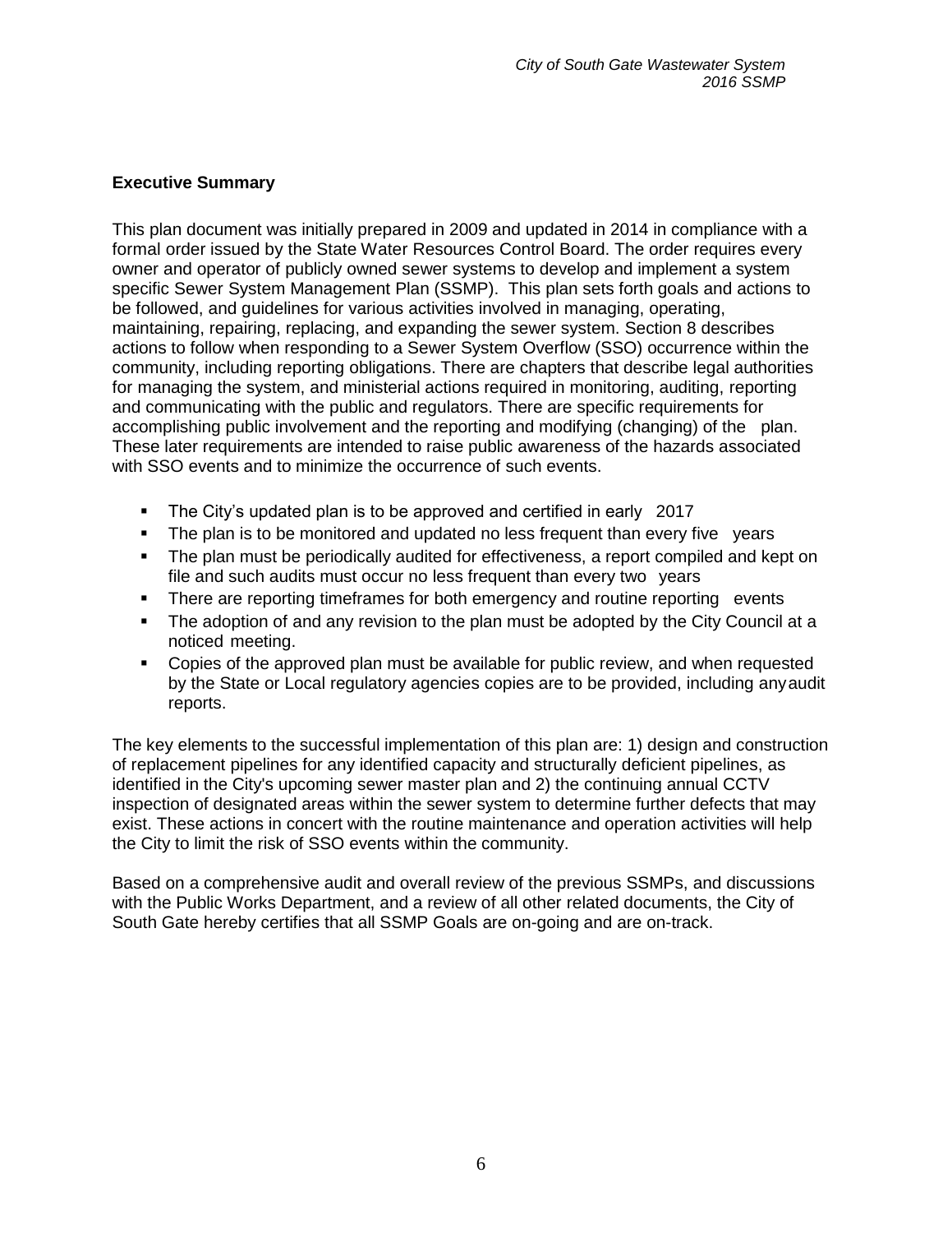**Executive Summary**

This plan document was initially prepared in 2009 and updated in 2014 in compliance with a formal order issued by the State Water Resources Control Board. The order requires every owner and operator of publicly owned sewer systems to develop and implement a system specific Sewer System Management Plan (SSMP). This plan sets forth goals and actions to be followed, and guidelines for various activities involved in managing, operating, maintaining, repairing, replacing, and expanding the sewer system. Section 8 describes actions to follow when responding to a Sewer System Overflow (SSO) occurrence within the community, including reporting obligations. There are chapters that describe legal authorities for managing the system, and ministerial actions required in monitoring, auditing, reporting and communicating with the public and regulators. There are specific requirements for accomplishing public involvement and the reporting and modifying (changing) of the plan. These later requirements are intended to raise public awareness of the hazards associated with SSO events and to minimize the occurrence of such events.

- The City's updated plan is to be approved and certified in early 2017
- The plan is to be monitored and updated no less frequent than every five years
- The plan must be periodically audited for effectiveness, a report compiled and kept on file and such audits must occur no less frequent than every two years
- There are reporting timeframes for both emergency and routine reporting events
- The adoption of and any revision to the plan must be adopted by the City Council at a noticed meeting.
- Copies of the approved plan must be available for public review, and when requested by the State or Local regulatory agencies copies are to be provided, including any audit reports.

The key elements to the successful implementation of this plan are: 1) design and construction of replacement pipelines for any identified capacity and structurally deficient pipelines, as identified in the City's upcoming sewer master plan and 2) the continuing annual CCTV inspection of designated areas within the sewer system to determine further defects that may exist. These actions in concert with the routine maintenance and operation activities will help the City to limit the risk of SSO events within the community.

Based on a comprehensive audit and overall review of the previous SSMPs, and discussions with the Public Works Department, and a review of all other related documents, the City of South Gate hereby certifies that all SSMP Goals are on-going and are on-track.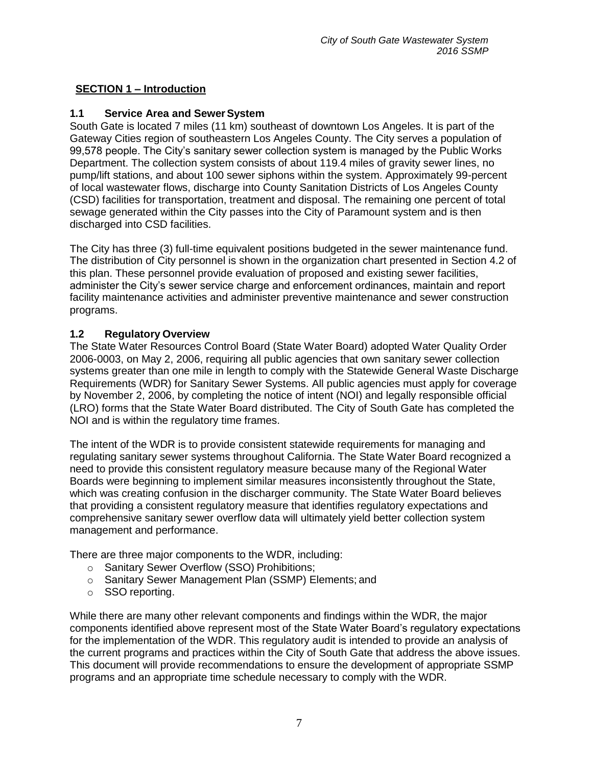## **SECTION 1 – Introduction**

### 1.1 Service Area and Sewer System

South Gate is located 7 miles (11 km) southeast of downtown Los Angeles. It is part of the Gateway Cities region of southeastern Los Angeles County. The City serves a population of 99,578 people. The City's sanitary sewer collection system is managed by the Public Works Department. The collection system consists of about 119.4 miles of gravity sewer lines, no pump/lift stations, and about 100 sewer siphons within the system. Approximately 99-percent of local wastewater flows, discharge into County Sanitation Districts of Los Angeles County (CSD) facilities for transportation, treatment and disposal. The remaining one percent of total sewage generated within the City passes into the City of Paramount system and is then discharged into CSD facilities.

The City has three (3) full-time equivalent positions budgeted in the sewer maintenance fund. The distribution of City personnel is shown in the organization chart presented in Section 4.2 of this plan. These personnel provide evaluation of proposed and existing sewer facilities, administer the City's sewer service charge and enforcement ordinances, maintain and report facility maintenance activities and administer preventive maintenance and sewer construction programs.

### 1.2 Regulatory Overview

The State Water Resources Control Board (State Water Board) adopted Water Quality Order 2006-0003, on May 2, 2006, requiring all public agencies that own sanitary sewer collection systems greater than one mile in length to comply with the Statewide General Waste Discharge Requirements (WDR) for Sanitary Sewer Systems. All public agencies must apply for coverage by November 2, 2006, by completing the notice of intent (NOI) and legally responsible official (LRO) forms that the State Water Board distributed. The City of South Gate has completed the NOI and is within the regulatory time frames.

The intent of the WDR is to provide consistent statewide requirements for managing and regulating sanitary sewer systems throughout California. The State Water Board recognized a need to provide this consistent regulatory measure because many of the Regional Water Boards were beginning to implement similar measures inconsistently throughout the State, which was creating confusion in the discharger community. The State Water Board believes that providing a consistent regulatory measure that identifies regulatory expectations and comprehensive sanitary sewer overflow data will ultimately yield better collection system management and performance.

There are three major components to the WDR, including:

- Sanitary Sewer Overflow (SSO) Prohibitions;
- Sanitary Sewer Management Plan (SSMP) Elements; and
- SSO reporting.

While there are many other relevant components and findings within the WDR, the major components identified above represent most of the State Water Board's regulatory expectations for the implementation of the WDR. This regulatory audit is intended to provide an analysis of the current programs and practices within the City of South Gate that address the above issues. This document will provide recommendations to ensure the development of appropriate SSMP programs and an appropriate time schedule necessary to comply with the WDR.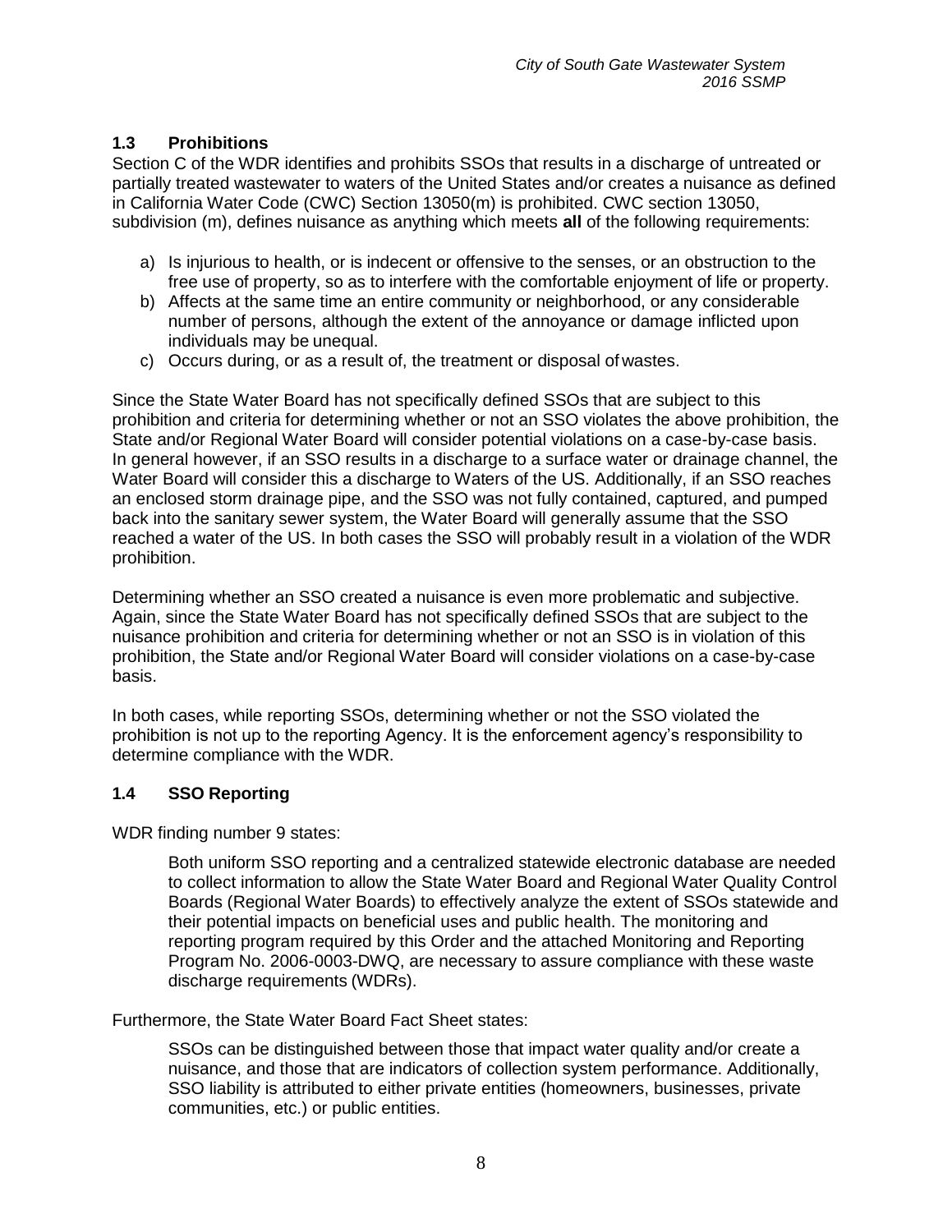## 1.3 Prohibitions

Section C of the WDR identifies and prohibits SSOs that results in a discharge of untreated or partially treated wastewater to waters of the United States and/or creates a nuisance as defined in California Water Code (CWC) Section 13050(m) is prohibited. CWC section 13050, subdivision (m), defines nuisance as anything which meets **all** of the following requirements:

a) Is injurious to health, or is indecent or offensive to the senses, or an obstruction to the free use of property, so as to interfere with the comfortable enjoyment of life or property.
b) Affects at the same time an entire community or neighborhood, or any considerable number of persons, although the extent of the annoyance or damage inflicted upon individuals may be unequal.
c) Occurs during, or as a result of, the treatment or disposal of wastes.

Since the State Water Board has not specifically defined SSOs that are subject to this prohibition and criteria for determining whether or not an SSO violates the above prohibition, the State and/or Regional Water Board will consider potential violations on a case-by-case basis. In general however, if an SSO results in a discharge to a surface water or drainage channel, the Water Board will consider this a discharge to Waters of the US. Additionally, if an SSO reaches an enclosed storm drainage pipe, and the SSO was not fully contained, captured, and pumped back into the sanitary sewer system, the Water Board will generally assume that the SSO reached a water of the US. In both cases the SSO will probably result in a violation of the WDR prohibition.

Determining whether an SSO created a nuisance is even more problematic and subjective. Again, since the State Water Board has not specifically defined SSOs that are subject to the nuisance prohibition and criteria for determining whether or not an SSO is in violation of this prohibition, the State and/or Regional Water Board will consider violations on a case-by-case basis.

In both cases, while reporting SSOs, determining whether or not the SSO violated the prohibition is not up to the reporting Agency. It is the enforcement agency's responsibility to determine compliance with the WDR.

## 1.4 SSO Reporting

WDR finding number 9 states:

> Both uniform SSO reporting and a centralized statewide electronic database are needed to collect information to allow the State Water Board and Regional Water Quality Control Boards (Regional Water Boards) to effectively analyze the extent of SSOs statewide and their potential impacts on beneficial uses and public health. The monitoring and reporting program required by this Order and the attached Monitoring and Reporting Program No. 2006-0003-DWQ, are necessary to assure compliance with these waste discharge requirements (WDRs).

Furthermore, the State Water Board Fact Sheet states:

> SSOs can be distinguished between those that impact water quality and/or create a nuisance, and those that are indicators of collection system performance. Additionally, SSO liability is attributed to either private entities (homeowners, businesses, private communities, etc.) or public entities.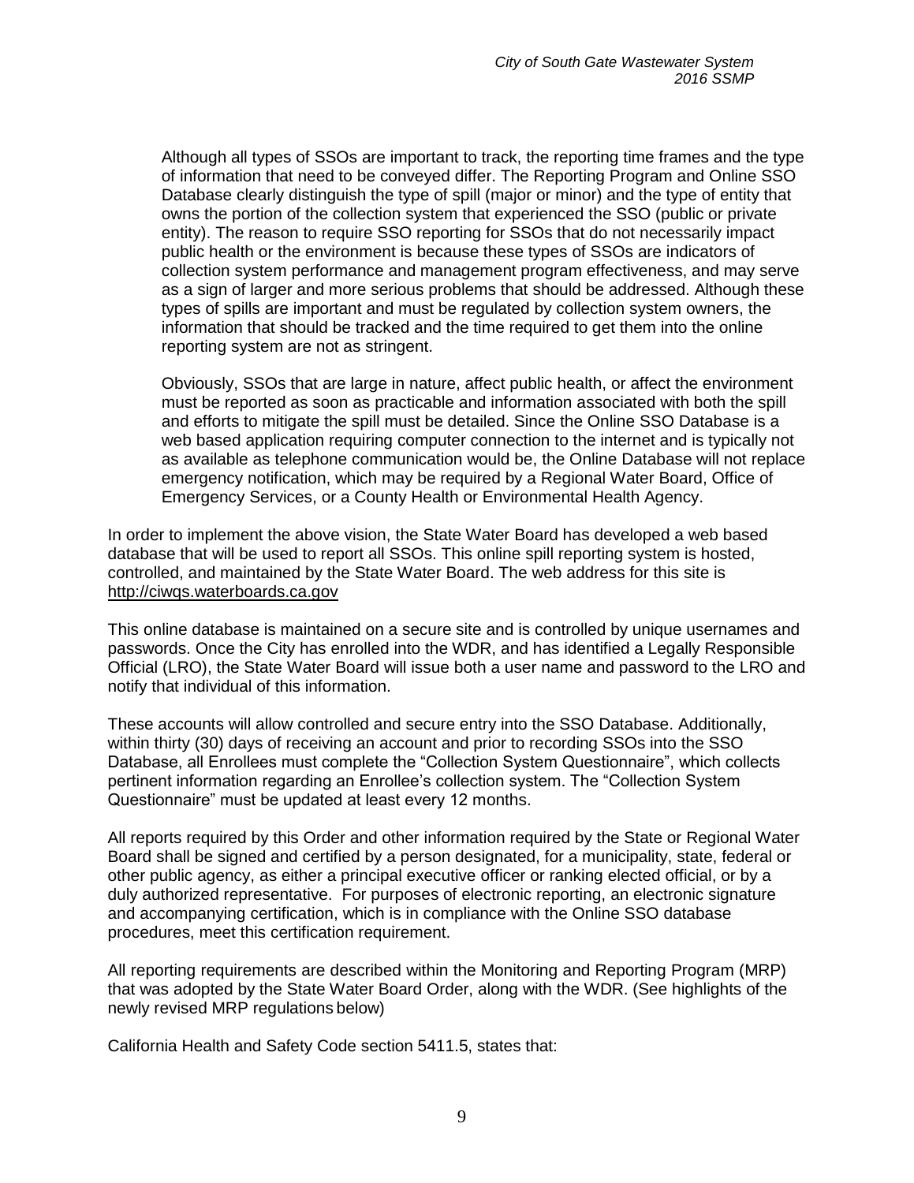> Although all types of SSOs are important to track, the reporting time frames and the type of information that need to be conveyed differ. The Reporting Program and Online SSO Database clearly distinguish the type of spill (major or minor) and the type of entity that owns the portion of the collection system that experienced the SSO (public or private entity). The reason to require SSO reporting for SSOs that do not necessarily impact public health or the environment is because these types of SSOs are indicators of collection system performance and management program effectiveness, and may serve as a sign of larger and more serious problems that should be addressed. Although these types of spills are important and must be regulated by collection system owners, the information that should be tracked and the time required to get them into the online reporting system are not as stringent.
>
> Obviously, SSOs that are large in nature, affect public health, or affect the environment must be reported as soon as practicable and information associated with both the spill and efforts to mitigate the spill must be detailed. Since the Online SSO Database is a web based application requiring computer connection to the internet and is typically not as available as telephone communication would be, the Online Database will not replace emergency notification, which may be required by a Regional Water Board, Office of Emergency Services, or a County Health or Environmental Health Agency.

In order to implement the above vision, the State Water Board has developed a web based database that will be used to report all SSOs. This online spill reporting system is hosted, controlled, and maintained by the State Water Board. The web address for this site is http://ciwqs.waterboards.ca.gov

This online database is maintained on a secure site and is controlled by unique usernames and passwords. Once the City has enrolled into the WDR, and has identified a Legally Responsible Official (LRO), the State Water Board will issue both a user name and password to the LRO and notify that individual of this information.

These accounts will allow controlled and secure entry into the SSO Database. Additionally, within thirty (30) days of receiving an account and prior to recording SSOs into the SSO Database, all Enrollees must complete the "Collection System Questionnaire", which collects pertinent information regarding an Enrollee's collection system. The "Collection System Questionnaire" must be updated at least every 12 months.

All reports required by this Order and other information required by the State or Regional Water Board shall be signed and certified by a person designated, for a municipality, state, federal or other public agency, as either a principal executive officer or ranking elected official, or by a duly authorized representative. For purposes of electronic reporting, an electronic signature and accompanying certification, which is in compliance with the Online SSO database procedures, meet this certification requirement.

All reporting requirements are described within the Monitoring and Reporting Program (MRP) that was adopted by the State Water Board Order, along with the WDR. (See highlights of the newly revised MRP regulations below)

California Health and Safety Code section 5411.5, states that: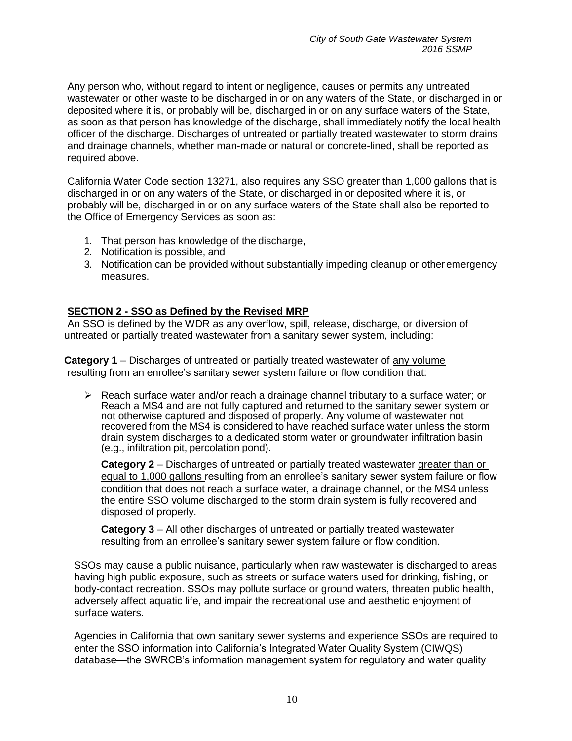Any person who, without regard to intent or negligence, causes or permits any untreated wastewater or other waste to be discharged in or on any waters of the State, or discharged in or deposited where it is, or probably will be, discharged in or on any surface waters of the State, as soon as that person has knowledge of the discharge, shall immediately notify the local health officer of the discharge. Discharges of untreated or partially treated wastewater to storm drains and drainage channels, whether man-made or natural or concrete-lined, shall be reported as required above.

California Water Code section 13271, also requires any SSO greater than 1,000 gallons that is discharged in or on any waters of the State, or discharged in or deposited where it is, or probably will be, discharged in or on any surface waters of the State shall also be reported to the Office of Emergency Services as soon as:

1. That person has knowledge of the discharge,
2. Notification is possible, and
3. Notification can be provided without substantially impeding cleanup or other emergency measures.

## SECTION 2 - SSO as Defined by the Revised MRP

An SSO is defined by the WDR as any overflow, spill, release, discharge, or diversion of untreated or partially treated wastewater from a sanitary sewer system, including:

**Category 1** – Discharges of untreated or partially treated wastewater of <u>any volume</u> resulting from an enrollee's sanitary sewer system failure or flow condition that:

- Reach surface water and/or reach a drainage channel tributary to a surface water; or Reach a MS4 and are not fully captured and returned to the sanitary sewer system or not otherwise captured and disposed of properly. Any volume of wastewater not recovered from the MS4 is considered to have reached surface water unless the storm drain system discharges to a dedicated storm water or groundwater infiltration basin (e.g., infiltration pit, percolation pond).

  **Category 2** – Discharges of untreated or partially treated wastewater <u>greater than or equal to 1,000 gallons</u> resulting from an enrollee's sanitary sewer system failure or flow condition that does not reach a surface water, a drainage channel, or the MS4 unless the entire SSO volume discharged to the storm drain system is fully recovered and disposed of properly.

  **Category 3** – All other discharges of untreated or partially treated wastewater resulting from an enrollee's sanitary sewer system failure or flow condition.

SSOs may cause a public nuisance, particularly when raw wastewater is discharged to areas having high public exposure, such as streets or surface waters used for drinking, fishing, or body-contact recreation. SSOs may pollute surface or ground waters, threaten public health, adversely affect aquatic life, and impair the recreational use and aesthetic enjoyment of surface waters.

Agencies in California that own sanitary sewer systems and experience SSOs are required to enter the SSO information into California's Integrated Water Quality System (CIWQS) database—the SWRCB's information management system for regulatory and water quality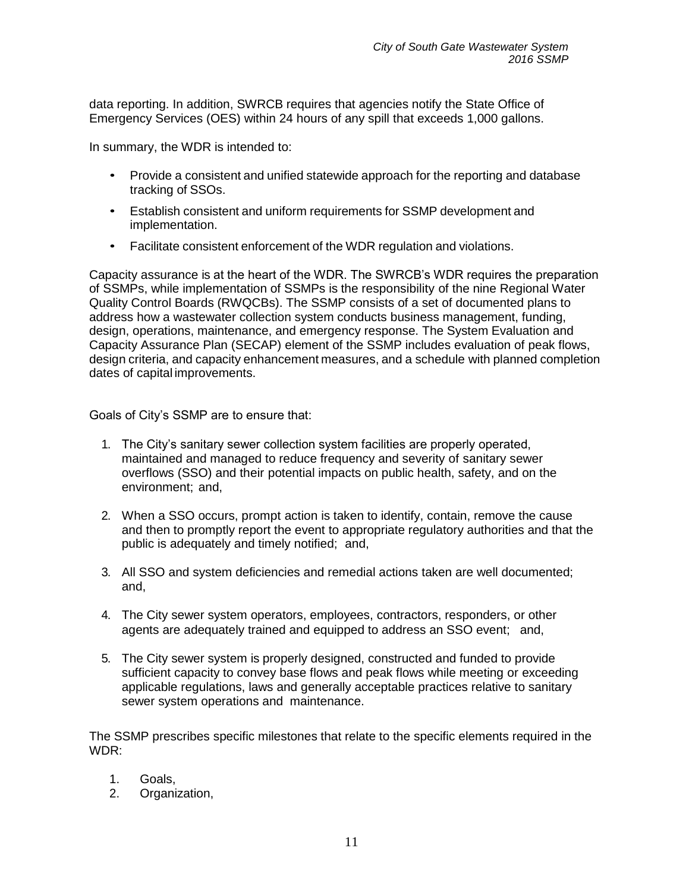data reporting. In addition, SWRCB requires that agencies notify the State Office of Emergency Services (OES) within 24 hours of any spill that exceeds 1,000 gallons.

In summary, the WDR is intended to:

- Provide a consistent and unified statewide approach for the reporting and database tracking of SSOs.
- Establish consistent and uniform requirements for SSMP development and implementation.
- Facilitate consistent enforcement of the WDR regulation and violations.

Capacity assurance is at the heart of the WDR. The SWRCB's WDR requires the preparation of SSMPs, while implementation of SSMPs is the responsibility of the nine Regional Water Quality Control Boards (RWQCBs). The SSMP consists of a set of documented plans to address how a wastewater collection system conducts business management, funding, design, operations, maintenance, and emergency response. The System Evaluation and Capacity Assurance Plan (SECAP) element of the SSMP includes evaluation of peak flows, design criteria, and capacity enhancement measures, and a schedule with planned completion dates of capital improvements.

Goals of City's SSMP are to ensure that:

1. The City's sanitary sewer collection system facilities are properly operated, maintained and managed to reduce frequency and severity of sanitary sewer overflows (SSO) and their potential impacts on public health, safety, and on the environment; and,
2. When a SSO occurs, prompt action is taken to identify, contain, remove the cause and then to promptly report the event to appropriate regulatory authorities and that the public is adequately and timely notified; and,
3. All SSO and system deficiencies and remedial actions taken are well documented; and,
4. The City sewer system operators, employees, contractors, responders, or other agents are adequately trained and equipped to address an SSO event; and,
5. The City sewer system is properly designed, constructed and funded to provide sufficient capacity to convey base flows and peak flows while meeting or exceeding applicable regulations, laws and generally acceptable practices relative to sanitary sewer system operations and maintenance.

The SSMP prescribes specific milestones that relate to the specific elements required in the WDR:

1. Goals,
2. Organization,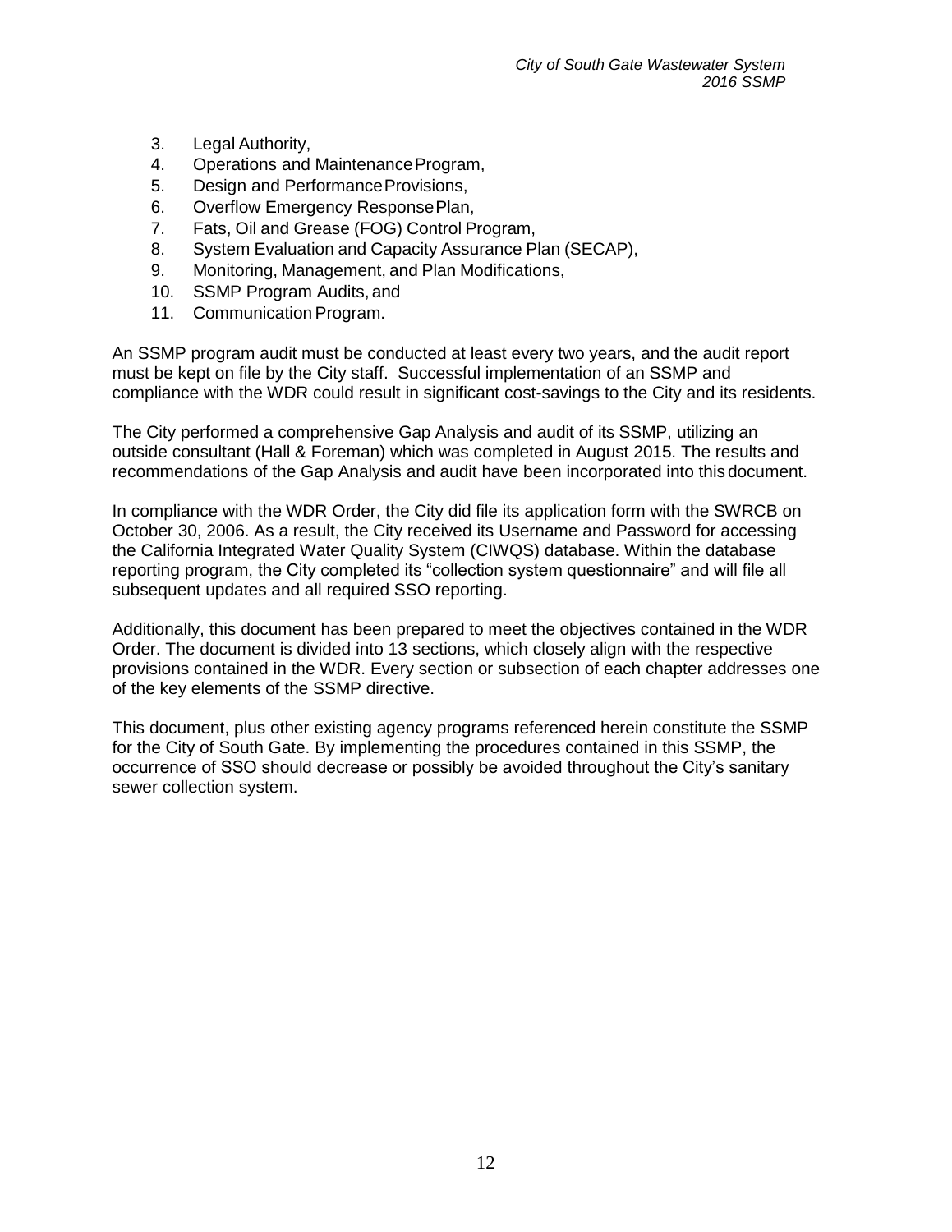3. Legal Authority,
4. Operations and Maintenance Program,
5. Design and Performance Provisions,
6. Overflow Emergency Response Plan,
7. Fats, Oil and Grease (FOG) Control Program,
8. System Evaluation and Capacity Assurance Plan (SECAP),
9. Monitoring, Management, and Plan Modifications,
10. SSMP Program Audits, and
11. Communication Program.

An SSMP program audit must be conducted at least every two years, and the audit report must be kept on file by the City staff. Successful implementation of an SSMP and compliance with the WDR could result in significant cost-savings to the City and its residents.

The City performed a comprehensive Gap Analysis and audit of its SSMP, utilizing an outside consultant (Hall & Foreman) which was completed in August 2015. The results and recommendations of the Gap Analysis and audit have been incorporated into this document.

In compliance with the WDR Order, the City did file its application form with the SWRCB on October 30, 2006. As a result, the City received its Username and Password for accessing the California Integrated Water Quality System (CIWQS) database. Within the database reporting program, the City completed its "collection system questionnaire" and will file all subsequent updates and all required SSO reporting.

Additionally, this document has been prepared to meet the objectives contained in the WDR Order. The document is divided into 13 sections, which closely align with the respective provisions contained in the WDR. Every section or subsection of each chapter addresses one of the key elements of the SSMP directive.

This document, plus other existing agency programs referenced herein constitute the SSMP for the City of South Gate. By implementing the procedures contained in this SSMP, the occurrence of SSO should decrease or possibly be avoided throughout the City's sanitary sewer collection system.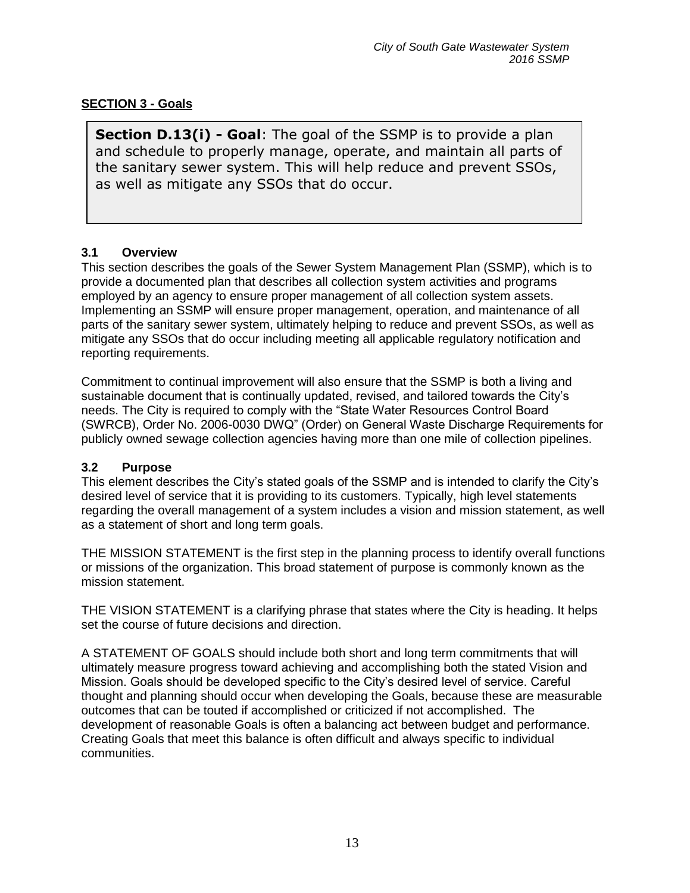## SECTION 3 - Goals

> **Section D.13(i) - Goal**: The goal of the SSMP is to provide a plan and schedule to properly manage, operate, and maintain all parts of the sanitary sewer system. This will help reduce and prevent SSOs, as well as mitigate any SSOs that do occur.

### 3.1 Overview

This section describes the goals of the Sewer System Management Plan (SSMP), which is to provide a documented plan that describes all collection system activities and programs employed by an agency to ensure proper management of all collection system assets. Implementing an SSMP will ensure proper management, operation, and maintenance of all parts of the sanitary sewer system, ultimately helping to reduce and prevent SSOs, as well as mitigate any SSOs that do occur including meeting all applicable regulatory notification and reporting requirements.

Commitment to continual improvement will also ensure that the SSMP is both a living and sustainable document that is continually updated, revised, and tailored towards the City's needs. The City is required to comply with the "State Water Resources Control Board (SWRCB), Order No. 2006-0030 DWQ" (Order) on General Waste Discharge Requirements for publicly owned sewage collection agencies having more than one mile of collection pipelines.

### 3.2 Purpose

This element describes the City's stated goals of the SSMP and is intended to clarify the City's desired level of service that it is providing to its customers. Typically, high level statements regarding the overall management of a system includes a vision and mission statement, as well as a statement of short and long term goals.

THE MISSION STATEMENT is the first step in the planning process to identify overall functions or missions of the organization. This broad statement of purpose is commonly known as the mission statement.

THE VISION STATEMENT is a clarifying phrase that states where the City is heading. It helps set the course of future decisions and direction.

A STATEMENT OF GOALS should include both short and long term commitments that will ultimately measure progress toward achieving and accomplishing both the stated Vision and Mission. Goals should be developed specific to the City's desired level of service. Careful thought and planning should occur when developing the Goals, because these are measurable outcomes that can be touted if accomplished or criticized if not accomplished. The development of reasonable Goals is often a balancing act between budget and performance. Creating Goals that meet this balance is often difficult and always specific to individual communities.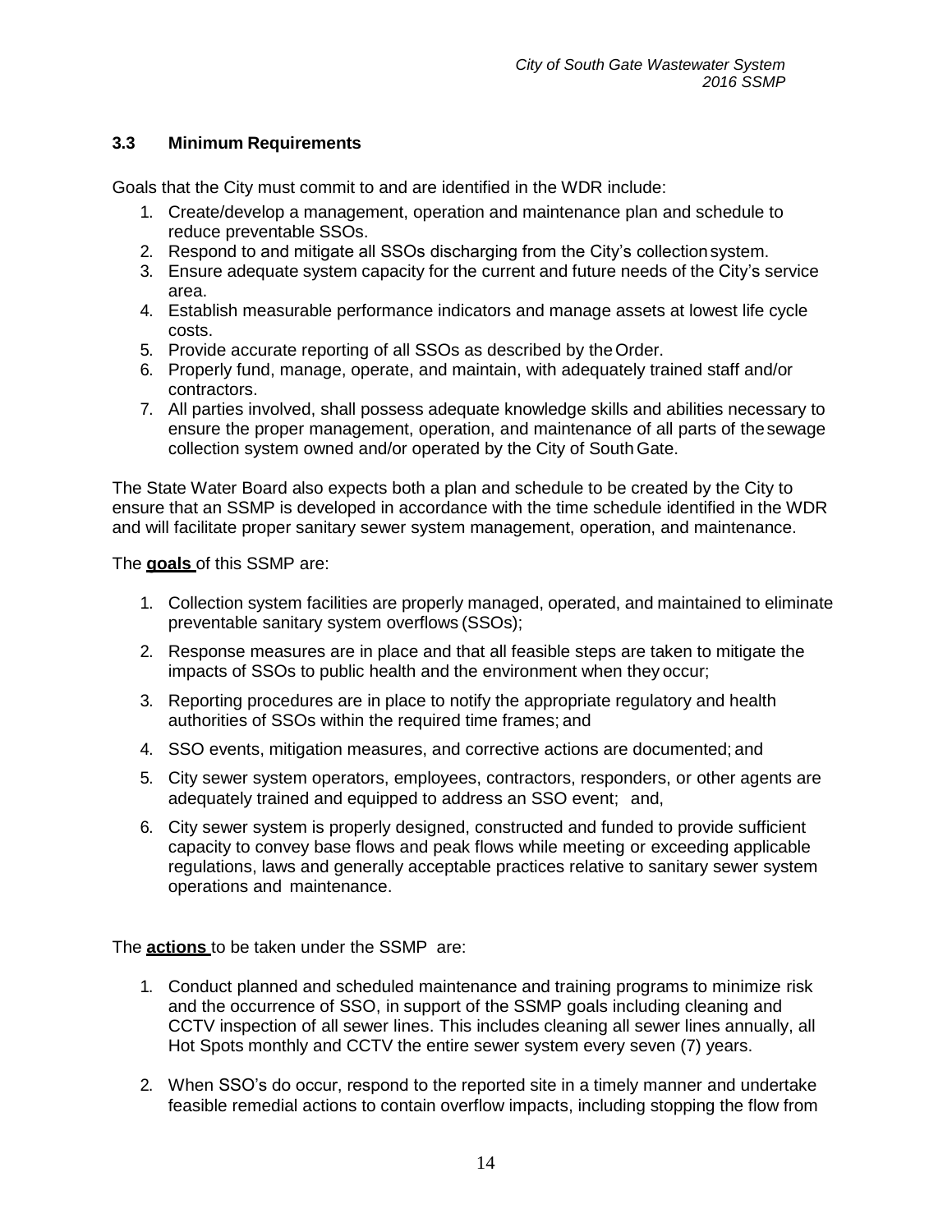### 3.3 Minimum Requirements

Goals that the City must commit to and are identified in the WDR include:

1. Create/develop a management, operation and maintenance plan and schedule to reduce preventable SSOs.
2. Respond to and mitigate all SSOs discharging from the City's collection system.
3. Ensure adequate system capacity for the current and future needs of the City's service area.
4. Establish measurable performance indicators and manage assets at lowest life cycle costs.
5. Provide accurate reporting of all SSOs as described by the Order.
6. Properly fund, manage, operate, and maintain, with adequately trained staff and/or contractors.
7. All parties involved, shall possess adequate knowledge skills and abilities necessary to ensure the proper management, operation, and maintenance of all parts of the sewage collection system owned and/or operated by the City of South Gate.

The State Water Board also expects both a plan and schedule to be created by the City to ensure that an SSMP is developed in accordance with the time schedule identified in the WDR and will facilitate proper sanitary sewer system management, operation, and maintenance.

The **goals** of this SSMP are:

1. Collection system facilities are properly managed, operated, and maintained to eliminate preventable sanitary system overflows (SSOs);
2. Response measures are in place and that all feasible steps are taken to mitigate the impacts of SSOs to public health and the environment when they occur;
3. Reporting procedures are in place to notify the appropriate regulatory and health authorities of SSOs within the required time frames; and
4. SSO events, mitigation measures, and corrective actions are documented; and
5. City sewer system operators, employees, contractors, responders, or other agents are adequately trained and equipped to address an SSO event; and,
6. City sewer system is properly designed, constructed and funded to provide sufficient capacity to convey base flows and peak flows while meeting or exceeding applicable regulations, laws and generally acceptable practices relative to sanitary sewer system operations and maintenance.

The **actions** to be taken under the SSMP are:

1. Conduct planned and scheduled maintenance and training programs to minimize risk and the occurrence of SSO, in support of the SSMP goals including cleaning and CCTV inspection of all sewer lines. This includes cleaning all sewer lines annually, all Hot Spots monthly and CCTV the entire sewer system every seven (7) years.
2. When SSO's do occur, respond to the reported site in a timely manner and undertake feasible remedial actions to contain overflow impacts, including stopping the flow from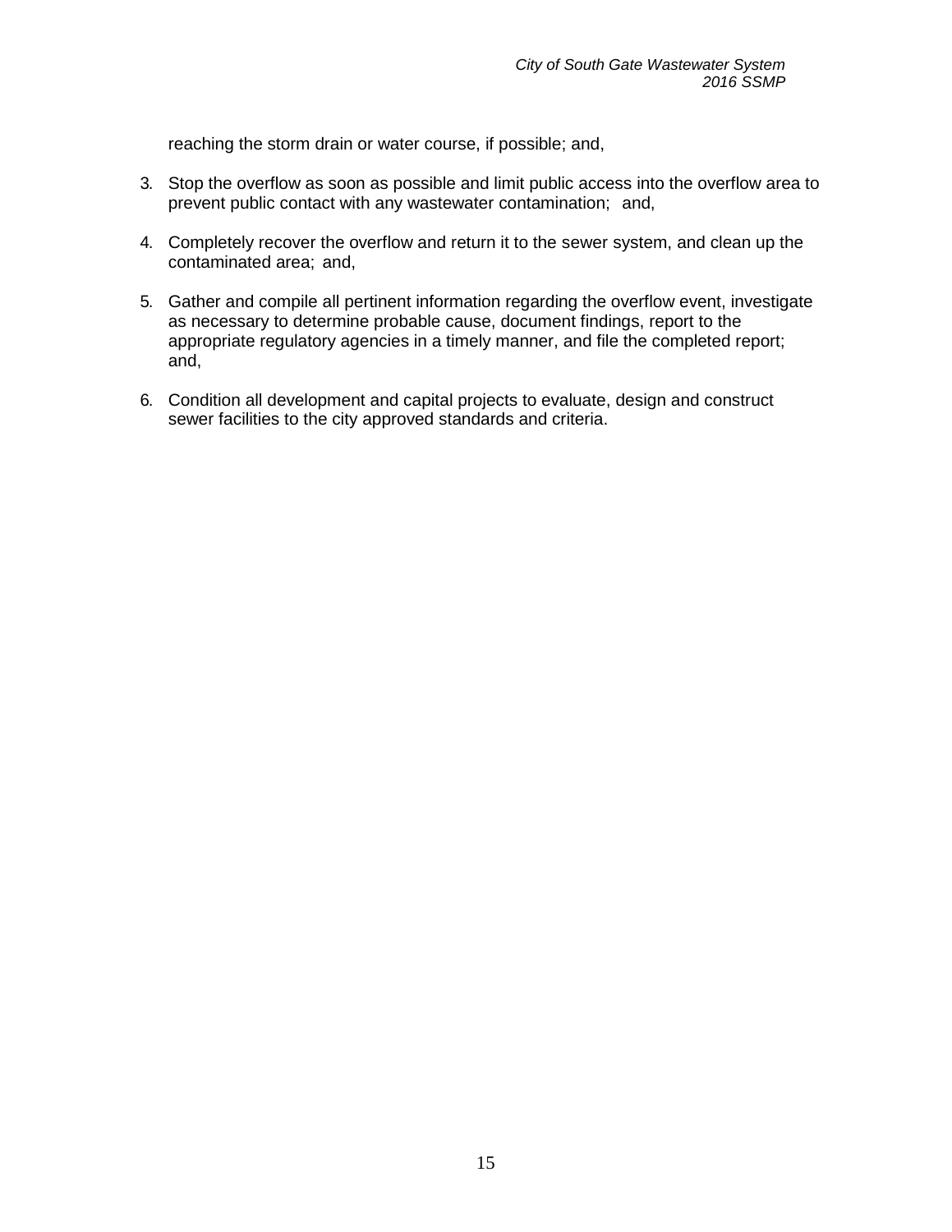reaching the storm drain or water course, if possible; and,

3. Stop the overflow as soon as possible and limit public access into the overflow area to prevent public contact with any wastewater contamination; and,

4. Completely recover the overflow and return it to the sewer system, and clean up the contaminated area; and,

5. Gather and compile all pertinent information regarding the overflow event, investigate as necessary to determine probable cause, document findings, report to the appropriate regulatory agencies in a timely manner, and file the completed report; and,

6. Condition all development and capital projects to evaluate, design and construct sewer facilities to the city approved standards and criteria.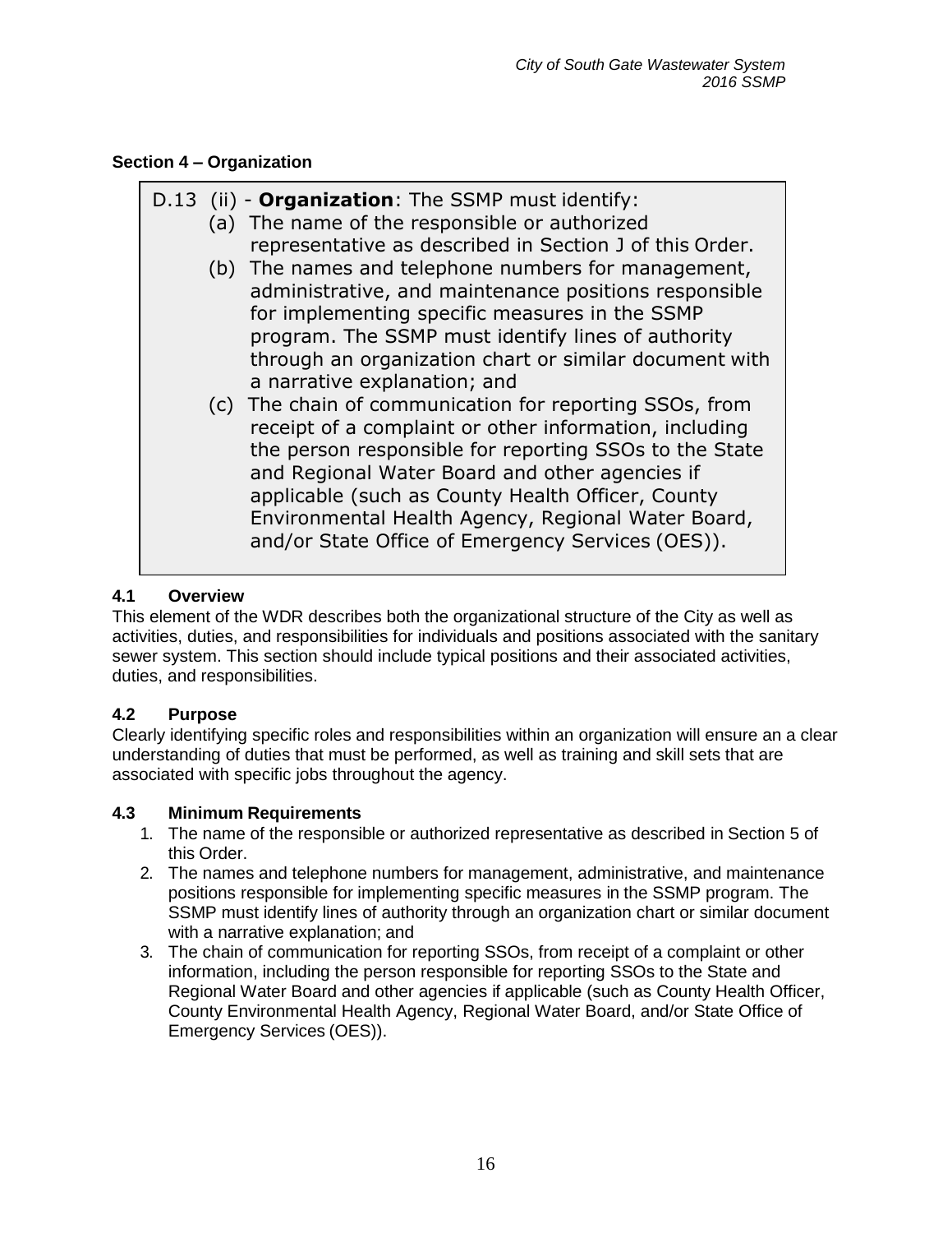## Section 4 – Organization

> D.13 (ii) - **Organization**: The SSMP must identify:
>
> (a) The name of the responsible or authorized representative as described in Section J of this Order.
>
> (b) The names and telephone numbers for management, administrative, and maintenance positions responsible for implementing specific measures in the SSMP program. The SSMP must identify lines of authority through an organization chart or similar document with a narrative explanation; and
>
> (c) The chain of communication for reporting SSOs, from receipt of a complaint or other information, including the person responsible for reporting SSOs to the State and Regional Water Board and other agencies if applicable (such as County Health Officer, County Environmental Health Agency, Regional Water Board, and/or State Office of Emergency Services (OES)).

### 4.1 Overview

This element of the WDR describes both the organizational structure of the City as well as activities, duties, and responsibilities for individuals and positions associated with the sanitary sewer system. This section should include typical positions and their associated activities, duties, and responsibilities.

### 4.2 Purpose

Clearly identifying specific roles and responsibilities within an organization will ensure an a clear understanding of duties that must be performed, as well as training and skill sets that are associated with specific jobs throughout the agency.

### 4.3 Minimum Requirements

1. The name of the responsible or authorized representative as described in Section 5 of this Order.
2. The names and telephone numbers for management, administrative, and maintenance positions responsible for implementing specific measures in the SSMP program. The SSMP must identify lines of authority through an organization chart or similar document with a narrative explanation; and
3. The chain of communication for reporting SSOs, from receipt of a complaint or other information, including the person responsible for reporting SSOs to the State and Regional Water Board and other agencies if applicable (such as County Health Officer, County Environmental Health Agency, Regional Water Board, and/or State Office of Emergency Services (OES)).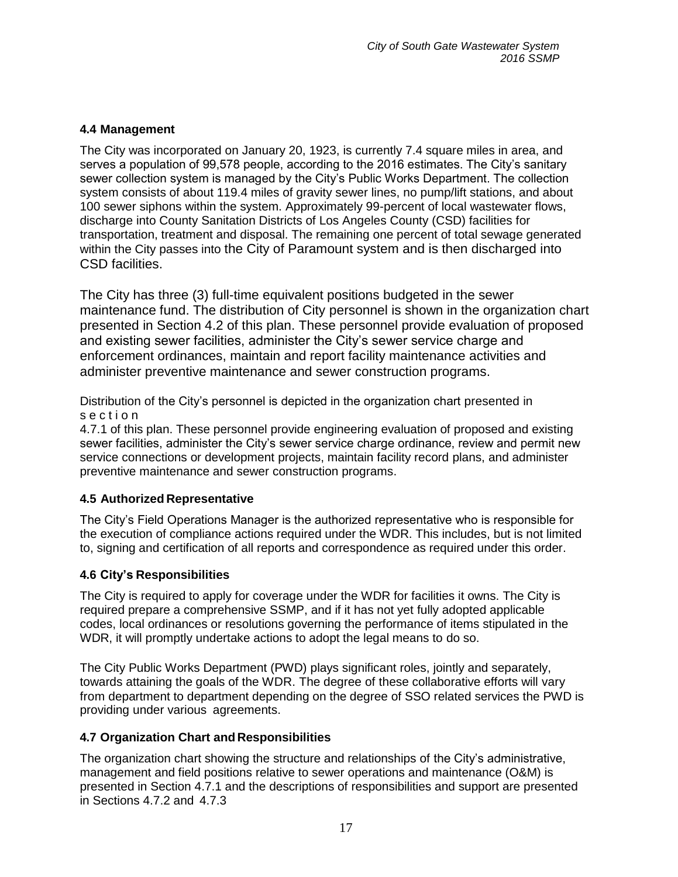### 4.4 Management

The City was incorporated on January 20, 1923, is currently 7.4 square miles in area, and serves a population of 99,578 people, according to the 2016 estimates. The City's sanitary sewer collection system is managed by the City's Public Works Department. The collection system consists of about 119.4 miles of gravity sewer lines, no pump/lift stations, and about 100 sewer siphons within the system. Approximately 99-percent of local wastewater flows, discharge into County Sanitation Districts of Los Angeles County (CSD) facilities for transportation, treatment and disposal. The remaining one percent of total sewage generated within the City passes into the City of Paramount system and is then discharged into CSD facilities.

The City has three (3) full-time equivalent positions budgeted in the sewer maintenance fund. The distribution of City personnel is shown in the organization chart presented in Section 4.2 of this plan. These personnel provide evaluation of proposed and existing sewer facilities, administer the City's sewer service charge and enforcement ordinances, maintain and report facility maintenance activities and administer preventive maintenance and sewer construction programs.

Distribution of the City's personnel is depicted in the organization chart presented in section 4.7.1 of this plan. These personnel provide engineering evaluation of proposed and existing sewer facilities, administer the City's sewer service charge ordinance, review and permit new service connections or development projects, maintain facility record plans, and administer preventive maintenance and sewer construction programs.

### 4.5 Authorized Representative

The City's Field Operations Manager is the authorized representative who is responsible for the execution of compliance actions required under the WDR. This includes, but is not limited to, signing and certification of all reports and correspondence as required under this order.

### 4.6 City's Responsibilities

The City is required to apply for coverage under the WDR for facilities it owns. The City is required prepare a comprehensive SSMP, and if it has not yet fully adopted applicable codes, local ordinances or resolutions governing the performance of items stipulated in the WDR, it will promptly undertake actions to adopt the legal means to do so.

The City Public Works Department (PWD) plays significant roles, jointly and separately, towards attaining the goals of the WDR. The degree of these collaborative efforts will vary from department to department depending on the degree of SSO related services the PWD is providing under various agreements.

### 4.7 Organization Chart and Responsibilities

The organization chart showing the structure and relationships of the City's administrative, management and field positions relative to sewer operations and maintenance (O&M) is presented in Section 4.7.1 and the descriptions of responsibilities and support are presented in Sections 4.7.2 and 4.7.3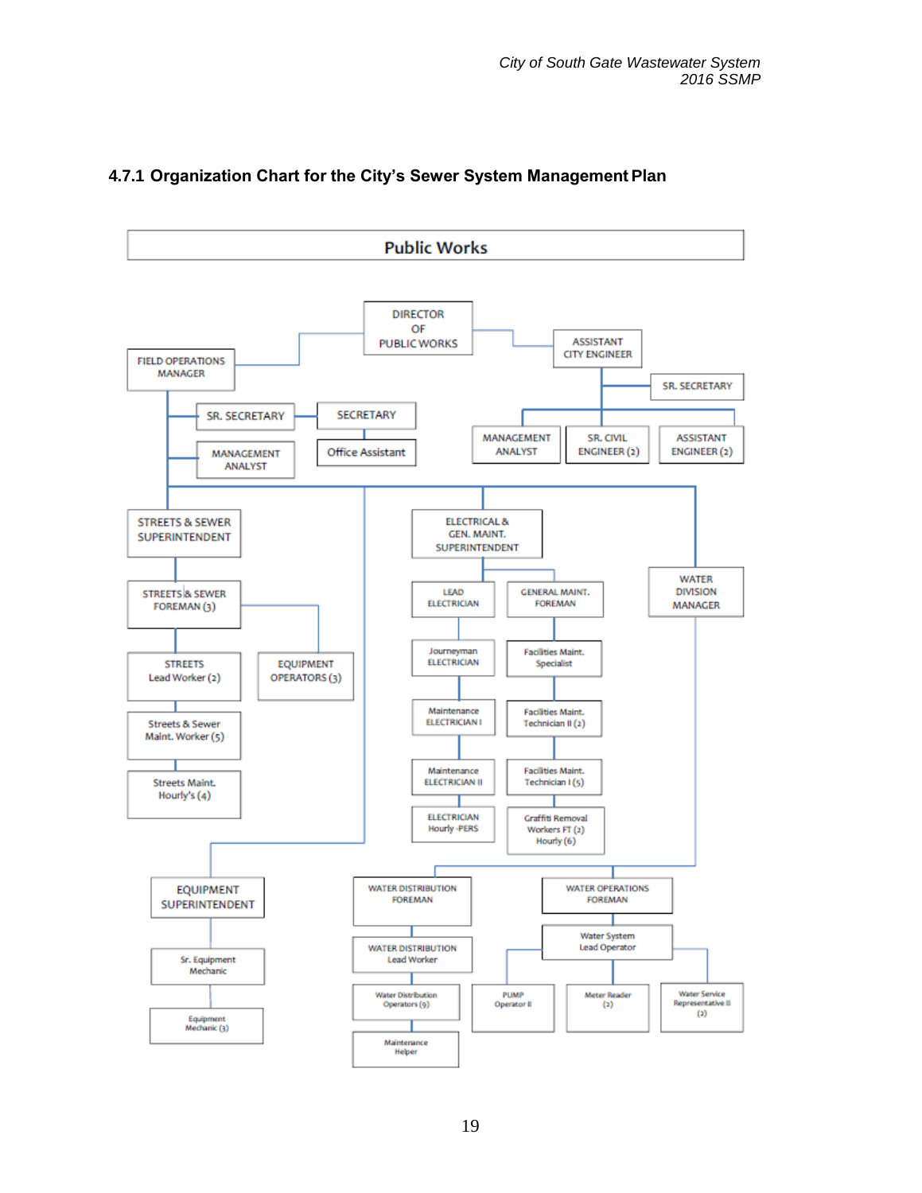### 4.7.1 Organization Chart for the City's Sewer System Management Plan

**Public Works**

- DIRECTOR OF PUBLIC WORKS
  - FIELD OPERATIONS MANAGER
    - SR. SECRETARY
    - SECRETARY
      - Office Assistant
    - MANAGEMENT ANALYST
    - STREETS & SEWER SUPERINTENDENT
      - STREETS & SEWER FOREMAN (3)
        - STREETS Lead Worker (2)
          - Streets & Sewer Maint. Worker (5)
            - Streets Maint. Hourly's (4)
        - EQUIPMENT OPERATORS (3)
    - ELECTRICAL & GEN. MAINT. SUPERINTENDENT
      - LEAD ELECTRICIAN
        - Journeyman ELECTRICIAN
          - Maintenance ELECTRICIAN I
            - Maintenance ELECTRICIAN II
              - ELECTRICIAN Hourly -PERS
      - GENERAL MAINT. FOREMAN
        - Facilities Maint. Specialist
          - Facilities Maint. Technician II (2)
            - Facilities Maint. Technician I (5)
              - Graffiti Removal Workers FT (2) Hourly (6)
    - WATER DIVISION MANAGER
      - WATER DISTRIBUTION FOREMAN
        - WATER DISTRIBUTION Lead Worker
          - Water Distribution Operators (9)
            - Maintenance Helper
      - WATER OPERATIONS FOREMAN
        - Water System Lead Operator
          - PUMP Operator II
          - Meter Reader (2)
          - Water Service Representative II (2)
    - EQUIPMENT SUPERINTENDENT
      - Sr. Equipment Mechanic
        - Equipment Mechanic (3)
  - ASSISTANT CITY ENGINEER
    - SR. SECRETARY
    - MANAGEMENT ANALYST
    - SR. CIVIL ENGINEER (2)
    - ASSISTANT ENGINEER (2)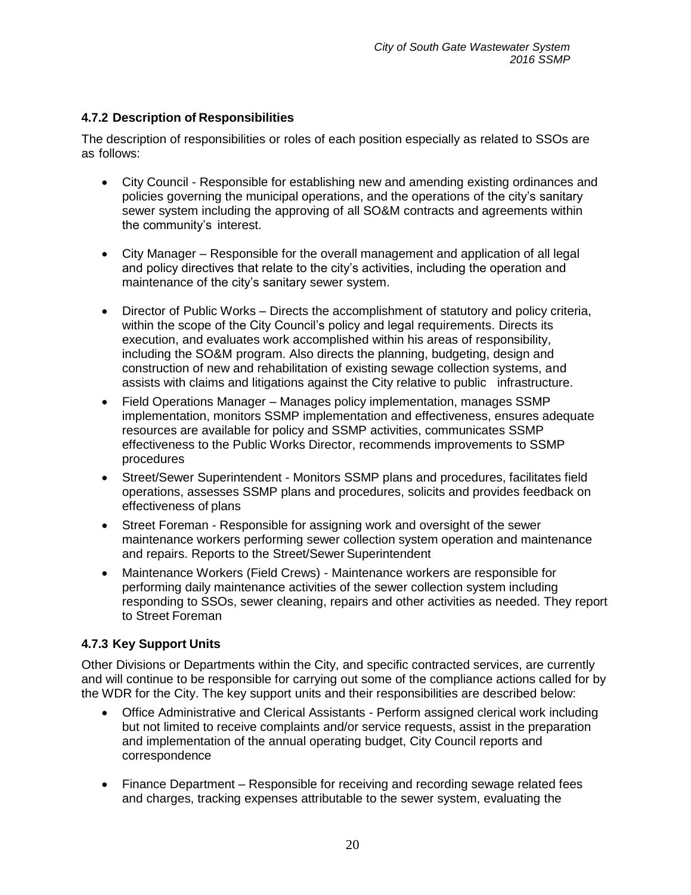### 4.7.2 Description of Responsibilities

The description of responsibilities or roles of each position especially as related to SSOs are as follows:

- City Council - Responsible for establishing new and amending existing ordinances and policies governing the municipal operations, and the operations of the city's sanitary sewer system including the approving of all SO&M contracts and agreements within the community's interest.

- City Manager – Responsible for the overall management and application of all legal and policy directives that relate to the city's activities, including the operation and maintenance of the city's sanitary sewer system.

- Director of Public Works – Directs the accomplishment of statutory and policy criteria, within the scope of the City Council's policy and legal requirements. Directs its execution, and evaluates work accomplished within his areas of responsibility, including the SO&M program. Also directs the planning, budgeting, design and construction of new and rehabilitation of existing sewage collection systems, and assists with claims and litigations against the City relative to public infrastructure.
- Field Operations Manager – Manages policy implementation, manages SSMP implementation, monitors SSMP implementation and effectiveness, ensures adequate resources are available for policy and SSMP activities, communicates SSMP effectiveness to the Public Works Director, recommends improvements to SSMP procedures
- Street/Sewer Superintendent - Monitors SSMP plans and procedures, facilitates field operations, assesses SSMP plans and procedures, solicits and provides feedback on effectiveness of plans
- Street Foreman - Responsible for assigning work and oversight of the sewer maintenance workers performing sewer collection system operation and maintenance and repairs. Reports to the Street/Sewer Superintendent
- Maintenance Workers (Field Crews) - Maintenance workers are responsible for performing daily maintenance activities of the sewer collection system including responding to SSOs, sewer cleaning, repairs and other activities as needed. They report to Street Foreman

### 4.7.3 Key Support Units

Other Divisions or Departments within the City, and specific contracted services, are currently and will continue to be responsible for carrying out some of the compliance actions called for by the WDR for the City. The key support units and their responsibilities are described below:

- Office Administrative and Clerical Assistants - Perform assigned clerical work including but not limited to receive complaints and/or service requests, assist in the preparation and implementation of the annual operating budget, City Council reports and correspondence

- Finance Department – Responsible for receiving and recording sewage related fees and charges, tracking expenses attributable to the sewer system, evaluating the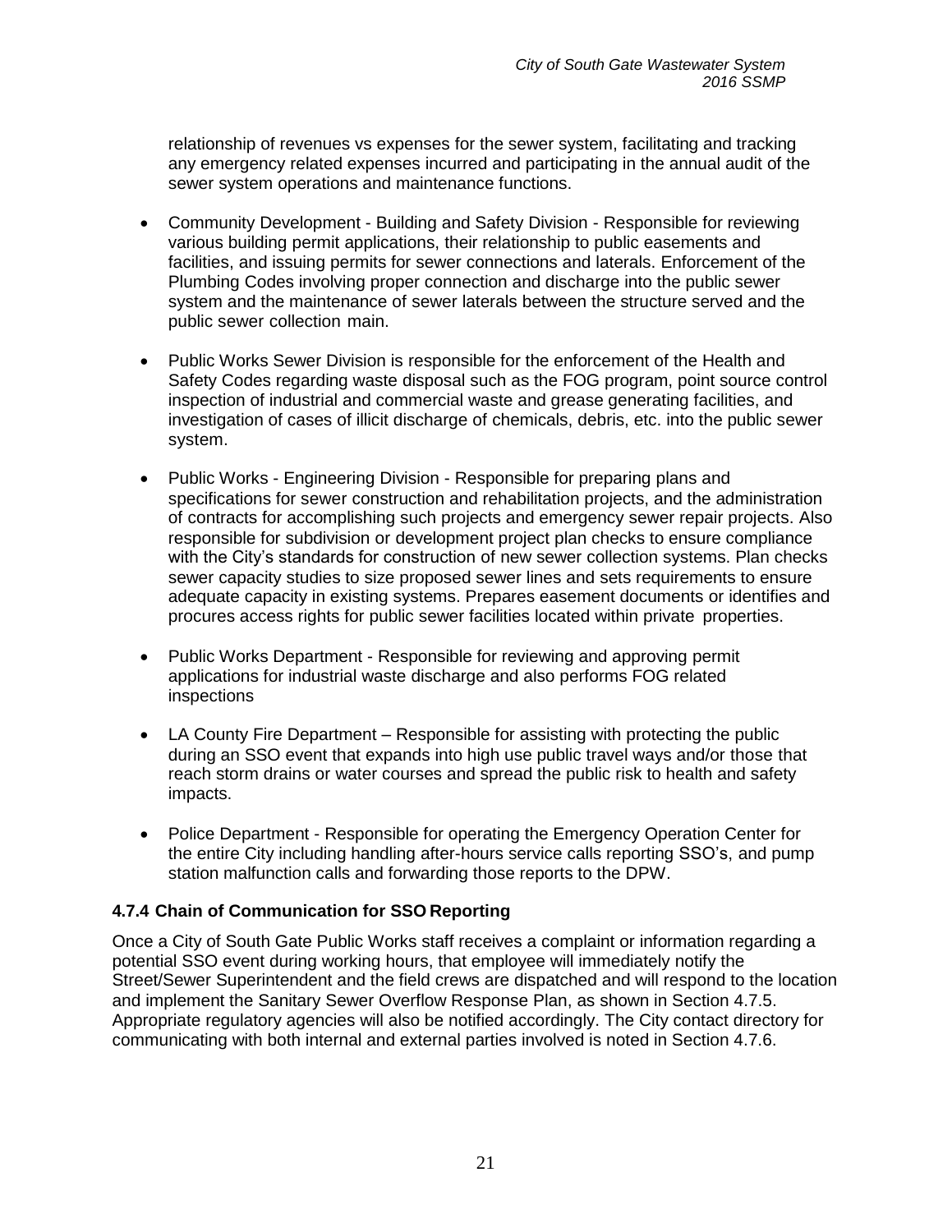relationship of revenues vs expenses for the sewer system, facilitating and tracking any emergency related expenses incurred and participating in the annual audit of the sewer system operations and maintenance functions.

- Community Development - Building and Safety Division - Responsible for reviewing various building permit applications, their relationship to public easements and facilities, and issuing permits for sewer connections and laterals. Enforcement of the Plumbing Codes involving proper connection and discharge into the public sewer system and the maintenance of sewer laterals between the structure served and the public sewer collection main.

- Public Works Sewer Division is responsible for the enforcement of the Health and Safety Codes regarding waste disposal such as the FOG program, point source control inspection of industrial and commercial waste and grease generating facilities, and investigation of cases of illicit discharge of chemicals, debris, etc. into the public sewer system.

- Public Works - Engineering Division - Responsible for preparing plans and specifications for sewer construction and rehabilitation projects, and the administration of contracts for accomplishing such projects and emergency sewer repair projects. Also responsible for subdivision or development project plan checks to ensure compliance with the City's standards for construction of new sewer collection systems. Plan checks sewer capacity studies to size proposed sewer lines and sets requirements to ensure adequate capacity in existing systems. Prepares easement documents or identifies and procures access rights for public sewer facilities located within private properties.

- Public Works Department - Responsible for reviewing and approving permit applications for industrial waste discharge and also performs FOG related inspections

- LA County Fire Department – Responsible for assisting with protecting the public during an SSO event that expands into high use public travel ways and/or those that reach storm drains or water courses and spread the public risk to health and safety impacts.

- Police Department - Responsible for operating the Emergency Operation Center for the entire City including handling after-hours service calls reporting SSO's, and pump station malfunction calls and forwarding those reports to the DPW.

### 4.7.4 Chain of Communication for SSO Reporting

Once a City of South Gate Public Works staff receives a complaint or information regarding a potential SSO event during working hours, that employee will immediately notify the Street/Sewer Superintendent and the field crews are dispatched and will respond to the location and implement the Sanitary Sewer Overflow Response Plan, as shown in Section 4.7.5. Appropriate regulatory agencies will also be notified accordingly. The City contact directory for communicating with both internal and external parties involved is noted in Section 4.7.6.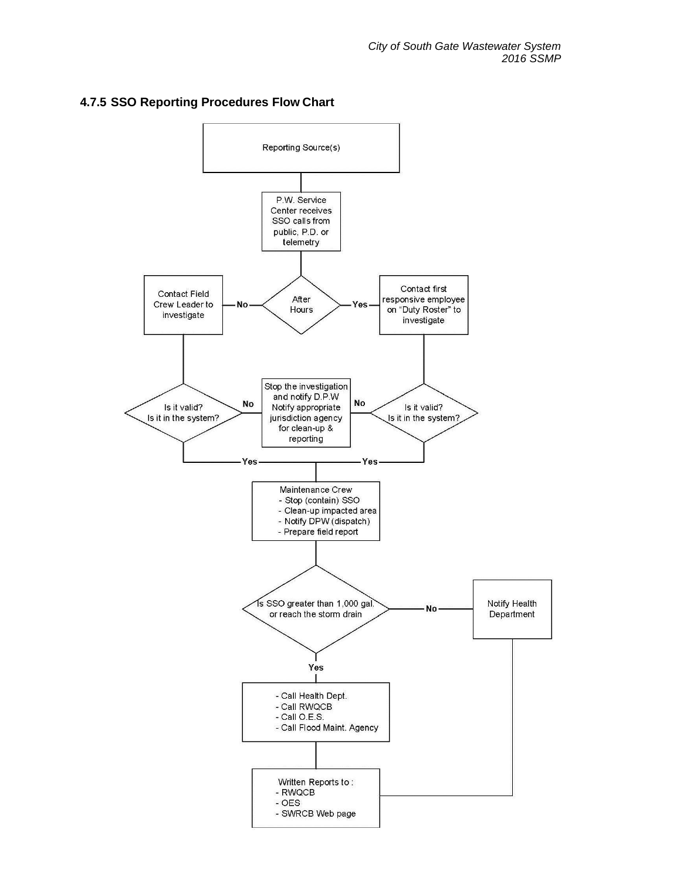### 4.7.5 SSO Reporting Procedures Flow Chart

Reporting Source(s)

P.W. Service Center receives SSO calls from public, P.D. or telemetry

After Hours

- No → Contact Field Crew Leader to investigate
- Yes → Contact first responsive employee on "Duty Roster" to investigate

Is it valid? Is it in the system?

- No → Stop the investigation and notify D.P.W Notify appropriate jurisdiction agency for clean-up & reporting
- Yes → Maintenance Crew
  - Stop (contain) SSO
  - Clean-up impacted area
  - Notify DPW (dispatch)
  - Prepare field report

Is SSO greater than 1,000 gal. or reach the storm drain

- No → Notify Health Department
- Yes →
  - Call Health Dept.
  - Call RWQCB
  - Call O.E.S.
  - Call Flood Maint. Agency

Written Reports to :
- RWQCB
- OES
- SWRCB Web page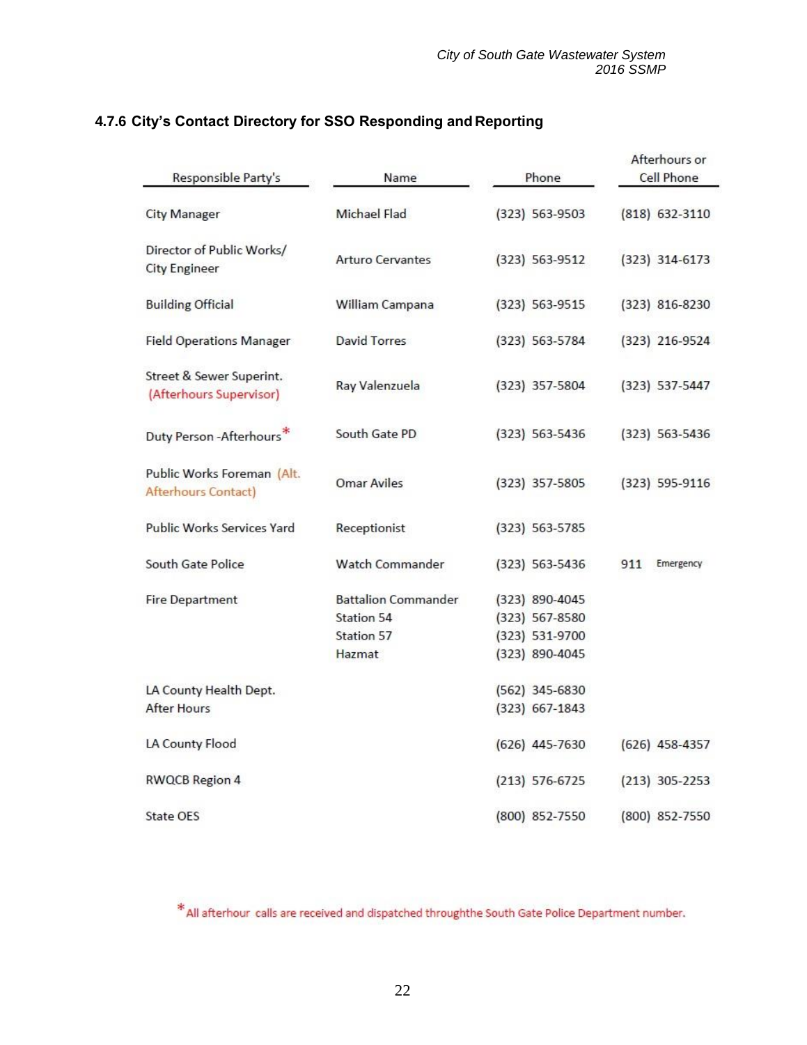### 4.7.6 City's Contact Directory for SSO Responding and Reporting

| Responsible Party's | Name | Phone | Afterhours or Cell Phone |
|---|---|---|---|
| City Manager | Michael Flad | (323) 563-9503 | (818) 632-3110 |
| Director of Public Works/ City Engineer | Arturo Cervantes | (323) 563-9512 | (323) 314-6173 |
| Building Official | William Campana | (323) 563-9515 | (323) 816-8230 |
| Field Operations Manager | David Torres | (323) 563-5784 | (323) 216-9524 |
| Street & Sewer Superint. (Afterhours Supervisor) | Ray Valenzuela | (323) 357-5804 | (323) 537-5447 |
| Duty Person -Afterhours* | South Gate PD | (323) 563-5436 | (323) 563-5436 |
| Public Works Foreman (Alt. Afterhours Contact) | Omar Aviles | (323) 357-5805 | (323) 595-9116 |
| Public Works Services Yard | Receptionist | (323) 563-5785 | |
| South Gate Police | Watch Commander | (323) 563-5436 | 911 Emergency |
| Fire Department | Battalion Commander<br>Station 54<br>Station 57<br>Hazmat | (323) 890-4045<br>(323) 567-8580<br>(323) 531-9700<br>(323) 890-4045 | |
| LA County Health Dept.<br>After Hours | | (562) 345-6830<br>(323) 667-1843 | |
| LA County Flood | | (626) 445-7630 | (626) 458-4357 |
| RWQCB Region 4 | | (213) 576-6725 | (213) 305-2253 |
| State OES | | (800) 852-7550 | (800) 852-7550 |

*All afterhour calls are received and dispatched throughthe South Gate Police Department number.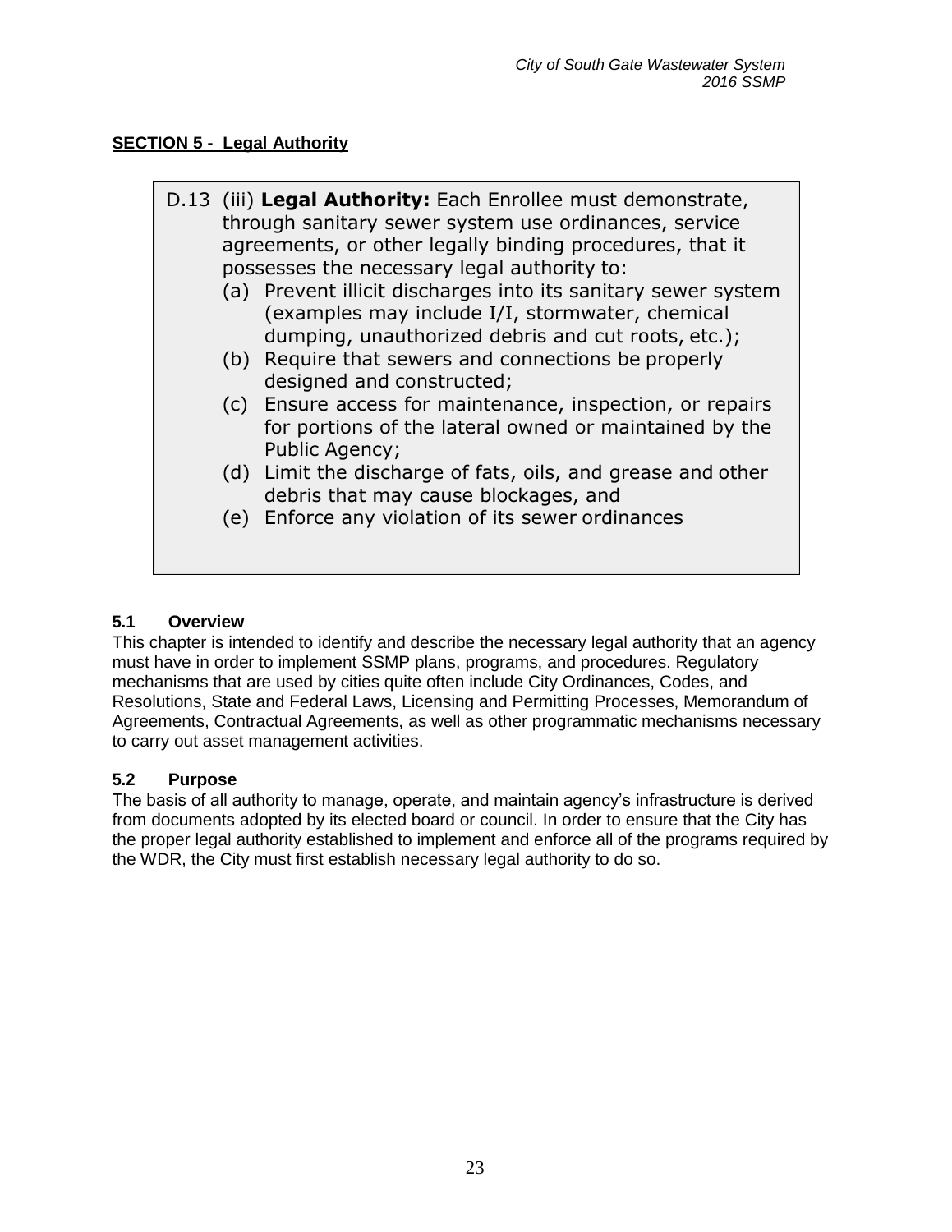## SECTION 5 - Legal Authority

> D.13 (iii) **Legal Authority:** Each Enrollee must demonstrate, through sanitary sewer system use ordinances, service agreements, or other legally binding procedures, that it possesses the necessary legal authority to:
>
> (a) Prevent illicit discharges into its sanitary sewer system (examples may include I/I, stormwater, chemical dumping, unauthorized debris and cut roots, etc.);
>
> (b) Require that sewers and connections be properly designed and constructed;
>
> (c) Ensure access for maintenance, inspection, or repairs for portions of the lateral owned or maintained by the Public Agency;
>
> (d) Limit the discharge of fats, oils, and grease and other debris that may cause blockages, and
>
> (e) Enforce any violation of its sewer ordinances

### 5.1 Overview

This chapter is intended to identify and describe the necessary legal authority that an agency must have in order to implement SSMP plans, programs, and procedures. Regulatory mechanisms that are used by cities quite often include City Ordinances, Codes, and Resolutions, State and Federal Laws, Licensing and Permitting Processes, Memorandum of Agreements, Contractual Agreements, as well as other programmatic mechanisms necessary to carry out asset management activities.

### 5.2 Purpose

The basis of all authority to manage, operate, and maintain agency's infrastructure is derived from documents adopted by its elected board or council. In order to ensure that the City has the proper legal authority established to implement and enforce all of the programs required by the WDR, the City must first establish necessary legal authority to do so.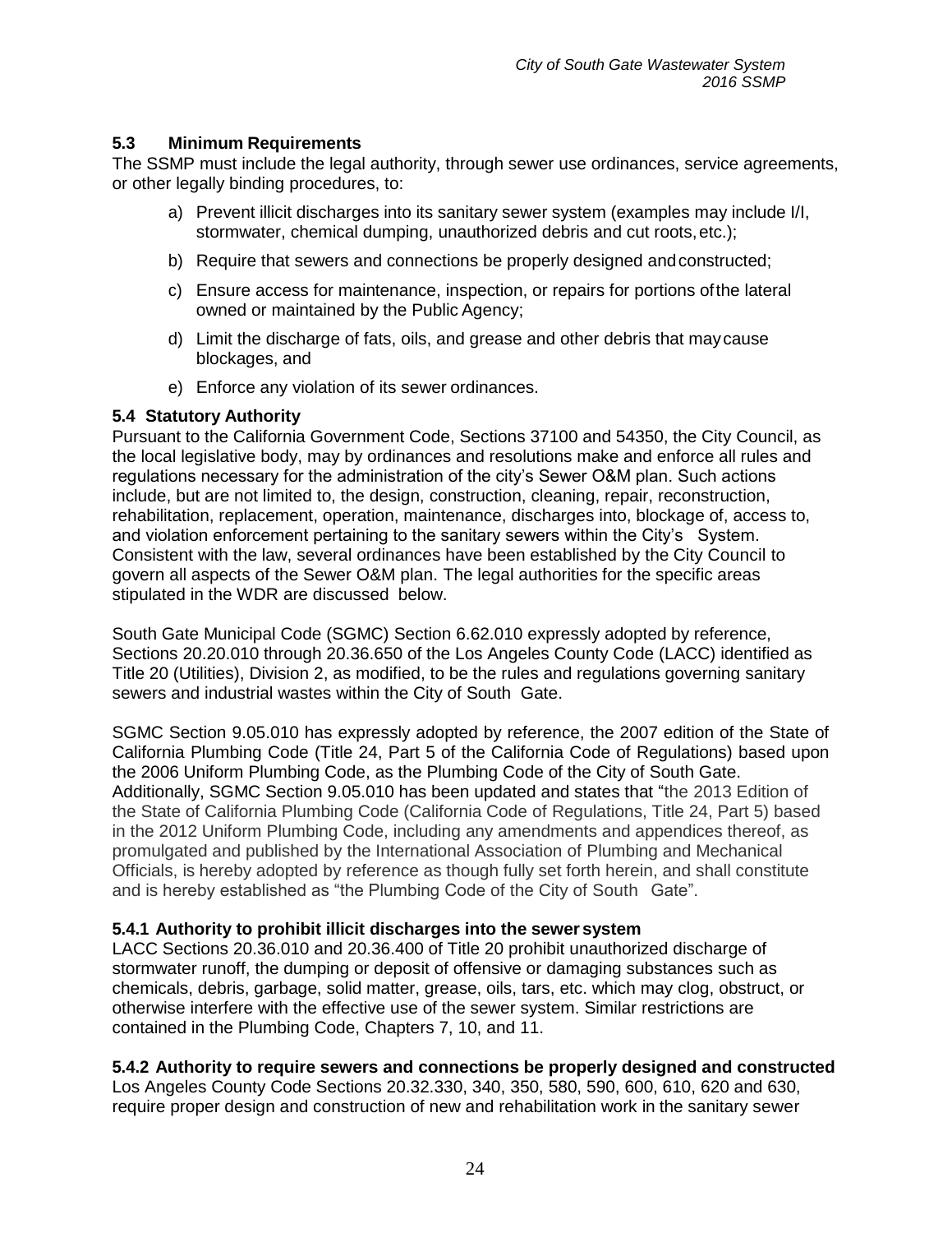### 5.3 Minimum Requirements

The SSMP must include the legal authority, through sewer use ordinances, service agreements, or other legally binding procedures, to:

a) Prevent illicit discharges into its sanitary sewer system (examples may include I/I, stormwater, chemical dumping, unauthorized debris and cut roots, etc.);

b) Require that sewers and connections be properly designed and constructed;

c) Ensure access for maintenance, inspection, or repairs for portions of the lateral owned or maintained by the Public Agency;

d) Limit the discharge of fats, oils, and grease and other debris that may cause blockages, and

e) Enforce any violation of its sewer ordinances.

### 5.4 Statutory Authority

Pursuant to the California Government Code, Sections 37100 and 54350, the City Council, as the local legislative body, may by ordinances and resolutions make and enforce all rules and regulations necessary for the administration of the city's Sewer O&M plan. Such actions include, but are not limited to, the design, construction, cleaning, repair, reconstruction, rehabilitation, replacement, operation, maintenance, discharges into, blockage of, access to, and violation enforcement pertaining to the sanitary sewers within the City's System. Consistent with the law, several ordinances have been established by the City Council to govern all aspects of the Sewer O&M plan. The legal authorities for the specific areas stipulated in the WDR are discussed below.

South Gate Municipal Code (SGMC) Section 6.62.010 expressly adopted by reference, Sections 20.20.010 through 20.36.650 of the Los Angeles County Code (LACC) identified as Title 20 (Utilities), Division 2, as modified, to be the rules and regulations governing sanitary sewers and industrial wastes within the City of South Gate.

SGMC Section 9.05.010 has expressly adopted by reference, the 2007 edition of the State of California Plumbing Code (Title 24, Part 5 of the California Code of Regulations) based upon the 2006 Uniform Plumbing Code, as the Plumbing Code of the City of South Gate. Additionally, SGMC Section 9.05.010 has been updated and states that "the 2013 Edition of the State of California Plumbing Code (California Code of Regulations, Title 24, Part 5) based in the 2012 Uniform Plumbing Code, including any amendments and appendices thereof, as promulgated and published by the International Association of Plumbing and Mechanical Officials, is hereby adopted by reference as though fully set forth herein, and shall constitute and is hereby established as "the Plumbing Code of the City of South Gate".

#### 5.4.1 Authority to prohibit illicit discharges into the sewer system

LACC Sections 20.36.010 and 20.36.400 of Title 20 prohibit unauthorized discharge of stormwater runoff, the dumping or deposit of offensive or damaging substances such as chemicals, debris, garbage, solid matter, grease, oils, tars, etc. which may clog, obstruct, or otherwise interfere with the effective use of the sewer system. Similar restrictions are contained in the Plumbing Code, Chapters 7, 10, and 11.

#### 5.4.2 Authority to require sewers and connections be properly designed and constructed

Los Angeles County Code Sections 20.32.330, 340, 350, 580, 590, 600, 610, 620 and 630, require proper design and construction of new and rehabilitation work in the sanitary sewer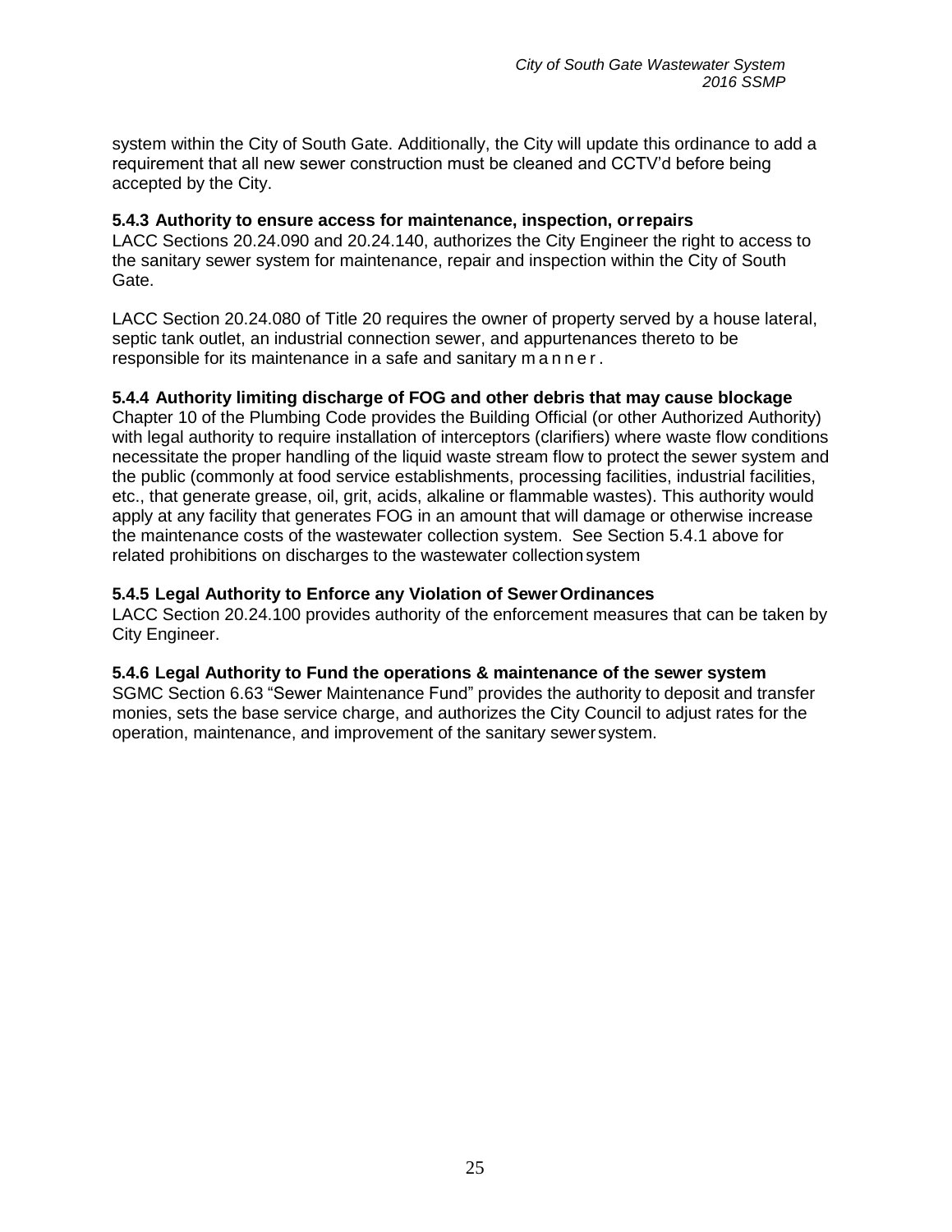system within the City of South Gate. Additionally, the City will update this ordinance to add a requirement that all new sewer construction must be cleaned and CCTV'd before being accepted by the City.

#### 5.4.3 Authority to ensure access for maintenance, inspection, or repairs

LACC Sections 20.24.090 and 20.24.140, authorizes the City Engineer the right to access to the sanitary sewer system for maintenance, repair and inspection within the City of South Gate.

LACC Section 20.24.080 of Title 20 requires the owner of property served by a house lateral, septic tank outlet, an industrial connection sewer, and appurtenances thereto to be responsible for its maintenance in a safe and sanitary manner.

#### 5.4.4 Authority limiting discharge of FOG and other debris that may cause blockage

Chapter 10 of the Plumbing Code provides the Building Official (or other Authorized Authority) with legal authority to require installation of interceptors (clarifiers) where waste flow conditions necessitate the proper handling of the liquid waste stream flow to protect the sewer system and the public (commonly at food service establishments, processing facilities, industrial facilities, etc., that generate grease, oil, grit, acids, alkaline or flammable wastes). This authority would apply at any facility that generates FOG in an amount that will damage or otherwise increase the maintenance costs of the wastewater collection system. See Section 5.4.1 above for related prohibitions on discharges to the wastewater collection system

#### 5.4.5 Legal Authority to Enforce any Violation of Sewer Ordinances

LACC Section 20.24.100 provides authority of the enforcement measures that can be taken by City Engineer.

#### 5.4.6 Legal Authority to Fund the operations & maintenance of the sewer system

SGMC Section 6.63 "Sewer Maintenance Fund" provides the authority to deposit and transfer monies, sets the base service charge, and authorizes the City Council to adjust rates for the operation, maintenance, and improvement of the sanitary sewer system.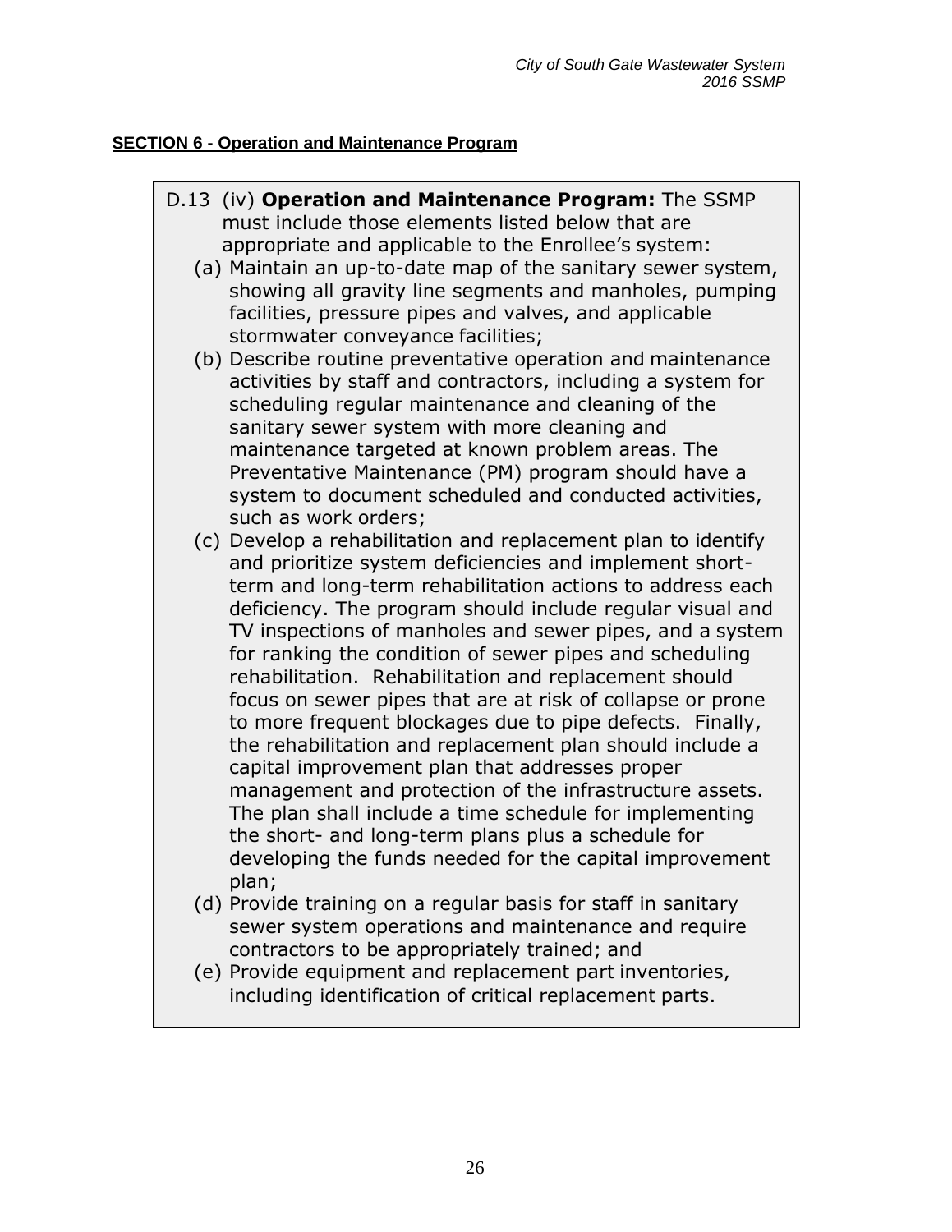**SECTION 6 - Operation and Maintenance Program**

> D.13 (iv) **Operation and Maintenance Program:** The SSMP must include those elements listed below that are appropriate and applicable to the Enrollee's system:
>
> (a) Maintain an up-to-date map of the sanitary sewer system, showing all gravity line segments and manholes, pumping facilities, pressure pipes and valves, and applicable stormwater conveyance facilities;
>
> (b) Describe routine preventative operation and maintenance activities by staff and contractors, including a system for scheduling regular maintenance and cleaning of the sanitary sewer system with more cleaning and maintenance targeted at known problem areas. The Preventative Maintenance (PM) program should have a system to document scheduled and conducted activities, such as work orders;
>
> (c) Develop a rehabilitation and replacement plan to identify and prioritize system deficiencies and implement short-term and long-term rehabilitation actions to address each deficiency. The program should include regular visual and TV inspections of manholes and sewer pipes, and a system for ranking the condition of sewer pipes and scheduling rehabilitation. Rehabilitation and replacement should focus on sewer pipes that are at risk of collapse or prone to more frequent blockages due to pipe defects. Finally, the rehabilitation and replacement plan should include a capital improvement plan that addresses proper management and protection of the infrastructure assets. The plan shall include a time schedule for implementing the short- and long-term plans plus a schedule for developing the funds needed for the capital improvement plan;
>
> (d) Provide training on a regular basis for staff in sanitary sewer system operations and maintenance and require contractors to be appropriately trained; and
>
> (e) Provide equipment and replacement part inventories, including identification of critical replacement parts.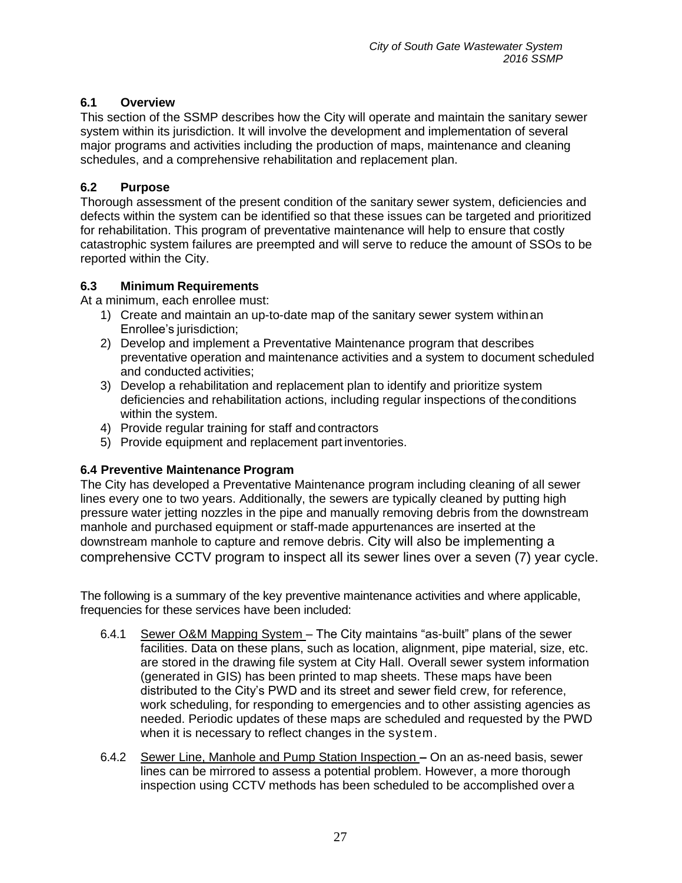## 6.1 Overview

This section of the SSMP describes how the City will operate and maintain the sanitary sewer system within its jurisdiction. It will involve the development and implementation of several major programs and activities including the production of maps, maintenance and cleaning schedules, and a comprehensive rehabilitation and replacement plan.

## 6.2 Purpose

Thorough assessment of the present condition of the sanitary sewer system, deficiencies and defects within the system can be identified so that these issues can be targeted and prioritized for rehabilitation. This program of preventative maintenance will help to ensure that costly catastrophic system failures are preempted and will serve to reduce the amount of SSOs to be reported within the City.

## 6.3 Minimum Requirements

At a minimum, each enrollee must:

1) Create and maintain an up-to-date map of the sanitary sewer system within an Enrollee's jurisdiction;
2) Develop and implement a Preventative Maintenance program that describes preventative operation and maintenance activities and a system to document scheduled and conducted activities;
3) Develop a rehabilitation and replacement plan to identify and prioritize system deficiencies and rehabilitation actions, including regular inspections of the conditions within the system.
4) Provide regular training for staff and contractors
5) Provide equipment and replacement part inventories.

## 6.4 Preventive Maintenance Program

The City has developed a Preventative Maintenance program including cleaning of all sewer lines every one to two years. Additionally, the sewers are typically cleaned by putting high pressure water jetting nozzles in the pipe and manually removing debris from the downstream manhole and purchased equipment or staff-made appurtenances are inserted at the downstream manhole to capture and remove debris. City will also be implementing a comprehensive CCTV program to inspect all its sewer lines over a seven (7) year cycle.

The following is a summary of the key preventive maintenance activities and where applicable, frequencies for these services have been included:

6.4.1 Sewer O&M Mapping System – The City maintains "as-built" plans of the sewer facilities. Data on these plans, such as location, alignment, pipe material, size, etc. are stored in the drawing file system at City Hall. Overall sewer system information (generated in GIS) has been printed to map sheets. These maps have been distributed to the City's PWD and its street and sewer field crew, for reference, work scheduling, for responding to emergencies and to other assisting agencies as needed. Periodic updates of these maps are scheduled and requested by the PWD when it is necessary to reflect changes in the system.

6.4.2 Sewer Line, Manhole and Pump Station Inspection – On an as-need basis, sewer lines can be mirrored to assess a potential problem. However, a more thorough inspection using CCTV methods has been scheduled to be accomplished over a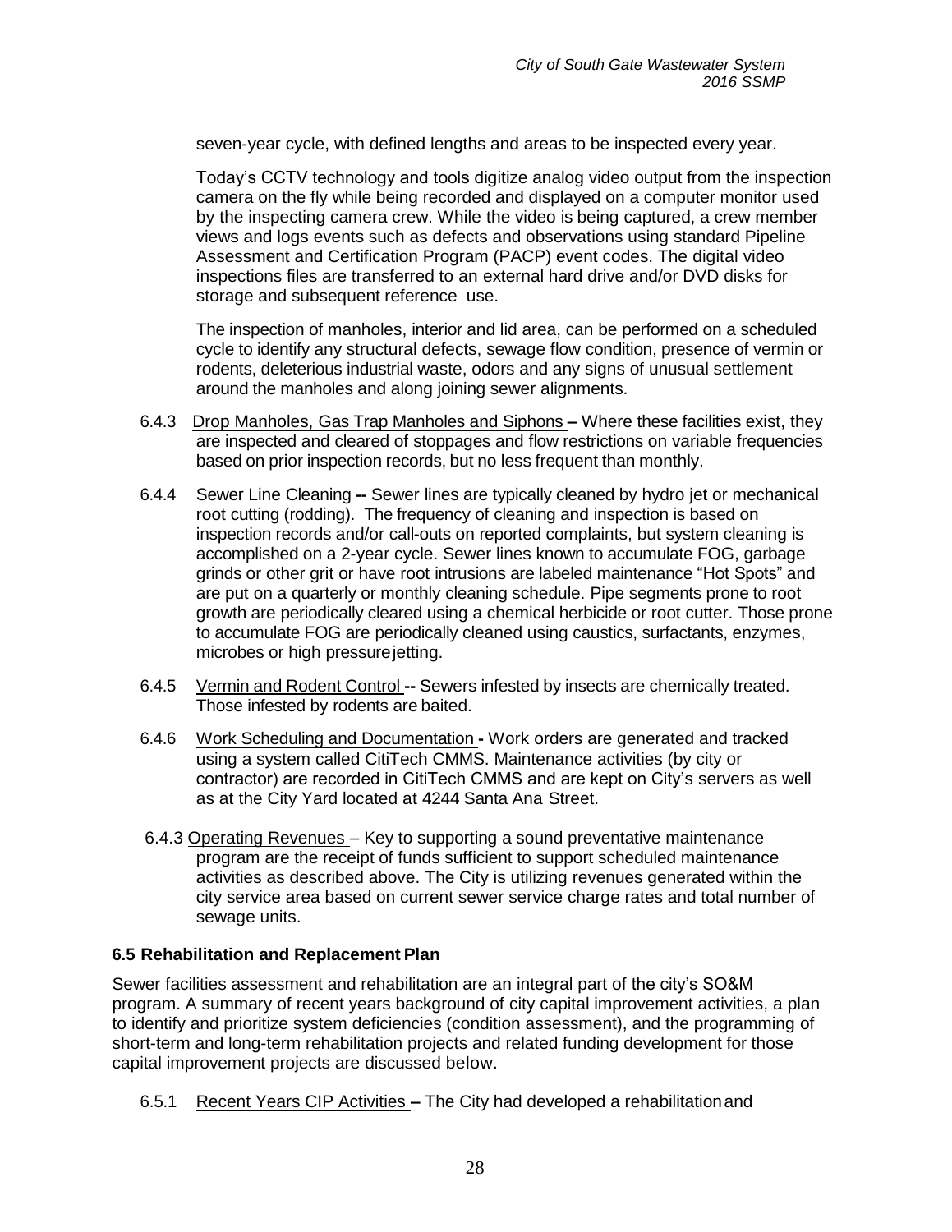seven-year cycle, with defined lengths and areas to be inspected every year.

Today's CCTV technology and tools digitize analog video output from the inspection camera on the fly while being recorded and displayed on a computer monitor used by the inspecting camera crew. While the video is being captured, a crew member views and logs events such as defects and observations using standard Pipeline Assessment and Certification Program (PACP) event codes. The digital video inspections files are transferred to an external hard drive and/or DVD disks for storage and subsequent reference use.

The inspection of manholes, interior and lid area, can be performed on a scheduled cycle to identify any structural defects, sewage flow condition, presence of vermin or rodents, deleterious industrial waste, odors and any signs of unusual settlement around the manholes and along joining sewer alignments.

6.4.3 Drop Manholes, Gas Trap Manholes and Siphons – Where these facilities exist, they are inspected and cleared of stoppages and flow restrictions on variable frequencies based on prior inspection records, but no less frequent than monthly.

6.4.4 Sewer Line Cleaning -- Sewer lines are typically cleaned by hydro jet or mechanical root cutting (rodding). The frequency of cleaning and inspection is based on inspection records and/or call-outs on reported complaints, but system cleaning is accomplished on a 2-year cycle. Sewer lines known to accumulate FOG, garbage grinds or other grit or have root intrusions are labeled maintenance "Hot Spots" and are put on a quarterly or monthly cleaning schedule. Pipe segments prone to root growth are periodically cleared using a chemical herbicide or root cutter. Those prone to accumulate FOG are periodically cleaned using caustics, surfactants, enzymes, microbes or high pressure jetting.

6.4.5 Vermin and Rodent Control -- Sewers infested by insects are chemically treated. Those infested by rodents are baited.

6.4.6 Work Scheduling and Documentation - Work orders are generated and tracked using a system called CitiTech CMMS. Maintenance activities (by city or contractor) are recorded in CitiTech CMMS and are kept on City's servers as well as at the City Yard located at 4244 Santa Ana Street.

6.4.3 Operating Revenues – Key to supporting a sound preventative maintenance program are the receipt of funds sufficient to support scheduled maintenance activities as described above. The City is utilizing revenues generated within the city service area based on current sewer service charge rates and total number of sewage units.

### 6.5 Rehabilitation and Replacement Plan

Sewer facilities assessment and rehabilitation are an integral part of the city's SO&M program. A summary of recent years background of city capital improvement activities, a plan to identify and prioritize system deficiencies (condition assessment), and the programming of short-term and long-term rehabilitation projects and related funding development for those capital improvement projects are discussed below.

6.5.1 Recent Years CIP Activities – The City had developed a rehabilitation and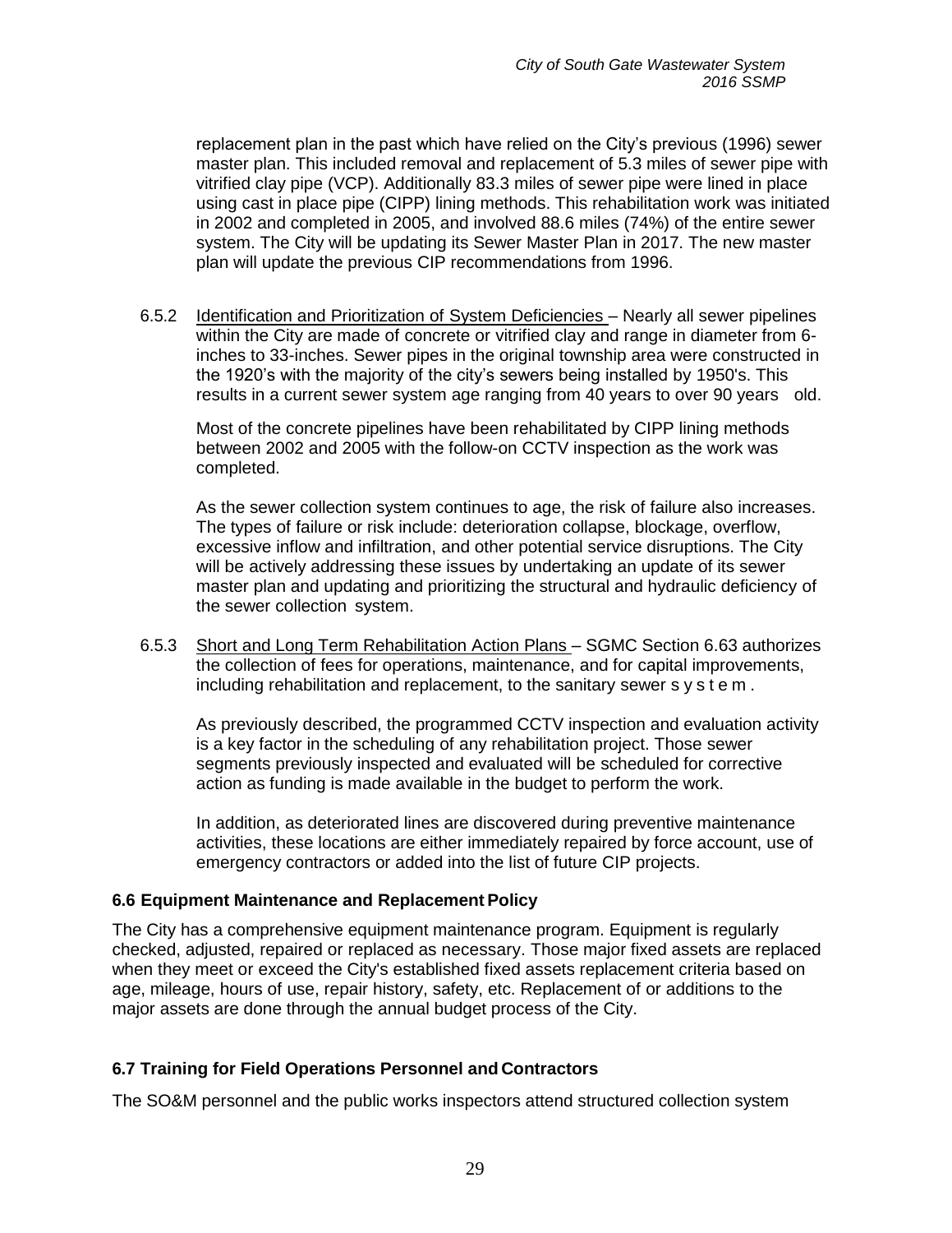replacement plan in the past which have relied on the City's previous (1996) sewer master plan. This included removal and replacement of 5.3 miles of sewer pipe with vitrified clay pipe (VCP). Additionally 83.3 miles of sewer pipe were lined in place using cast in place pipe (CIPP) lining methods. This rehabilitation work was initiated in 2002 and completed in 2005, and involved 88.6 miles (74%) of the entire sewer system. The City will be updating its Sewer Master Plan in 2017. The new master plan will update the previous CIP recommendations from 1996.

6.5.2 Identification and Prioritization of System Deficiencies – Nearly all sewer pipelines within the City are made of concrete or vitrified clay and range in diameter from 6-inches to 33-inches. Sewer pipes in the original township area were constructed in the 1920's with the majority of the city's sewers being installed by 1950's. This results in a current sewer system age ranging from 40 years to over 90 years old.

Most of the concrete pipelines have been rehabilitated by CIPP lining methods between 2002 and 2005 with the follow-on CCTV inspection as the work was completed.

As the sewer collection system continues to age, the risk of failure also increases. The types of failure or risk include: deterioration collapse, blockage, overflow, excessive inflow and infiltration, and other potential service disruptions. The City will be actively addressing these issues by undertaking an update of its sewer master plan and updating and prioritizing the structural and hydraulic deficiency of the sewer collection system.

6.5.3 Short and Long Term Rehabilitation Action Plans – SGMC Section 6.63 authorizes the collection of fees for operations, maintenance, and for capital improvements, including rehabilitation and replacement, to the sanitary sewer system.

As previously described, the programmed CCTV inspection and evaluation activity is a key factor in the scheduling of any rehabilitation project. Those sewer segments previously inspected and evaluated will be scheduled for corrective action as funding is made available in the budget to perform the work.

In addition, as deteriorated lines are discovered during preventive maintenance activities, these locations are either immediately repaired by force account, use of emergency contractors or added into the list of future CIP projects.

### 6.6 Equipment Maintenance and Replacement Policy

The City has a comprehensive equipment maintenance program. Equipment is regularly checked, adjusted, repaired or replaced as necessary. Those major fixed assets are replaced when they meet or exceed the City's established fixed assets replacement criteria based on age, mileage, hours of use, repair history, safety, etc. Replacement of or additions to the major assets are done through the annual budget process of the City.

### 6.7 Training for Field Operations Personnel and Contractors

The SO&M personnel and the public works inspectors attend structured collection system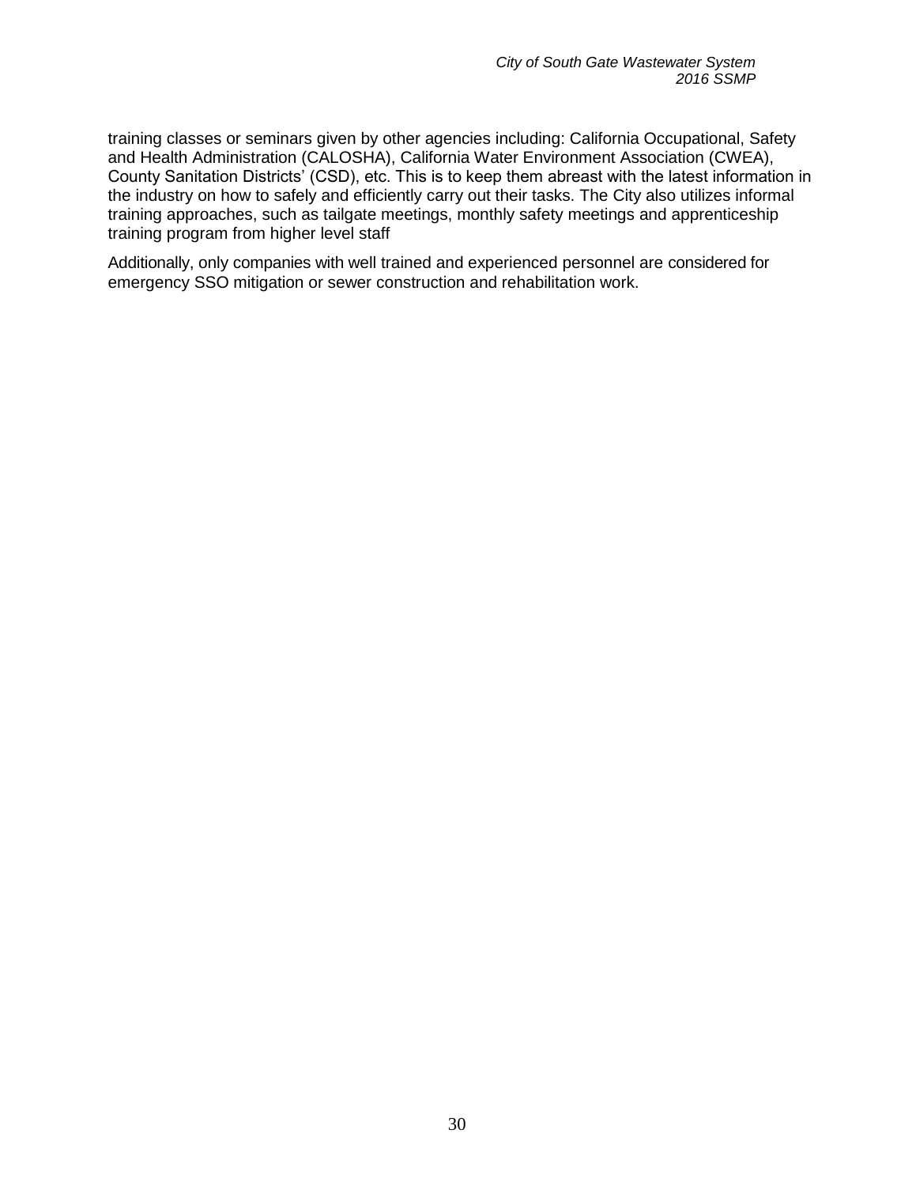training classes or seminars given by other agencies including: California Occupational, Safety and Health Administration (CALOSHA), California Water Environment Association (CWEA), County Sanitation Districts' (CSD), etc. This is to keep them abreast with the latest information in the industry on how to safely and efficiently carry out their tasks. The City also utilizes informal training approaches, such as tailgate meetings, monthly safety meetings and apprenticeship training program from higher level staff

Additionally, only companies with well trained and experienced personnel are considered for emergency SSO mitigation or sewer construction and rehabilitation work.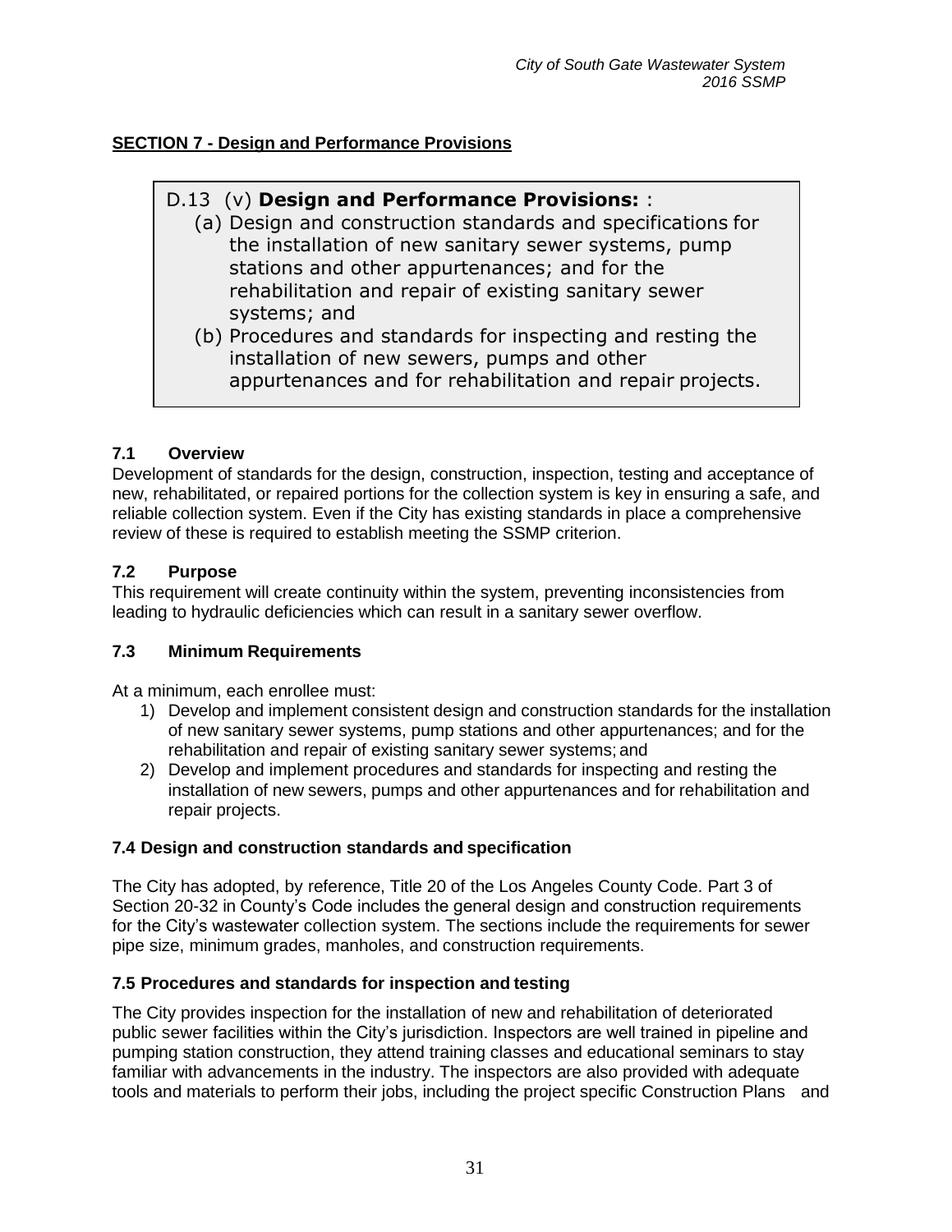## SECTION 7 - Design and Performance Provisions

> D.13 (v) **Design and Performance Provisions:** :
>
> (a) Design and construction standards and specifications for the installation of new sanitary sewer systems, pump stations and other appurtenances; and for the rehabilitation and repair of existing sanitary sewer systems; and
>
> (b) Procedures and standards for inspecting and resting the installation of new sewers, pumps and other appurtenances and for rehabilitation and repair projects.

### 7.1 Overview

Development of standards for the design, construction, inspection, testing and acceptance of new, rehabilitated, or repaired portions for the collection system is key in ensuring a safe, and reliable collection system. Even if the City has existing standards in place a comprehensive review of these is required to establish meeting the SSMP criterion.

### 7.2 Purpose

This requirement will create continuity within the system, preventing inconsistencies from leading to hydraulic deficiencies which can result in a sanitary sewer overflow.

### 7.3 Minimum Requirements

At a minimum, each enrollee must:

1) Develop and implement consistent design and construction standards for the installation of new sanitary sewer systems, pump stations and other appurtenances; and for the rehabilitation and repair of existing sanitary sewer systems; and
2) Develop and implement procedures and standards for inspecting and resting the installation of new sewers, pumps and other appurtenances and for rehabilitation and repair projects.

### 7.4 Design and construction standards and specification

The City has adopted, by reference, Title 20 of the Los Angeles County Code. Part 3 of Section 20-32 in County's Code includes the general design and construction requirements for the City's wastewater collection system. The sections include the requirements for sewer pipe size, minimum grades, manholes, and construction requirements.

### 7.5 Procedures and standards for inspection and testing

The City provides inspection for the installation of new and rehabilitation of deteriorated public sewer facilities within the City's jurisdiction. Inspectors are well trained in pipeline and pumping station construction, they attend training classes and educational seminars to stay familiar with advancements in the industry. The inspectors are also provided with adequate tools and materials to perform their jobs, including the project specific Construction Plans and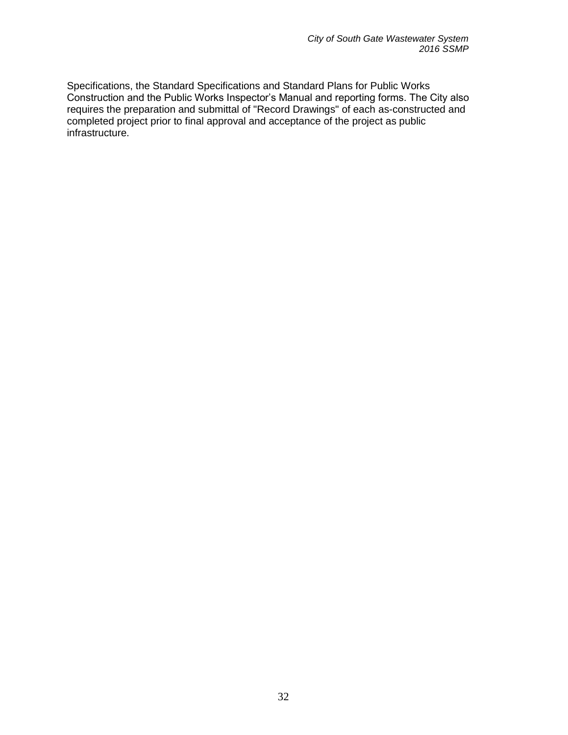Specifications, the Standard Specifications and Standard Plans for Public Works Construction and the Public Works Inspector's Manual and reporting forms. The City also requires the preparation and submittal of "Record Drawings" of each as-constructed and completed project prior to final approval and acceptance of the project as public infrastructure.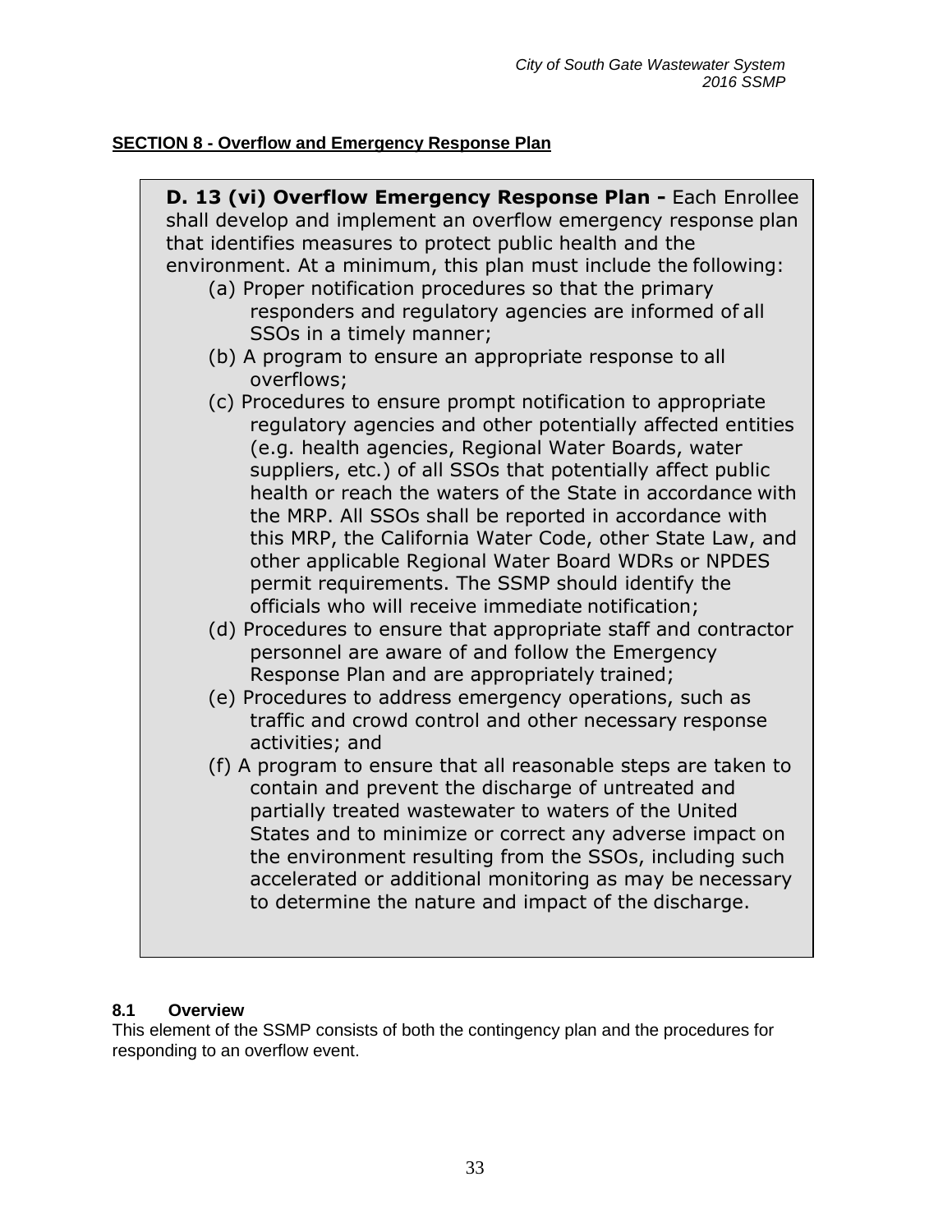## SECTION 8 - Overflow and Emergency Response Plan

> **D. 13 (vi) Overflow Emergency Response Plan -** Each Enrollee shall develop and implement an overflow emergency response plan that identifies measures to protect public health and the environment. At a minimum, this plan must include the following:
>
> (a) Proper notification procedures so that the primary responders and regulatory agencies are informed of all SSOs in a timely manner;
>
> (b) A program to ensure an appropriate response to all overflows;
>
> (c) Procedures to ensure prompt notification to appropriate regulatory agencies and other potentially affected entities (e.g. health agencies, Regional Water Boards, water suppliers, etc.) of all SSOs that potentially affect public health or reach the waters of the State in accordance with the MRP. All SSOs shall be reported in accordance with this MRP, the California Water Code, other State Law, and other applicable Regional Water Board WDRs or NPDES permit requirements. The SSMP should identify the officials who will receive immediate notification;
>
> (d) Procedures to ensure that appropriate staff and contractor personnel are aware of and follow the Emergency Response Plan and are appropriately trained;
>
> (e) Procedures to address emergency operations, such as traffic and crowd control and other necessary response activities; and
>
> (f) A program to ensure that all reasonable steps are taken to contain and prevent the discharge of untreated and partially treated wastewater to waters of the United States and to minimize or correct any adverse impact on the environment resulting from the SSOs, including such accelerated or additional monitoring as may be necessary to determine the nature and impact of the discharge.

### 8.1 Overview

This element of the SSMP consists of both the contingency plan and the procedures for responding to an overflow event.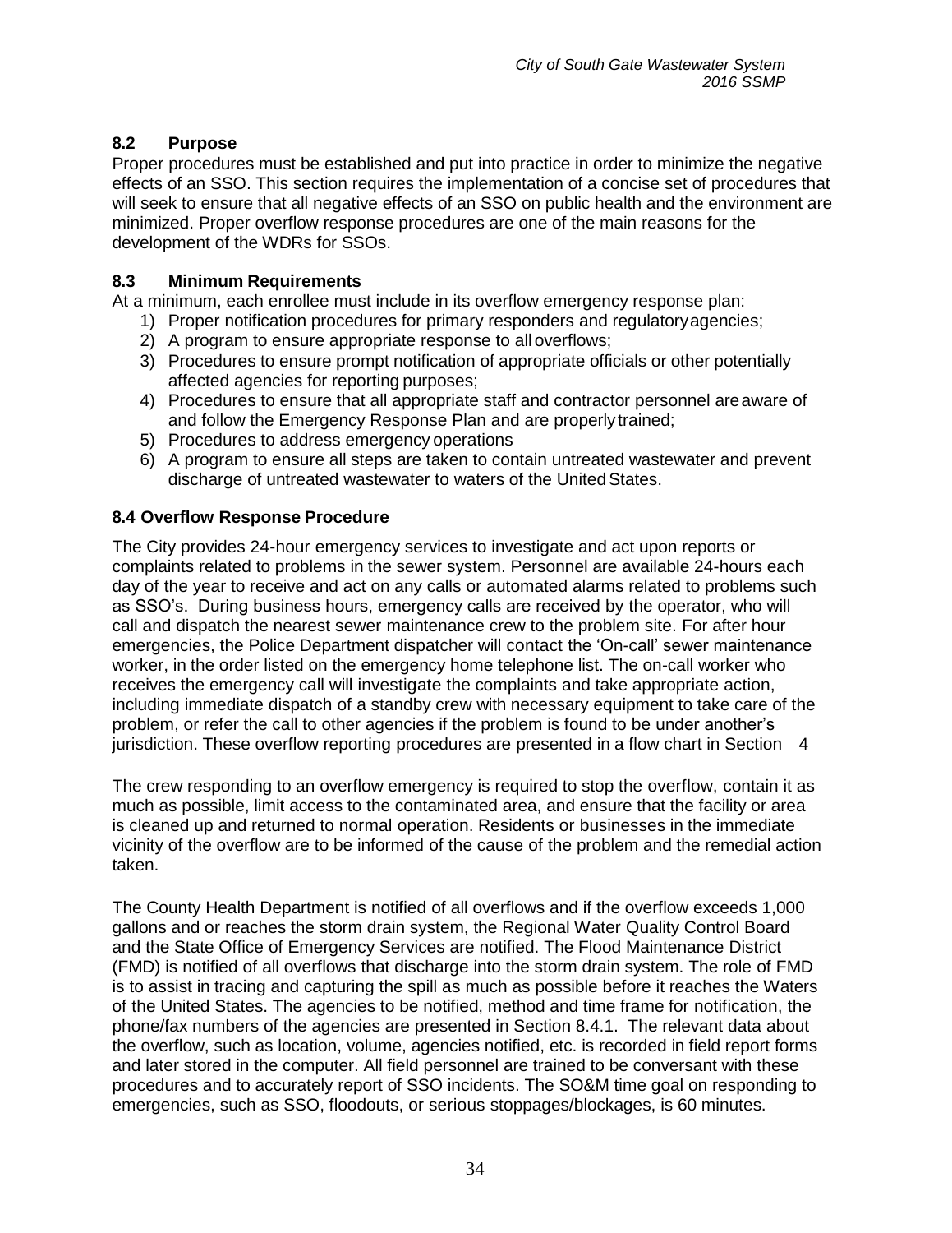## 8.2 Purpose

Proper procedures must be established and put into practice in order to minimize the negative effects of an SSO. This section requires the implementation of a concise set of procedures that will seek to ensure that all negative effects of an SSO on public health and the environment are minimized. Proper overflow response procedures are one of the main reasons for the development of the WDRs for SSOs.

## 8.3 Minimum Requirements

At a minimum, each enrollee must include in its overflow emergency response plan:

1) Proper notification procedures for primary responders and regulatoryagencies;
2) A program to ensure appropriate response to all overflows;
3) Procedures to ensure prompt notification of appropriate officials or other potentially affected agencies for reporting purposes;
4) Procedures to ensure that all appropriate staff and contractor personnel areaware of and follow the Emergency Response Plan and are properlytrained;
5) Procedures to address emergency operations
6) A program to ensure all steps are taken to contain untreated wastewater and prevent discharge of untreated wastewater to waters of the United States.

## 8.4 Overflow Response Procedure

The City provides 24-hour emergency services to investigate and act upon reports or complaints related to problems in the sewer system. Personnel are available 24-hours each day of the year to receive and act on any calls or automated alarms related to problems such as SSO's. During business hours, emergency calls are received by the operator, who will call and dispatch the nearest sewer maintenance crew to the problem site. For after hour emergencies, the Police Department dispatcher will contact the 'On-call' sewer maintenance worker, in the order listed on the emergency home telephone list. The on-call worker who receives the emergency call will investigate the complaints and take appropriate action, including immediate dispatch of a standby crew with necessary equipment to take care of the problem, or refer the call to other agencies if the problem is found to be under another's jurisdiction. These overflow reporting procedures are presented in a flow chart in Section 4

The crew responding to an overflow emergency is required to stop the overflow, contain it as much as possible, limit access to the contaminated area, and ensure that the facility or area is cleaned up and returned to normal operation. Residents or businesses in the immediate vicinity of the overflow are to be informed of the cause of the problem and the remedial action taken.

The County Health Department is notified of all overflows and if the overflow exceeds 1,000 gallons and or reaches the storm drain system, the Regional Water Quality Control Board and the State Office of Emergency Services are notified. The Flood Maintenance District (FMD) is notified of all overflows that discharge into the storm drain system. The role of FMD is to assist in tracing and capturing the spill as much as possible before it reaches the Waters of the United States. The agencies to be notified, method and time frame for notification, the phone/fax numbers of the agencies are presented in Section 8.4.1. The relevant data about the overflow, such as location, volume, agencies notified, etc. is recorded in field report forms and later stored in the computer. All field personnel are trained to be conversant with these procedures and to accurately report of SSO incidents. The SO&M time goal on responding to emergencies, such as SSO, floodouts, or serious stoppages/blockages, is 60 minutes.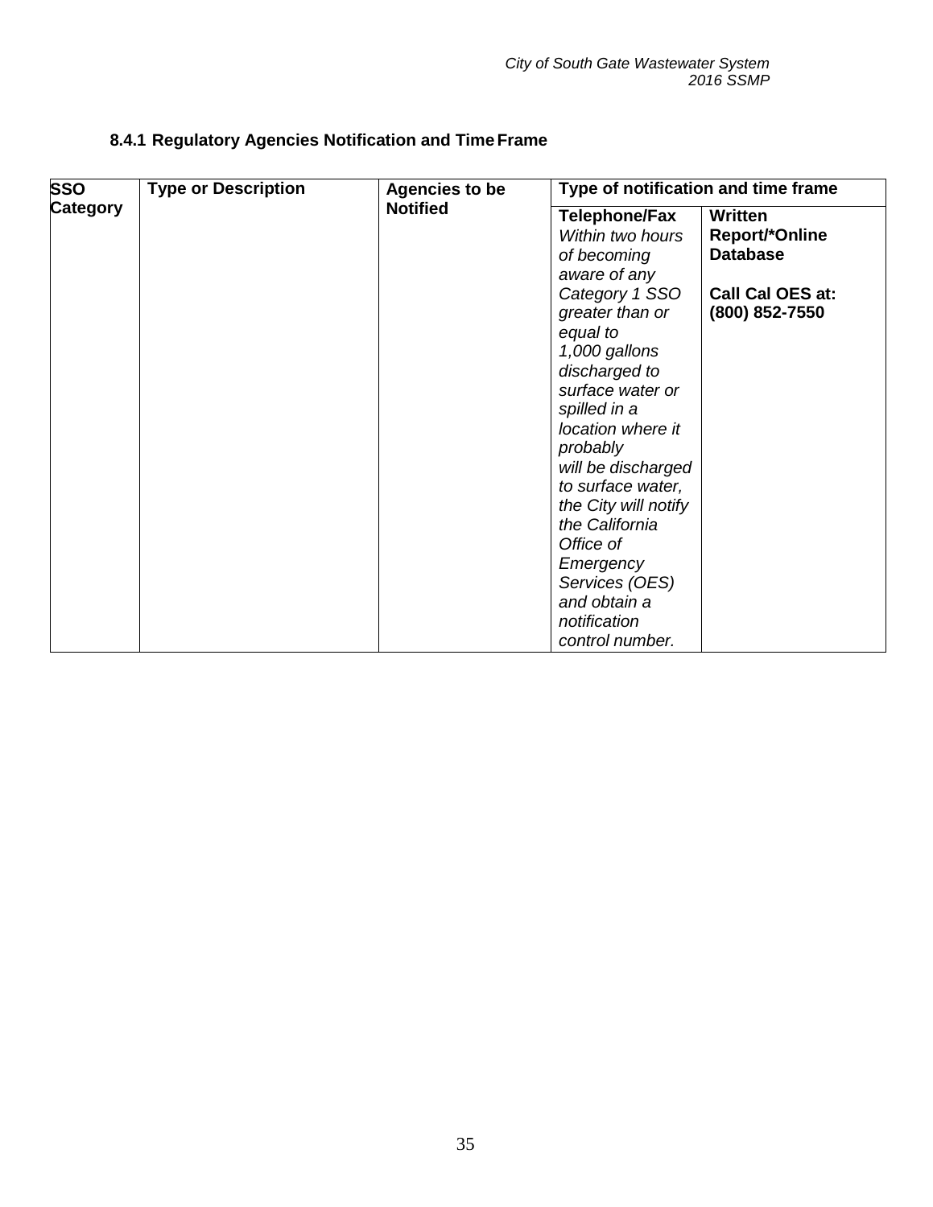### 8.4.1 Regulatory Agencies Notification and Time Frame

| **SSO Category** | **Type or Description** | **Agencies to be Notified** | **Type of notification and time frame** | |
|---|---|---|---|---|
| | | | **Telephone/Fax** *Within two hours of becoming aware of any Category 1 SSO greater than or equal to 1,000 gallons discharged to surface water or spilled in a location where it probably will be discharged to surface water, the City will notify the California Office of Emergency Services (OES) and obtain a notification control number.* | **Written Report/*Online Database** **Call Cal OES at: (800) 852-7550** |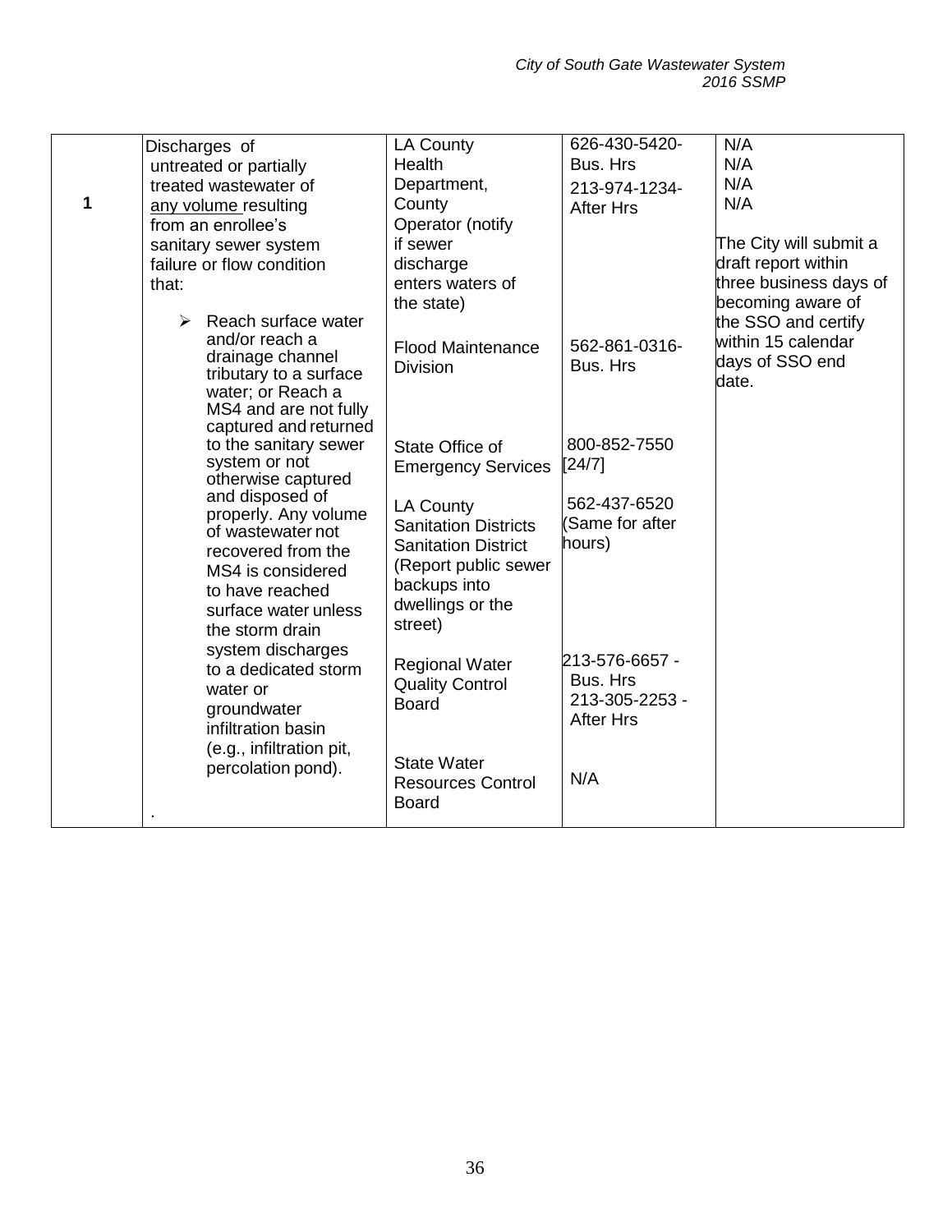| | | | | |
|---|---|---|---|---|
| **1** | Discharges of untreated or partially treated wastewater of <u>any volume</u> resulting from an enrollee's sanitary sewer system failure or flow condition that:<br><br>➢ Reach surface water and/or reach a drainage channel tributary to a surface water; or Reach a MS4 and are not fully captured and returned to the sanitary sewer system or not otherwise captured and disposed of properly. Any volume of wastewater not recovered from the MS4 is considered to have reached surface water unless the storm drain system discharges to a dedicated storm water or groundwater infiltration basin (e.g., infiltration pit, percolation pond).<br><br>. | LA County Health Department, County Operator (notify if sewer discharge enters waters of the state)<br><br>Flood Maintenance Division<br><br>State Office of Emergency Services<br><br>LA County Sanitation Districts Sanitation District (Report public sewer backups into dwellings or the street)<br><br>Regional Water Quality Control Board<br><br>State Water Resources Control Board | 626-430-5420- Bus. Hrs<br>213-974-1234- After Hrs<br><br>562-861-0316- Bus. Hrs<br><br>800-852-7550 [24/7]<br><br>562-437-6520 (Same for after hours)<br><br>213-576-6657 - Bus. Hrs<br>213-305-2253 - After Hrs<br><br>N/A | N/A<br>N/A<br>N/A<br>N/A<br><br>The City will submit a draft report within three business days of becoming aware of the SSO and certify within 15 calendar days of SSO end date. |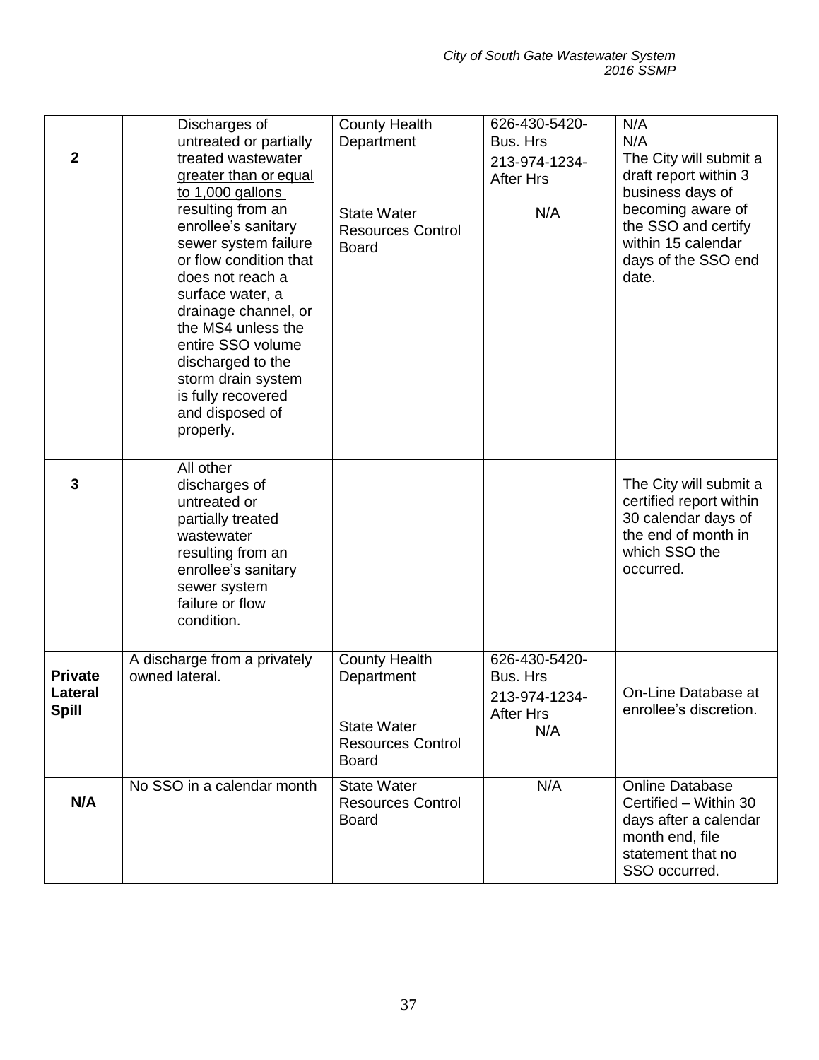| 2 | Discharges of untreated or partially treated wastewater <u>greater than or equal to 1,000 gallons</u> resulting from an enrollee's sanitary sewer system failure or flow condition that does not reach a surface water, a drainage channel, or the MS4 unless the entire SSO volume discharged to the storm drain system is fully recovered and disposed of properly. | County Health Department<br><br>State Water Resources Control Board | 626-430-5420-Bus. Hrs<br>213-974-1234-After Hrs<br><br>N/A | N/A<br>N/A<br>The City will submit a draft report within 3 business days of becoming aware of the SSO and certify within 15 calendar days of the SSO end date. |
|---|---|---|---|---|
| 3 | All other discharges of untreated or partially treated wastewater resulting from an enrollee's sanitary sewer system failure or flow condition. | | | The City will submit a certified report within 30 calendar days of the end of month in which SSO the occurred. |
| **Private Lateral Spill** | A discharge from a privately owned lateral. | County Health Department<br><br>State Water Resources Control Board | 626-430-5420-Bus. Hrs<br>213-974-1234-After Hrs<br>N/A | On-Line Database at enrollee's discretion. |
| **N/A** | No SSO in a calendar month | State Water Resources Control Board | N/A | Online Database Certified – Within 30 days after a calendar month end, file statement that no SSO occurred. |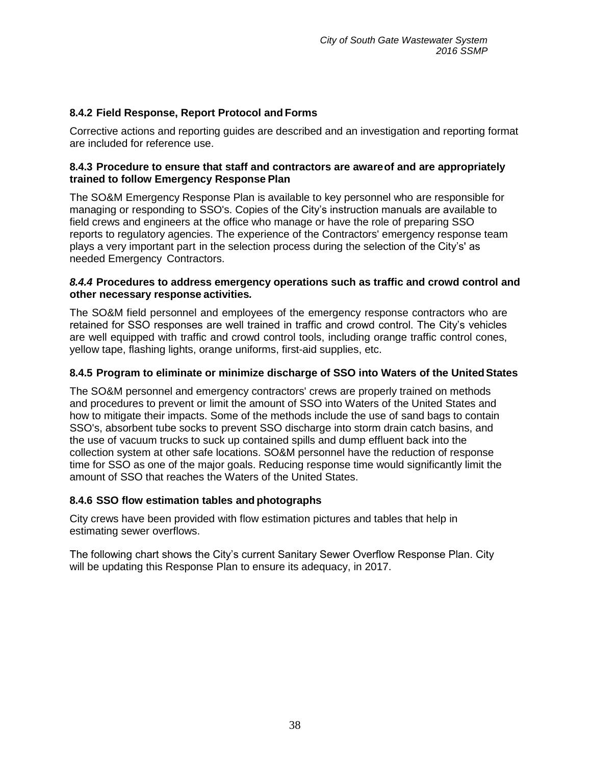### 8.4.2 Field Response, Report Protocol and Forms

Corrective actions and reporting guides are described and an investigation and reporting format are included for reference use.

### 8.4.3 Procedure to ensure that staff and contractors are aware of and are appropriately trained to follow Emergency Response Plan

The SO&M Emergency Response Plan is available to key personnel who are responsible for managing or responding to SSO's. Copies of the City's instruction manuals are available to field crews and engineers at the office who manage or have the role of preparing SSO reports to regulatory agencies. The experience of the Contractors' emergency response team plays a very important part in the selection process during the selection of the City's' as needed Emergency Contractors.

### *8.4.4* Procedures to address emergency operations such as traffic and crowd control and other necessary response activities*.*

The SO&M field personnel and employees of the emergency response contractors who are retained for SSO responses are well trained in traffic and crowd control. The City's vehicles are well equipped with traffic and crowd control tools, including orange traffic control cones, yellow tape, flashing lights, orange uniforms, first-aid supplies, etc.

### 8.4.5 Program to eliminate or minimize discharge of SSO into Waters of the United States

The SO&M personnel and emergency contractors' crews are properly trained on methods and procedures to prevent or limit the amount of SSO into Waters of the United States and how to mitigate their impacts. Some of the methods include the use of sand bags to contain SSO's, absorbent tube socks to prevent SSO discharge into storm drain catch basins, and the use of vacuum trucks to suck up contained spills and dump effluent back into the collection system at other safe locations. SO&M personnel have the reduction of response time for SSO as one of the major goals. Reducing response time would significantly limit the amount of SSO that reaches the Waters of the United States.

### 8.4.6 SSO flow estimation tables and photographs

City crews have been provided with flow estimation pictures and tables that help in estimating sewer overflows.

The following chart shows the City's current Sanitary Sewer Overflow Response Plan. City will be updating this Response Plan to ensure its adequacy, in 2017.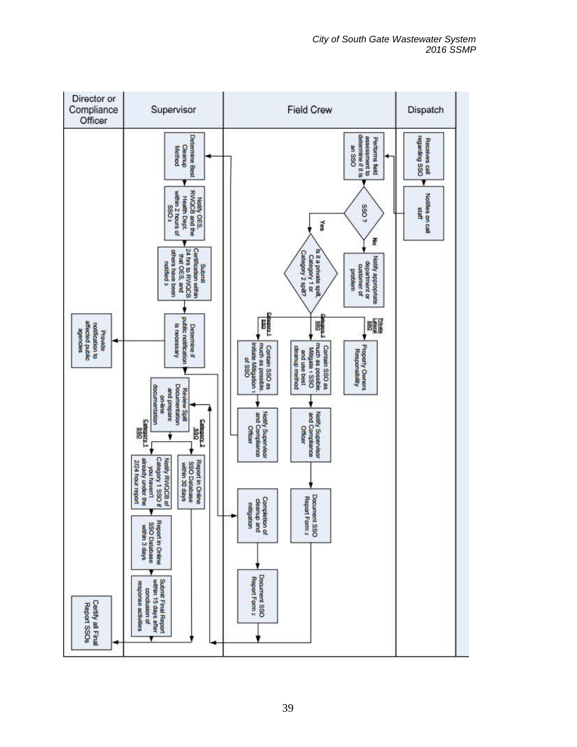| Director or Compliance Officer | Supervisor | Field Crew | Dispatch |
| --- | --- | --- | --- |
| | | | Receives call regarding SSO |
| | | | Notifies on call staff |
| | | Performs field assessment to determine if it is an SSO | |
| | | SSO ? — No: Notify appropriate department or customer of problem | |
| | | Yes: Is it a private spill, Category 1 or Category 2 spill? | |
| | | Private Lateral SSO: Property Owners Responsibility | |
| | | Category 2 SSO: Contain SSO as much as possible. Mitigate 1 SSO and use best cleanup method | |
| | | Category 1 SSO: Contain SSO as much as possible. Initiate Mitigation 1 of SSO | |
| | | Notify Supervisor and Compliance Officer | |
| | | Document SSO Report Form 2 | |
| | Determine Best Cleanup Method | | |
| | Notify OES, RWQCB and the Health Dept. within 2 hours of SSO 3 | | |
| | Submit Certification within 24 hrs to RWQCB that OES, and others have been notified 3 | | |
| Provide notification to affected public agencies | Determine if public notification is necessary | | |
| | | Completion of cleanup and mitigation | |
| | | Document SSO Report Form 2 | |
| | Review Spill Documentation and prepare on-line documentation | | |
| | Category 2 SSO: Report in Online SSO Database within 30 days | | |
| | Category 1 SSO: Notify RWQCB of Category 1 SSO if you haven't already under the 2/24 hour report | | |
| | Report in Online SSO Database within 3 days | | |
| | Submit Final Report within 15 days after conclusion of response activities | | |
| Certify all Final Report SSOs | | | |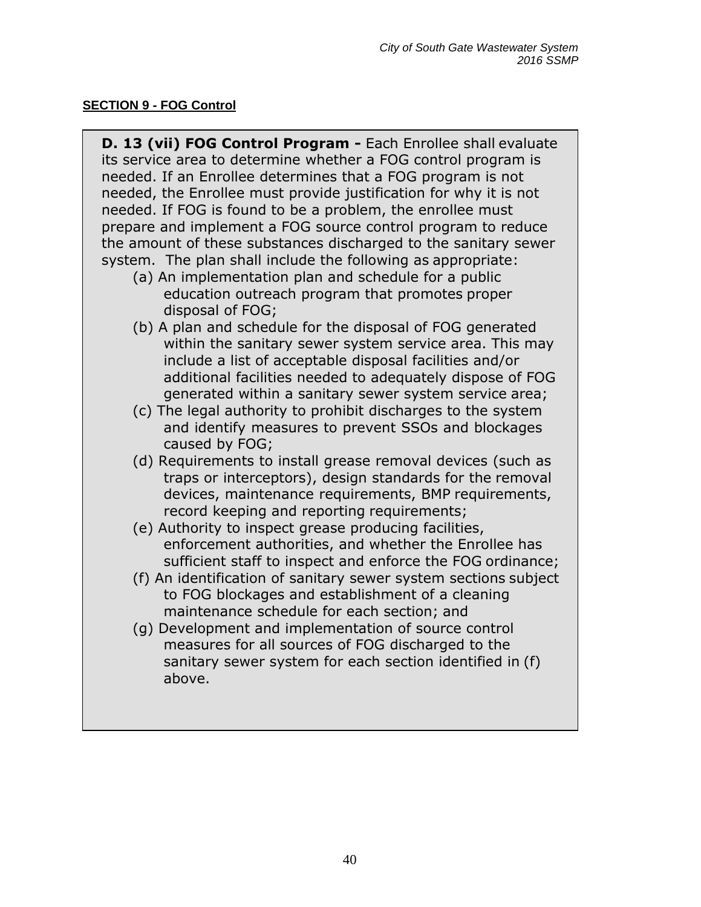## SECTION 9 - FOG Control

**D. 13 (vii) FOG Control Program -** Each Enrollee shall evaluate its service area to determine whether a FOG control program is needed. If an Enrollee determines that a FOG program is not needed, the Enrollee must provide justification for why it is not needed. If FOG is found to be a problem, the enrollee must prepare and implement a FOG source control program to reduce the amount of these substances discharged to the sanitary sewer system. The plan shall include the following as appropriate:

(a) An implementation plan and schedule for a public education outreach program that promotes proper disposal of FOG;

(b) A plan and schedule for the disposal of FOG generated within the sanitary sewer system service area. This may include a list of acceptable disposal facilities and/or additional facilities needed to adequately dispose of FOG generated within a sanitary sewer system service area;

(c) The legal authority to prohibit discharges to the system and identify measures to prevent SSOs and blockages caused by FOG;

(d) Requirements to install grease removal devices (such as traps or interceptors), design standards for the removal devices, maintenance requirements, BMP requirements, record keeping and reporting requirements;

(e) Authority to inspect grease producing facilities, enforcement authorities, and whether the Enrollee has sufficient staff to inspect and enforce the FOG ordinance;

(f) An identification of sanitary sewer system sections subject to FOG blockages and establishment of a cleaning maintenance schedule for each section; and

(g) Development and implementation of source control measures for all sources of FOG discharged to the sanitary sewer system for each section identified in (f) above.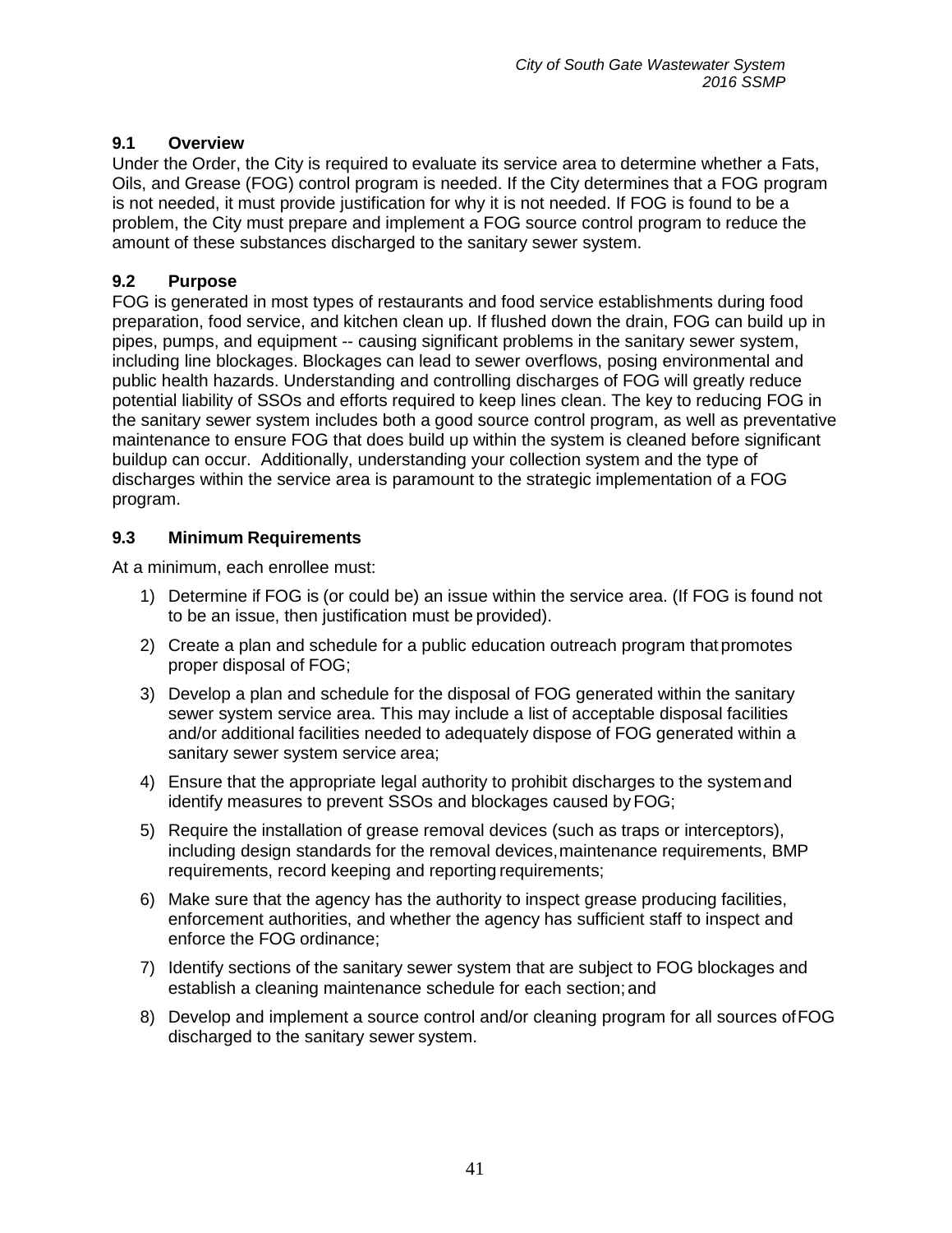### 9.1 Overview

Under the Order, the City is required to evaluate its service area to determine whether a Fats, Oils, and Grease (FOG) control program is needed. If the City determines that a FOG program is not needed, it must provide justification for why it is not needed. If FOG is found to be a problem, the City must prepare and implement a FOG source control program to reduce the amount of these substances discharged to the sanitary sewer system.

### 9.2 Purpose

FOG is generated in most types of restaurants and food service establishments during food preparation, food service, and kitchen clean up. If flushed down the drain, FOG can build up in pipes, pumps, and equipment -- causing significant problems in the sanitary sewer system, including line blockages. Blockages can lead to sewer overflows, posing environmental and public health hazards. Understanding and controlling discharges of FOG will greatly reduce potential liability of SSOs and efforts required to keep lines clean. The key to reducing FOG in the sanitary sewer system includes both a good source control program, as well as preventative maintenance to ensure FOG that does build up within the system is cleaned before significant buildup can occur. Additionally, understanding your collection system and the type of discharges within the service area is paramount to the strategic implementation of a FOG program.

### 9.3 Minimum Requirements

At a minimum, each enrollee must:

1) Determine if FOG is (or could be) an issue within the service area. (If FOG is found not to be an issue, then justification must be provided).
2) Create a plan and schedule for a public education outreach program that promotes proper disposal of FOG;
3) Develop a plan and schedule for the disposal of FOG generated within the sanitary sewer system service area. This may include a list of acceptable disposal facilities and/or additional facilities needed to adequately dispose of FOG generated within a sanitary sewer system service area;
4) Ensure that the appropriate legal authority to prohibit discharges to the system and identify measures to prevent SSOs and blockages caused by FOG;
5) Require the installation of grease removal devices (such as traps or interceptors), including design standards for the removal devices, maintenance requirements, BMP requirements, record keeping and reporting requirements;
6) Make sure that the agency has the authority to inspect grease producing facilities, enforcement authorities, and whether the agency has sufficient staff to inspect and enforce the FOG ordinance;
7) Identify sections of the sanitary sewer system that are subject to FOG blockages and establish a cleaning maintenance schedule for each section; and
8) Develop and implement a source control and/or cleaning program for all sources of FOG discharged to the sanitary sewer system.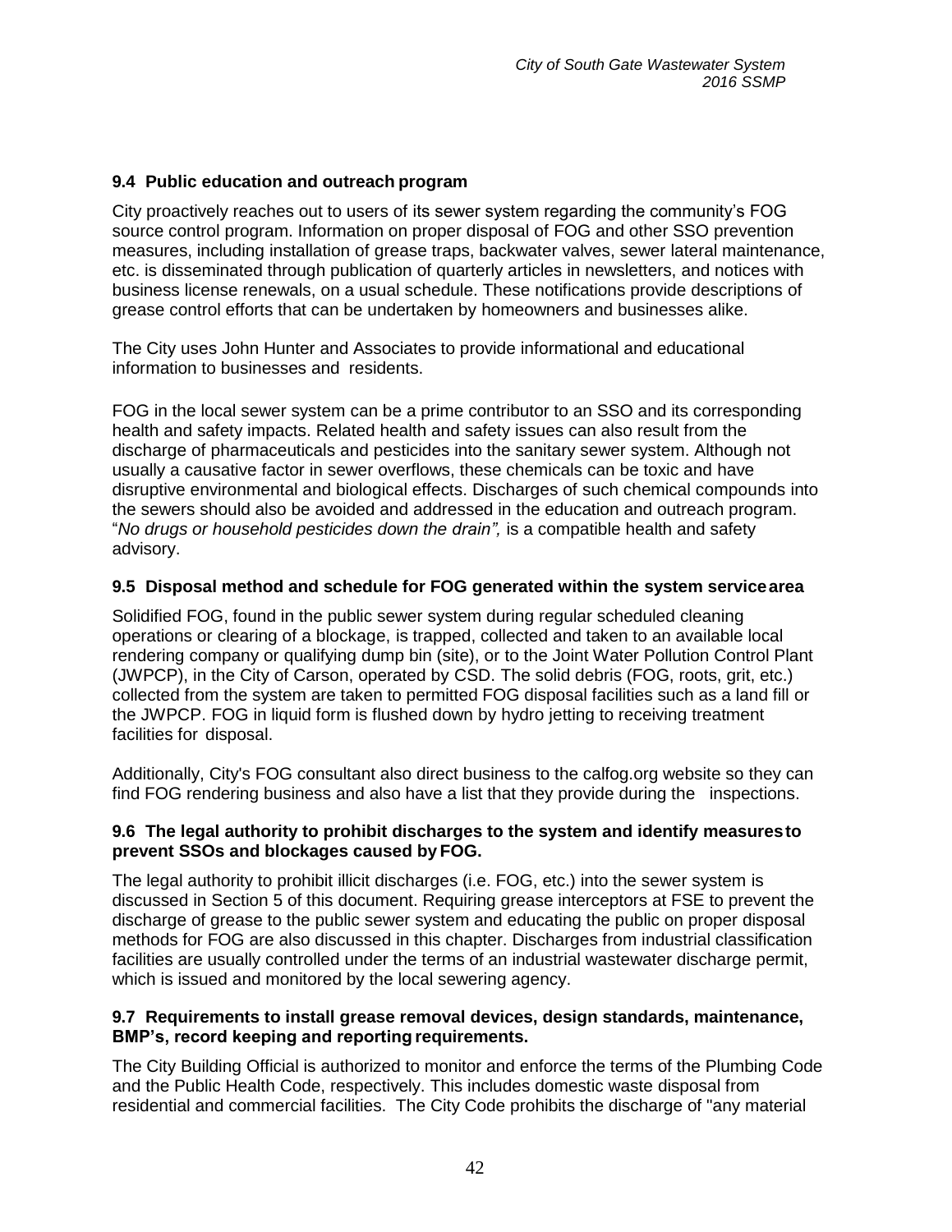### 9.4 Public education and outreach program

City proactively reaches out to users of its sewer system regarding the community's FOG source control program. Information on proper disposal of FOG and other SSO prevention measures, including installation of grease traps, backwater valves, sewer lateral maintenance, etc. is disseminated through publication of quarterly articles in newsletters, and notices with business license renewals, on a usual schedule. These notifications provide descriptions of grease control efforts that can be undertaken by homeowners and businesses alike.

The City uses John Hunter and Associates to provide informational and educational information to businesses and residents.

FOG in the local sewer system can be a prime contributor to an SSO and its corresponding health and safety impacts. Related health and safety issues can also result from the discharge of pharmaceuticals and pesticides into the sanitary sewer system. Although not usually a causative factor in sewer overflows, these chemicals can be toxic and have disruptive environmental and biological effects. Discharges of such chemical compounds into the sewers should also be avoided and addressed in the education and outreach program. "*No drugs or household pesticides down the drain",* is a compatible health and safety advisory.

### 9.5 Disposal method and schedule for FOG generated within the system service area

Solidified FOG, found in the public sewer system during regular scheduled cleaning operations or clearing of a blockage, is trapped, collected and taken to an available local rendering company or qualifying dump bin (site), or to the Joint Water Pollution Control Plant (JWPCP), in the City of Carson, operated by CSD. The solid debris (FOG, roots, grit, etc.) collected from the system are taken to permitted FOG disposal facilities such as a land fill or the JWPCP. FOG in liquid form is flushed down by hydro jetting to receiving treatment facilities for disposal.

Additionally, City's FOG consultant also direct business to the calfog.org website so they can find FOG rendering business and also have a list that they provide during the inspections.

### 9.6 The legal authority to prohibit discharges to the system and identify measures to prevent SSOs and blockages caused by FOG.

The legal authority to prohibit illicit discharges (i.e. FOG, etc.) into the sewer system is discussed in Section 5 of this document. Requiring grease interceptors at FSE to prevent the discharge of grease to the public sewer system and educating the public on proper disposal methods for FOG are also discussed in this chapter. Discharges from industrial classification facilities are usually controlled under the terms of an industrial wastewater discharge permit, which is issued and monitored by the local sewering agency.

### 9.7 Requirements to install grease removal devices, design standards, maintenance, BMP's, record keeping and reporting requirements.

The City Building Official is authorized to monitor and enforce the terms of the Plumbing Code and the Public Health Code, respectively. This includes domestic waste disposal from residential and commercial facilities. The City Code prohibits the discharge of "any material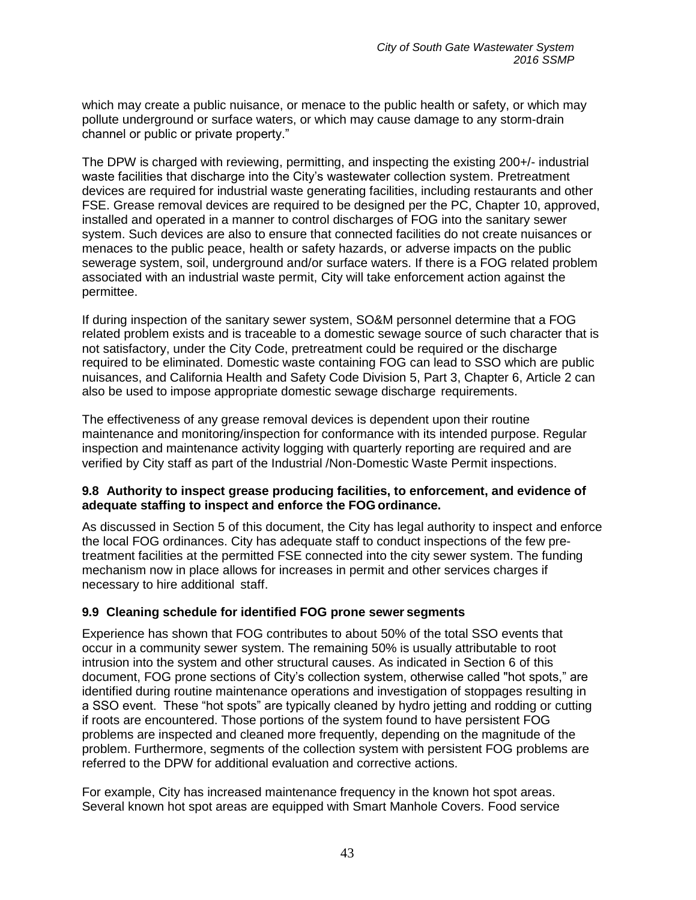which may create a public nuisance, or menace to the public health or safety, or which may pollute underground or surface waters, or which may cause damage to any storm-drain channel or public or private property."

The DPW is charged with reviewing, permitting, and inspecting the existing 200+/- industrial waste facilities that discharge into the City's wastewater collection system. Pretreatment devices are required for industrial waste generating facilities, including restaurants and other FSE. Grease removal devices are required to be designed per the PC, Chapter 10, approved, installed and operated in a manner to control discharges of FOG into the sanitary sewer system. Such devices are also to ensure that connected facilities do not create nuisances or menaces to the public peace, health or safety hazards, or adverse impacts on the public sewerage system, soil, underground and/or surface waters. If there is a FOG related problem associated with an industrial waste permit, City will take enforcement action against the permittee.

If during inspection of the sanitary sewer system, SO&M personnel determine that a FOG related problem exists and is traceable to a domestic sewage source of such character that is not satisfactory, under the City Code, pretreatment could be required or the discharge required to be eliminated. Domestic waste containing FOG can lead to SSO which are public nuisances, and California Health and Safety Code Division 5, Part 3, Chapter 6, Article 2 can also be used to impose appropriate domestic sewage discharge requirements.

The effectiveness of any grease removal devices is dependent upon their routine maintenance and monitoring/inspection for conformance with its intended purpose. Regular inspection and maintenance activity logging with quarterly reporting are required and are verified by City staff as part of the Industrial /Non-Domestic Waste Permit inspections.

### 9.8 Authority to inspect grease producing facilities, to enforcement, and evidence of adequate staffing to inspect and enforce the FOG ordinance.

As discussed in Section 5 of this document, the City has legal authority to inspect and enforce the local FOG ordinances. City has adequate staff to conduct inspections of the few pre-treatment facilities at the permitted FSE connected into the city sewer system. The funding mechanism now in place allows for increases in permit and other services charges if necessary to hire additional staff.

### 9.9 Cleaning schedule for identified FOG prone sewer segments

Experience has shown that FOG contributes to about 50% of the total SSO events that occur in a community sewer system. The remaining 50% is usually attributable to root intrusion into the system and other structural causes. As indicated in Section 6 of this document, FOG prone sections of City's collection system, otherwise called "hot spots," are identified during routine maintenance operations and investigation of stoppages resulting in a SSO event. These "hot spots" are typically cleaned by hydro jetting and rodding or cutting if roots are encountered. Those portions of the system found to have persistent FOG problems are inspected and cleaned more frequently, depending on the magnitude of the problem. Furthermore, segments of the collection system with persistent FOG problems are referred to the DPW for additional evaluation and corrective actions.

For example, City has increased maintenance frequency in the known hot spot areas. Several known hot spot areas are equipped with Smart Manhole Covers. Food service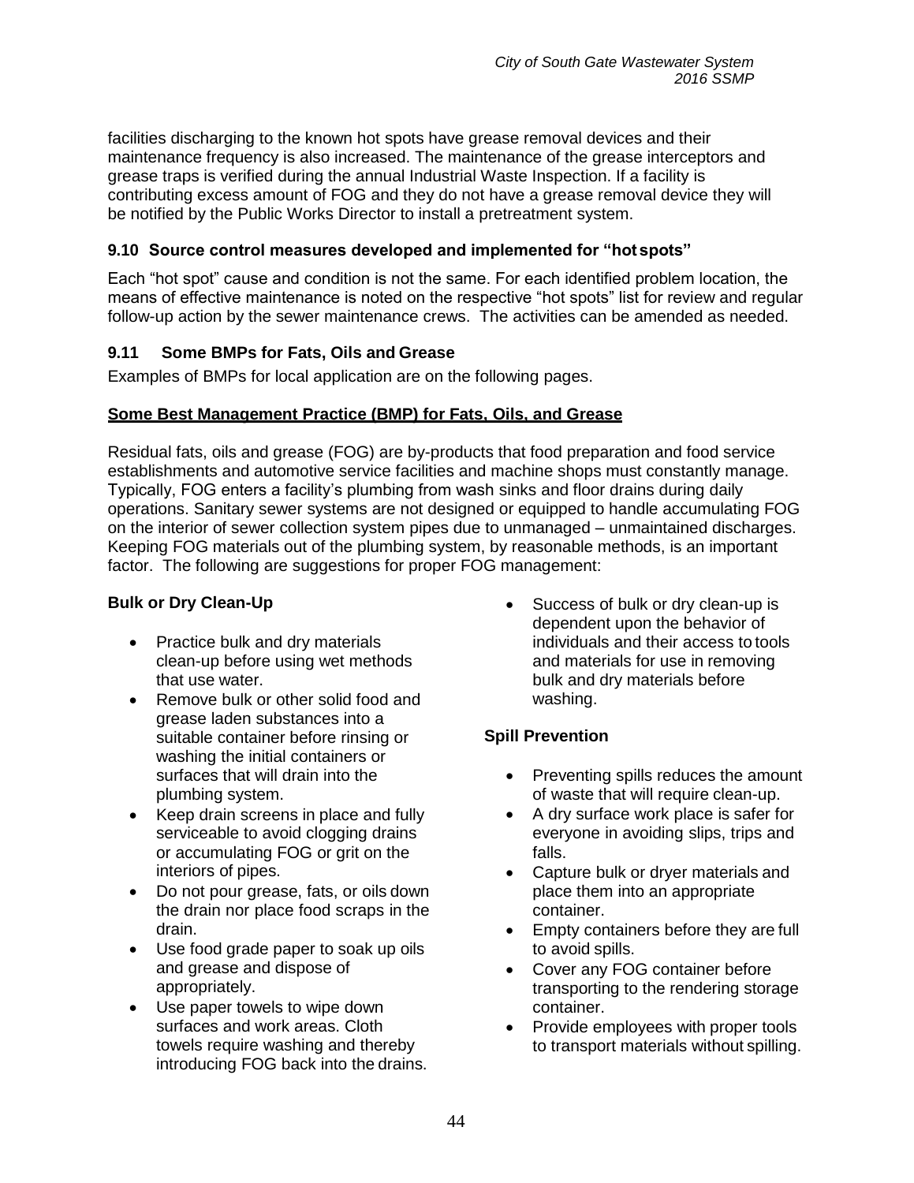facilities discharging to the known hot spots have grease removal devices and their maintenance frequency is also increased. The maintenance of the grease interceptors and grease traps is verified during the annual Industrial Waste Inspection. If a facility is contributing excess amount of FOG and they do not have a grease removal device they will be notified by the Public Works Director to install a pretreatment system.

### 9.10 Source control measures developed and implemented for "hot spots"

Each "hot spot" cause and condition is not the same. For each identified problem location, the means of effective maintenance is noted on the respective "hot spots" list for review and regular follow-up action by the sewer maintenance crews. The activities can be amended as needed.

### 9.11 Some BMPs for Fats, Oils and Grease

Examples of BMPs for local application are on the following pages.

**Some Best Management Practice (BMP) for Fats, Oils, and Grease**

Residual fats, oils and grease (FOG) are by-products that food preparation and food service establishments and automotive service facilities and machine shops must constantly manage. Typically, FOG enters a facility's plumbing from wash sinks and floor drains during daily operations. Sanitary sewer systems are not designed or equipped to handle accumulating FOG on the interior of sewer collection system pipes due to unmanaged – unmaintained discharges. Keeping FOG materials out of the plumbing system, by reasonable methods, is an important factor. The following are suggestions for proper FOG management:

**Bulk or Dry Clean-Up**

- Practice bulk and dry materials clean-up before using wet methods that use water.
- Remove bulk or other solid food and grease laden substances into a suitable container before rinsing or washing the initial containers or surfaces that will drain into the plumbing system.
- Keep drain screens in place and fully serviceable to avoid clogging drains or accumulating FOG or grit on the interiors of pipes.
- Do not pour grease, fats, or oils down the drain nor place food scraps in the drain.
- Use food grade paper to soak up oils and grease and dispose of appropriately.
- Use paper towels to wipe down surfaces and work areas. Cloth towels require washing and thereby introducing FOG back into the drains.
- Success of bulk or dry clean-up is dependent upon the behavior of individuals and their access to tools and materials for use in removing bulk and dry materials before washing.

**Spill Prevention**

- Preventing spills reduces the amount of waste that will require clean-up.
- A dry surface work place is safer for everyone in avoiding slips, trips and falls.
- Capture bulk or dryer materials and place them into an appropriate container.
- Empty containers before they are full to avoid spills.
- Cover any FOG container before transporting to the rendering storage container.
- Provide employees with proper tools to transport materials without spilling.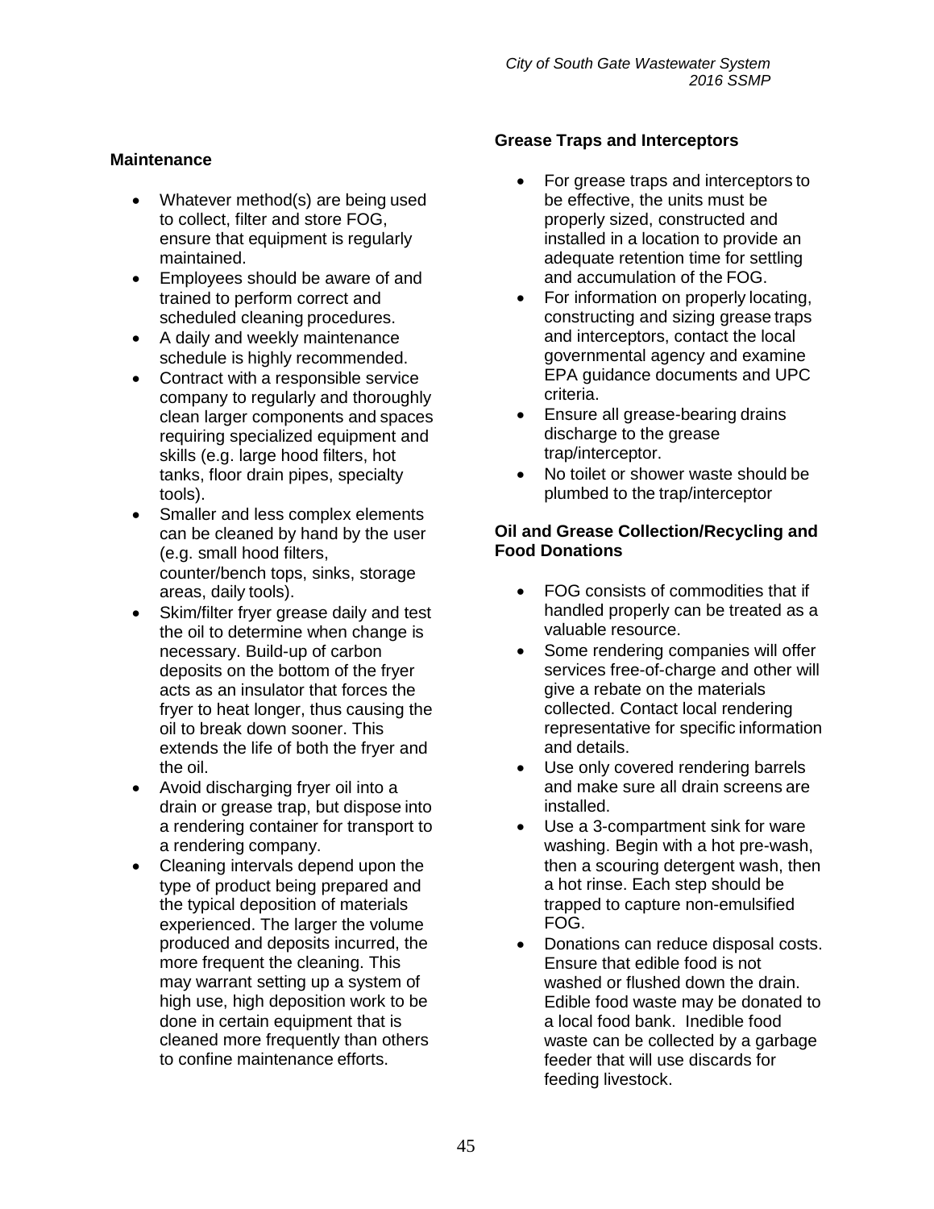**Maintenance**

- Whatever method(s) are being used to collect, filter and store FOG, ensure that equipment is regularly maintained.
- Employees should be aware of and trained to perform correct and scheduled cleaning procedures.
- A daily and weekly maintenance schedule is highly recommended.
- Contract with a responsible service company to regularly and thoroughly clean larger components and spaces requiring specialized equipment and skills (e.g. large hood filters, hot tanks, floor drain pipes, specialty tools).
- Smaller and less complex elements can be cleaned by hand by the user (e.g. small hood filters, counter/bench tops, sinks, storage areas, daily tools).
- Skim/filter fryer grease daily and test the oil to determine when change is necessary. Build-up of carbon deposits on the bottom of the fryer acts as an insulator that forces the fryer to heat longer, thus causing the oil to break down sooner. This extends the life of both the fryer and the oil.
- Avoid discharging fryer oil into a drain or grease trap, but dispose into a rendering container for transport to a rendering company.
- Cleaning intervals depend upon the type of product being prepared and the typical deposition of materials experienced. The larger the volume produced and deposits incurred, the more frequent the cleaning. This may warrant setting up a system of high use, high deposition work to be done in certain equipment that is cleaned more frequently than others to confine maintenance efforts.

**Grease Traps and Interceptors**

- For grease traps and interceptors to be effective, the units must be properly sized, constructed and installed in a location to provide an adequate retention time for settling and accumulation of the FOG.
- For information on properly locating, constructing and sizing grease traps and interceptors, contact the local governmental agency and examine EPA guidance documents and UPC criteria.
- Ensure all grease-bearing drains discharge to the grease trap/interceptor.
- No toilet or shower waste should be plumbed to the trap/interceptor

**Oil and Grease Collection/Recycling and Food Donations**

- FOG consists of commodities that if handled properly can be treated as a valuable resource.
- Some rendering companies will offer services free-of-charge and other will give a rebate on the materials collected. Contact local rendering representative for specific information and details.
- Use only covered rendering barrels and make sure all drain screens are installed.
- Use a 3-compartment sink for ware washing. Begin with a hot pre-wash, then a scouring detergent wash, then a hot rinse. Each step should be trapped to capture non-emulsified FOG.
- Donations can reduce disposal costs. Ensure that edible food is not washed or flushed down the drain. Edible food waste may be donated to a local food bank. Inedible food waste can be collected by a garbage feeder that will use discards for feeding livestock.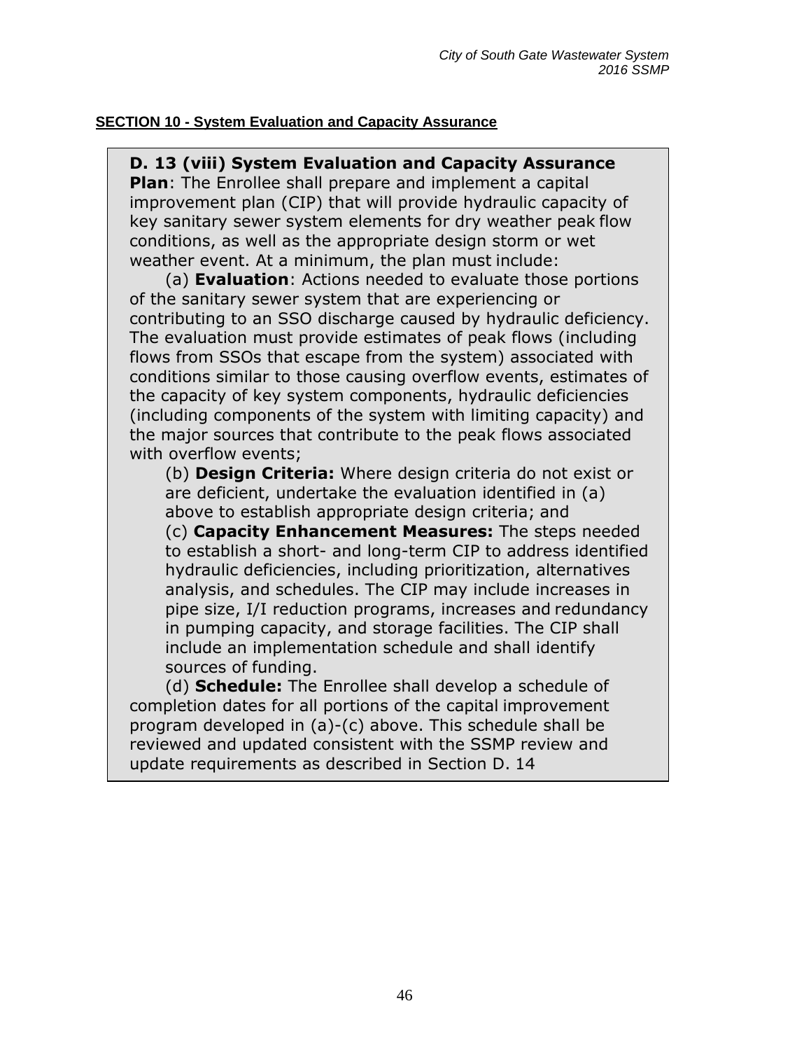**SECTION 10 - System Evaluation and Capacity Assurance**

**D. 13 (viii) System Evaluation and Capacity Assurance Plan**: The Enrollee shall prepare and implement a capital improvement plan (CIP) that will provide hydraulic capacity of key sanitary sewer system elements for dry weather peak flow conditions, as well as the appropriate design storm or wet weather event. At a minimum, the plan must include:

(a) **Evaluation**: Actions needed to evaluate those portions of the sanitary sewer system that are experiencing or contributing to an SSO discharge caused by hydraulic deficiency. The evaluation must provide estimates of peak flows (including flows from SSOs that escape from the system) associated with conditions similar to those causing overflow events, estimates of the capacity of key system components, hydraulic deficiencies (including components of the system with limiting capacity) and the major sources that contribute to the peak flows associated with overflow events;

(b) **Design Criteria:** Where design criteria do not exist or are deficient, undertake the evaluation identified in (a) above to establish appropriate design criteria; and

(c) **Capacity Enhancement Measures:** The steps needed to establish a short- and long-term CIP to address identified hydraulic deficiencies, including prioritization, alternatives analysis, and schedules. The CIP may include increases in pipe size, I/I reduction programs, increases and redundancy in pumping capacity, and storage facilities. The CIP shall include an implementation schedule and shall identify sources of funding.

(d) **Schedule:** The Enrollee shall develop a schedule of completion dates for all portions of the capital improvement program developed in (a)-(c) above. This schedule shall be reviewed and updated consistent with the SSMP review and update requirements as described in Section D. 14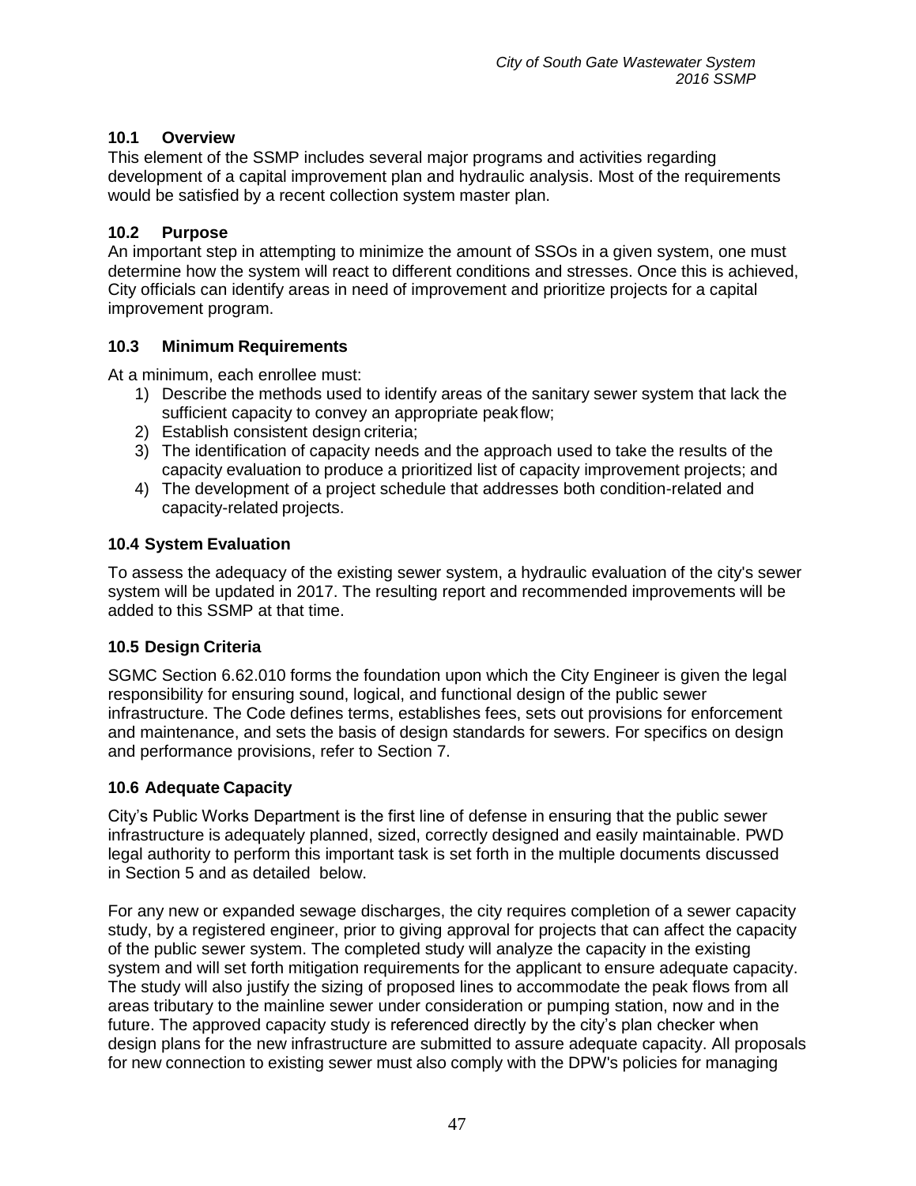### 10.1 Overview

This element of the SSMP includes several major programs and activities regarding development of a capital improvement plan and hydraulic analysis. Most of the requirements would be satisfied by a recent collection system master plan.

### 10.2 Purpose

An important step in attempting to minimize the amount of SSOs in a given system, one must determine how the system will react to different conditions and stresses. Once this is achieved, City officials can identify areas in need of improvement and prioritize projects for a capital improvement program.

### 10.3 Minimum Requirements

At a minimum, each enrollee must:

1) Describe the methods used to identify areas of the sanitary sewer system that lack the sufficient capacity to convey an appropriate peak flow;
2) Establish consistent design criteria;
3) The identification of capacity needs and the approach used to take the results of the capacity evaluation to produce a prioritized list of capacity improvement projects; and
4) The development of a project schedule that addresses both condition-related and capacity-related projects.

### 10.4 System Evaluation

To assess the adequacy of the existing sewer system, a hydraulic evaluation of the city's sewer system will be updated in 2017. The resulting report and recommended improvements will be added to this SSMP at that time.

### 10.5 Design Criteria

SGMC Section 6.62.010 forms the foundation upon which the City Engineer is given the legal responsibility for ensuring sound, logical, and functional design of the public sewer infrastructure. The Code defines terms, establishes fees, sets out provisions for enforcement and maintenance, and sets the basis of design standards for sewers. For specifics on design and performance provisions, refer to Section 7.

### 10.6 Adequate Capacity

City's Public Works Department is the first line of defense in ensuring that the public sewer infrastructure is adequately planned, sized, correctly designed and easily maintainable. PWD legal authority to perform this important task is set forth in the multiple documents discussed in Section 5 and as detailed below.

For any new or expanded sewage discharges, the city requires completion of a sewer capacity study, by a registered engineer, prior to giving approval for projects that can affect the capacity of the public sewer system. The completed study will analyze the capacity in the existing system and will set forth mitigation requirements for the applicant to ensure adequate capacity. The study will also justify the sizing of proposed lines to accommodate the peak flows from all areas tributary to the mainline sewer under consideration or pumping station, now and in the future. The approved capacity study is referenced directly by the city's plan checker when design plans for the new infrastructure are submitted to assure adequate capacity. All proposals for new connection to existing sewer must also comply with the DPW's policies for managing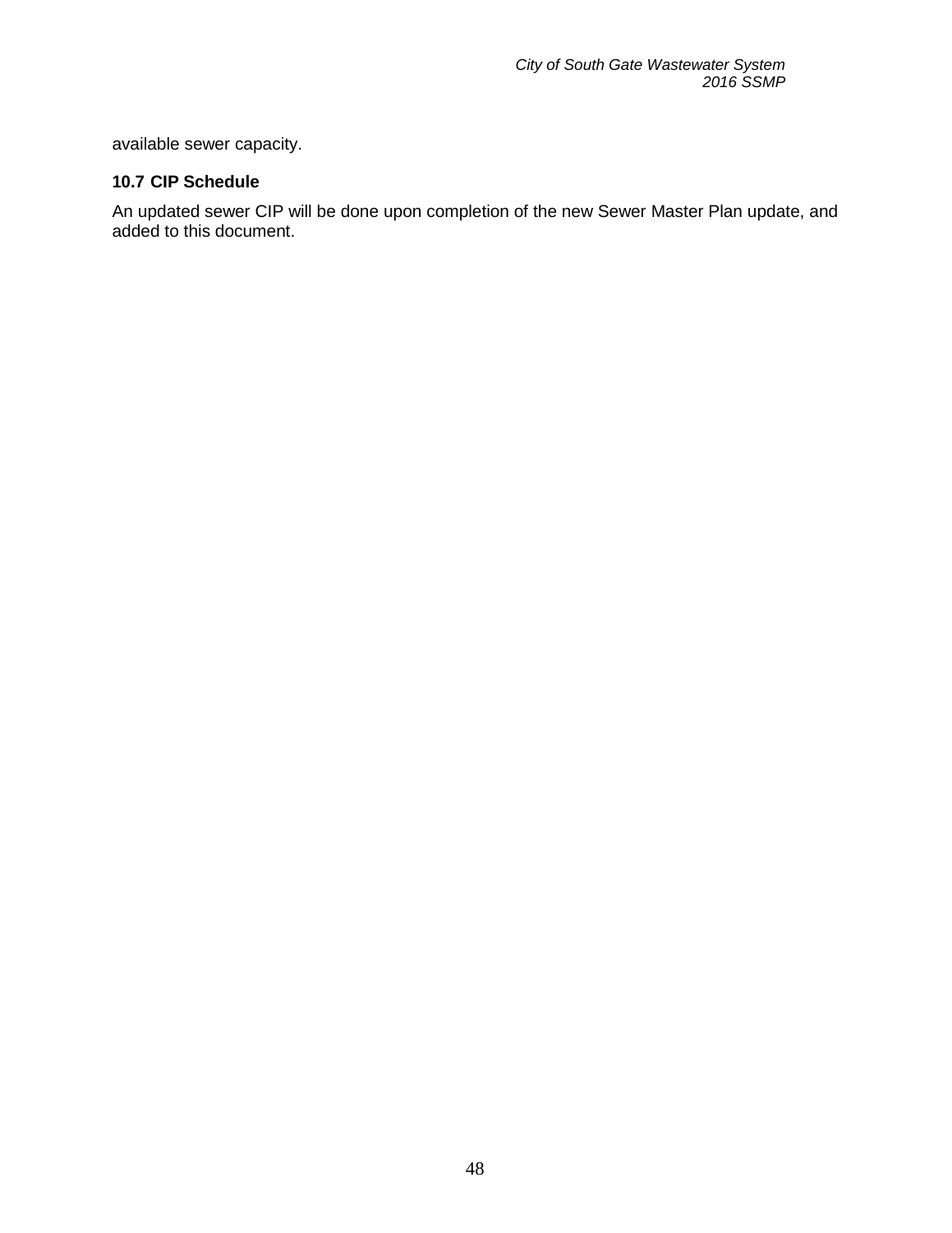available sewer capacity.

### 10.7 CIP Schedule

An updated sewer CIP will be done upon completion of the new Sewer Master Plan update, and added to this document.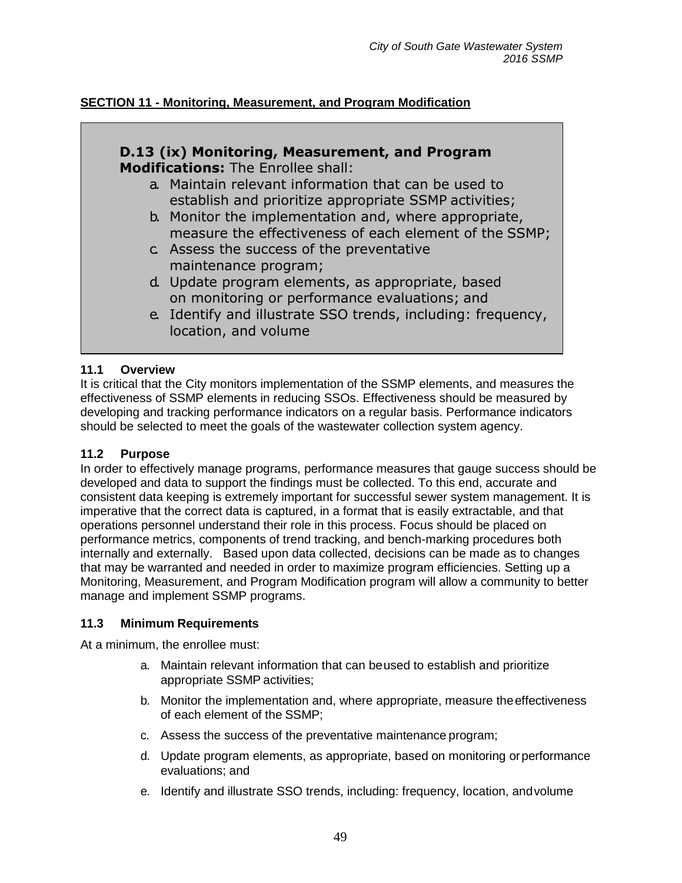## SECTION 11 - Monitoring, Measurement, and Program Modification

> **D.13 (ix) Monitoring, Measurement, and Program Modifications:** The Enrollee shall:
>
> a. Maintain relevant information that can be used to establish and prioritize appropriate SSMP activities;
> b. Monitor the implementation and, where appropriate, measure the effectiveness of each element of the SSMP;
> c. Assess the success of the preventative maintenance program;
> d. Update program elements, as appropriate, based on monitoring or performance evaluations; and
> e. Identify and illustrate SSO trends, including: frequency, location, and volume

### 11.1 Overview

It is critical that the City monitors implementation of the SSMP elements, and measures the effectiveness of SSMP elements in reducing SSOs. Effectiveness should be measured by developing and tracking performance indicators on a regular basis. Performance indicators should be selected to meet the goals of the wastewater collection system agency.

### 11.2 Purpose

In order to effectively manage programs, performance measures that gauge success should be developed and data to support the findings must be collected. To this end, accurate and consistent data keeping is extremely important for successful sewer system management. It is imperative that the correct data is captured, in a format that is easily extractable, and that operations personnel understand their role in this process. Focus should be placed on performance metrics, components of trend tracking, and bench-marking procedures both internally and externally. Based upon data collected, decisions can be made as to changes that may be warranted and needed in order to maximize program efficiencies. Setting up a Monitoring, Measurement, and Program Modification program will allow a community to better manage and implement SSMP programs.

### 11.3 Minimum Requirements

At a minimum, the enrollee must:

a. Maintain relevant information that can be used to establish and prioritize appropriate SSMP activities;

b. Monitor the implementation and, where appropriate, measure the effectiveness of each element of the SSMP;

c. Assess the success of the preventative maintenance program;

d. Update program elements, as appropriate, based on monitoring or performance evaluations; and

e. Identify and illustrate SSO trends, including: frequency, location, and volume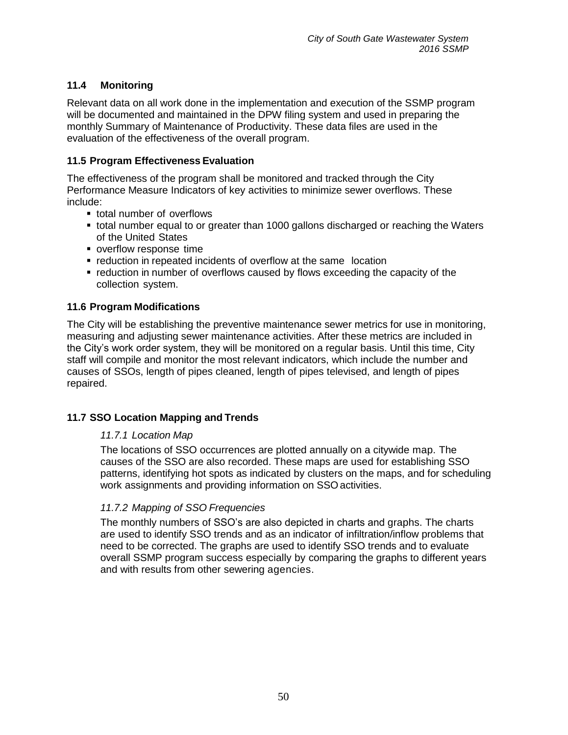### 11.4 Monitoring

Relevant data on all work done in the implementation and execution of the SSMP program will be documented and maintained in the DPW filing system and used in preparing the monthly Summary of Maintenance of Productivity. These data files are used in the evaluation of the effectiveness of the overall program.

### 11.5 Program Effectiveness Evaluation

The effectiveness of the program shall be monitored and tracked through the City Performance Measure Indicators of key activities to minimize sewer overflows. These include:

- total number of overflows
- total number equal to or greater than 1000 gallons discharged or reaching the Waters of the United States
- overflow response time
- reduction in repeated incidents of overflow at the same location
- reduction in number of overflows caused by flows exceeding the capacity of the collection system.

### 11.6 Program Modifications

The City will be establishing the preventive maintenance sewer metrics for use in monitoring, measuring and adjusting sewer maintenance activities. After these metrics are included in the City's work order system, they will be monitored on a regular basis. Until this time, City staff will compile and monitor the most relevant indicators, which include the number and causes of SSOs, length of pipes cleaned, length of pipes televised, and length of pipes repaired.

### 11.7 SSO Location Mapping and Trends

#### *11.7.1 Location Map*

The locations of SSO occurrences are plotted annually on a citywide map. The causes of the SSO are also recorded. These maps are used for establishing SSO patterns, identifying hot spots as indicated by clusters on the maps, and for scheduling work assignments and providing information on SSO activities.

#### *11.7.2 Mapping of SSO Frequencies*

The monthly numbers of SSO's are also depicted in charts and graphs. The charts are used to identify SSO trends and as an indicator of infiltration/inflow problems that need to be corrected. The graphs are used to identify SSO trends and to evaluate overall SSMP program success especially by comparing the graphs to different years and with results from other sewering agencies.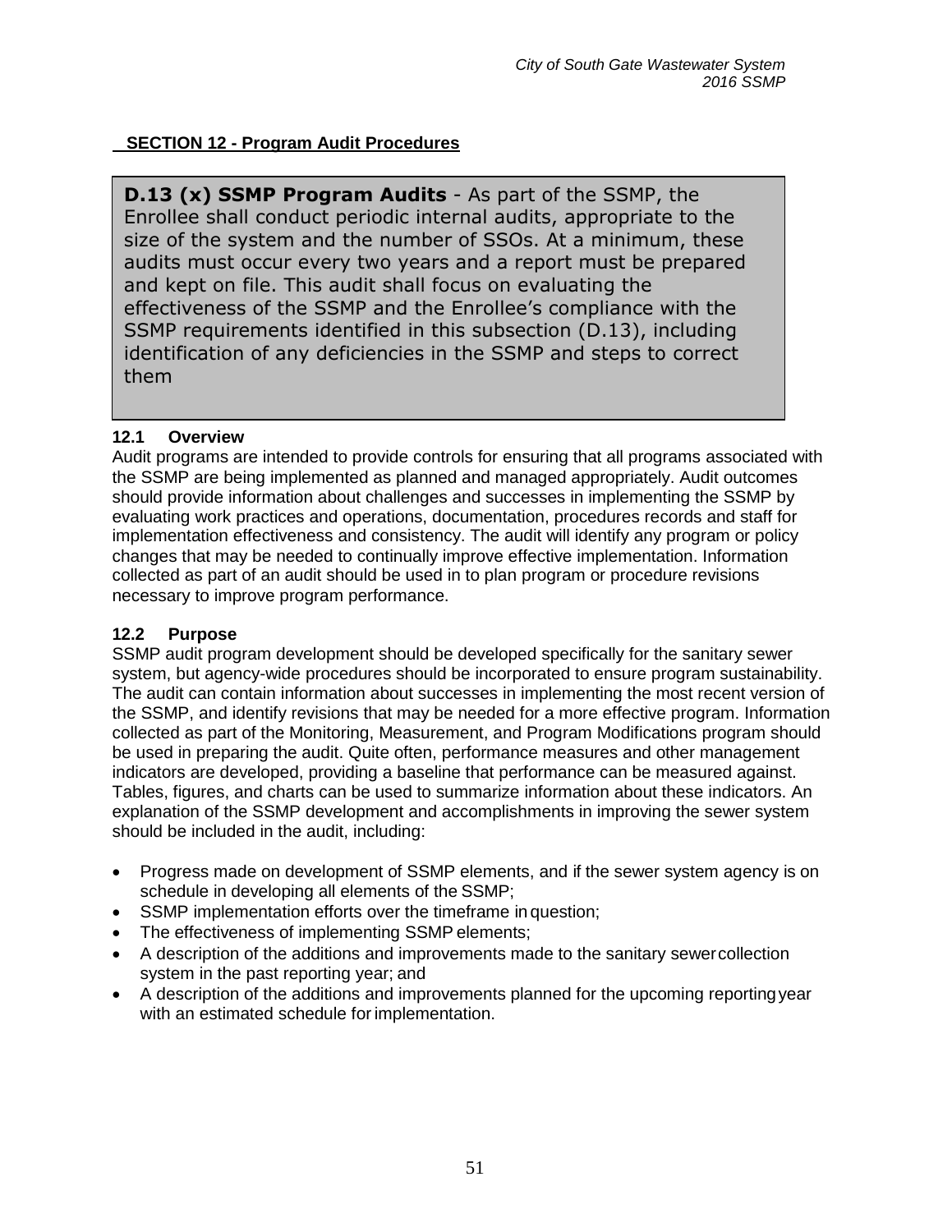## SECTION 12 - Program Audit Procedures

> **D.13 (x) SSMP Program Audits** - As part of the SSMP, the Enrollee shall conduct periodic internal audits, appropriate to the size of the system and the number of SSOs. At a minimum, these audits must occur every two years and a report must be prepared and kept on file. This audit shall focus on evaluating the effectiveness of the SSMP and the Enrollee's compliance with the SSMP requirements identified in this subsection (D.13), including identification of any deficiencies in the SSMP and steps to correct them

### 12.1 Overview

Audit programs are intended to provide controls for ensuring that all programs associated with the SSMP are being implemented as planned and managed appropriately. Audit outcomes should provide information about challenges and successes in implementing the SSMP by evaluating work practices and operations, documentation, procedures records and staff for implementation effectiveness and consistency. The audit will identify any program or policy changes that may be needed to continually improve effective implementation. Information collected as part of an audit should be used in to plan program or procedure revisions necessary to improve program performance.

### 12.2 Purpose

SSMP audit program development should be developed specifically for the sanitary sewer system, but agency-wide procedures should be incorporated to ensure program sustainability. The audit can contain information about successes in implementing the most recent version of the SSMP, and identify revisions that may be needed for a more effective program. Information collected as part of the Monitoring, Measurement, and Program Modifications program should be used in preparing the audit. Quite often, performance measures and other management indicators are developed, providing a baseline that performance can be measured against. Tables, figures, and charts can be used to summarize information about these indicators. An explanation of the SSMP development and accomplishments in improving the sewer system should be included in the audit, including:

- Progress made on development of SSMP elements, and if the sewer system agency is on schedule in developing all elements of the SSMP;
- SSMP implementation efforts over the timeframe in question;
- The effectiveness of implementing SSMP elements;
- A description of the additions and improvements made to the sanitary sewer collection system in the past reporting year; and
- A description of the additions and improvements planned for the upcoming reporting year with an estimated schedule for implementation.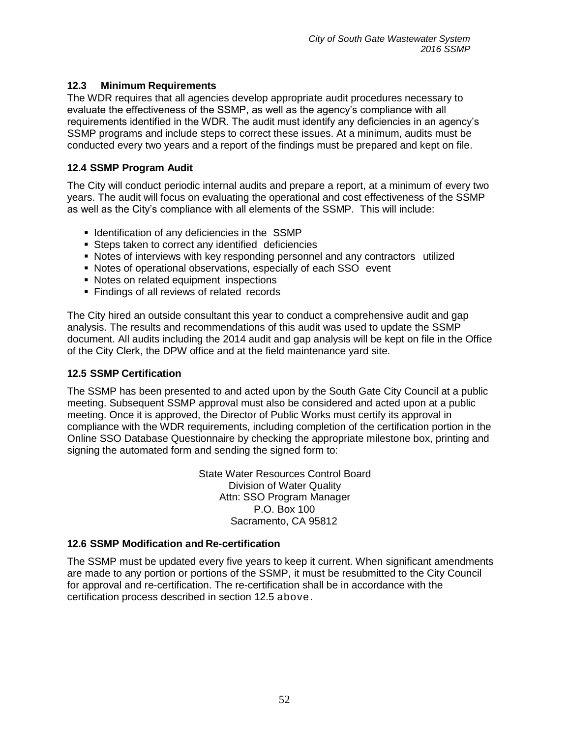### 12.3 Minimum Requirements

The WDR requires that all agencies develop appropriate audit procedures necessary to evaluate the effectiveness of the SSMP, as well as the agency's compliance with all requirements identified in the WDR. The audit must identify any deficiencies in an agency's SSMP programs and include steps to correct these issues. At a minimum, audits must be conducted every two years and a report of the findings must be prepared and kept on file.

### 12.4 SSMP Program Audit

The City will conduct periodic internal audits and prepare a report, at a minimum of every two years. The audit will focus on evaluating the operational and cost effectiveness of the SSMP as well as the City's compliance with all elements of the SSMP. This will include:

- Identification of any deficiencies in the SSMP
- Steps taken to correct any identified deficiencies
- Notes of interviews with key responding personnel and any contractors utilized
- Notes of operational observations, especially of each SSO event
- Notes on related equipment inspections
- Findings of all reviews of related records

The City hired an outside consultant this year to conduct a comprehensive audit and gap analysis. The results and recommendations of this audit was used to update the SSMP document. All audits including the 2014 audit and gap analysis will be kept on file in the Office of the City Clerk, the DPW office and at the field maintenance yard site.

### 12.5 SSMP Certification

The SSMP has been presented to and acted upon by the South Gate City Council at a public meeting. Subsequent SSMP approval must also be considered and acted upon at a public meeting. Once it is approved, the Director of Public Works must certify its approval in compliance with the WDR requirements, including completion of the certification portion in the Online SSO Database Questionnaire by checking the appropriate milestone box, printing and signing the automated form and sending the signed form to:

State Water Resources Control Board
Division of Water Quality
Attn: SSO Program Manager
P.O. Box 100
Sacramento, CA 95812

### 12.6 SSMP Modification and Re-certification

The SSMP must be updated every five years to keep it current. When significant amendments are made to any portion or portions of the SSMP, it must be resubmitted to the City Council for approval and re-certification. The re-certification shall be in accordance with the certification process described in section 12.5 above.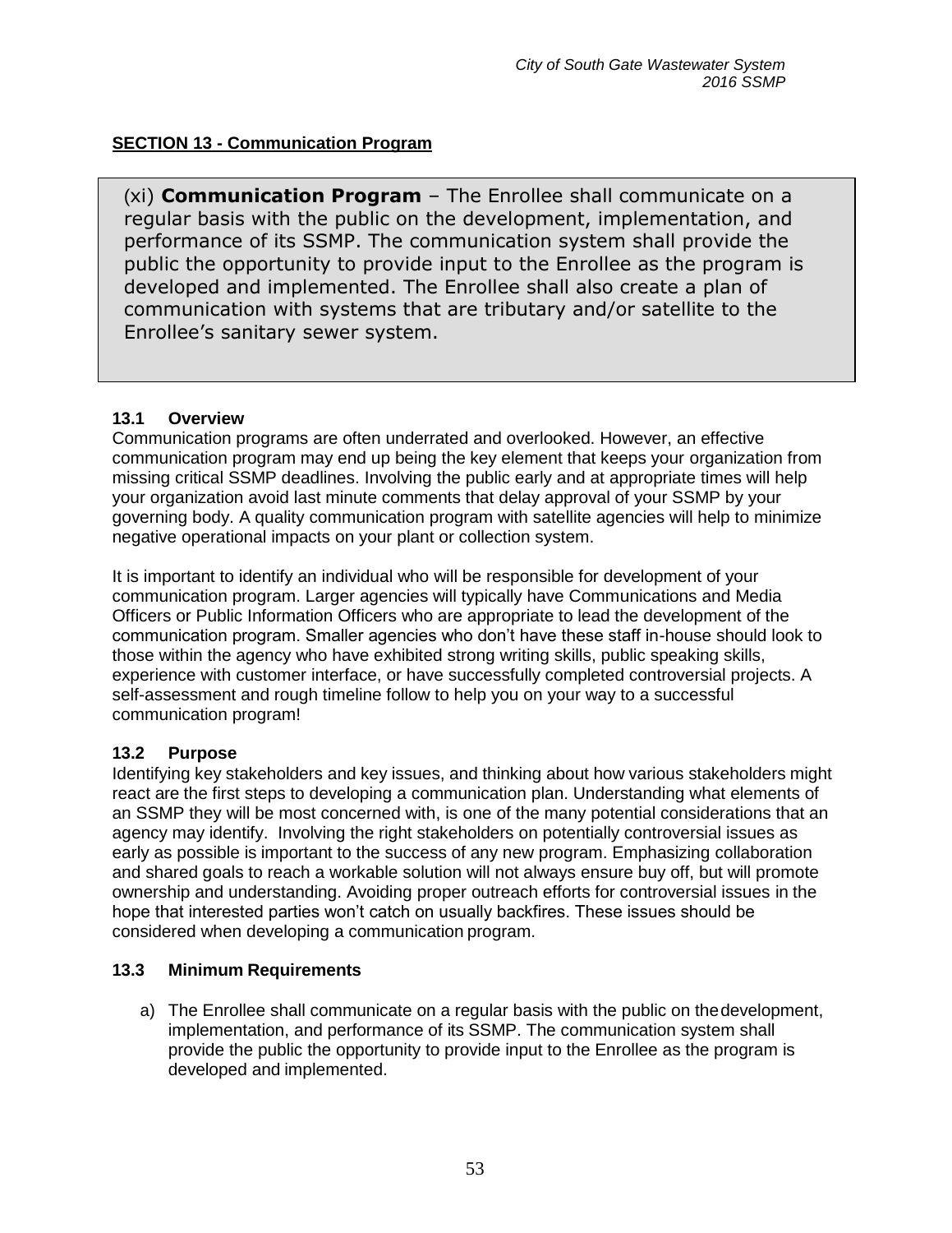## SECTION 13 - Communication Program

> (xi) **Communication Program** – The Enrollee shall communicate on a regular basis with the public on the development, implementation, and performance of its SSMP. The communication system shall provide the public the opportunity to provide input to the Enrollee as the program is developed and implemented. The Enrollee shall also create a plan of communication with systems that are tributary and/or satellite to the Enrollee's sanitary sewer system.

### 13.1 Overview

Communication programs are often underrated and overlooked. However, an effective communication program may end up being the key element that keeps your organization from missing critical SSMP deadlines. Involving the public early and at appropriate times will help your organization avoid last minute comments that delay approval of your SSMP by your governing body. A quality communication program with satellite agencies will help to minimize negative operational impacts on your plant or collection system.

It is important to identify an individual who will be responsible for development of your communication program. Larger agencies will typically have Communications and Media Officers or Public Information Officers who are appropriate to lead the development of the communication program. Smaller agencies who don't have these staff in-house should look to those within the agency who have exhibited strong writing skills, public speaking skills, experience with customer interface, or have successfully completed controversial projects. A self-assessment and rough timeline follow to help you on your way to a successful communication program!

### 13.2 Purpose

Identifying key stakeholders and key issues, and thinking about how various stakeholders might react are the first steps to developing a communication plan. Understanding what elements of an SSMP they will be most concerned with, is one of the many potential considerations that an agency may identify. Involving the right stakeholders on potentially controversial issues as early as possible is important to the success of any new program. Emphasizing collaboration and shared goals to reach a workable solution will not always ensure buy off, but will promote ownership and understanding. Avoiding proper outreach efforts for controversial issues in the hope that interested parties won't catch on usually backfires. These issues should be considered when developing a communication program.

### 13.3 Minimum Requirements

a) The Enrollee shall communicate on a regular basis with the public on the development, implementation, and performance of its SSMP. The communication system shall provide the public the opportunity to provide input to the Enrollee as the program is developed and implemented.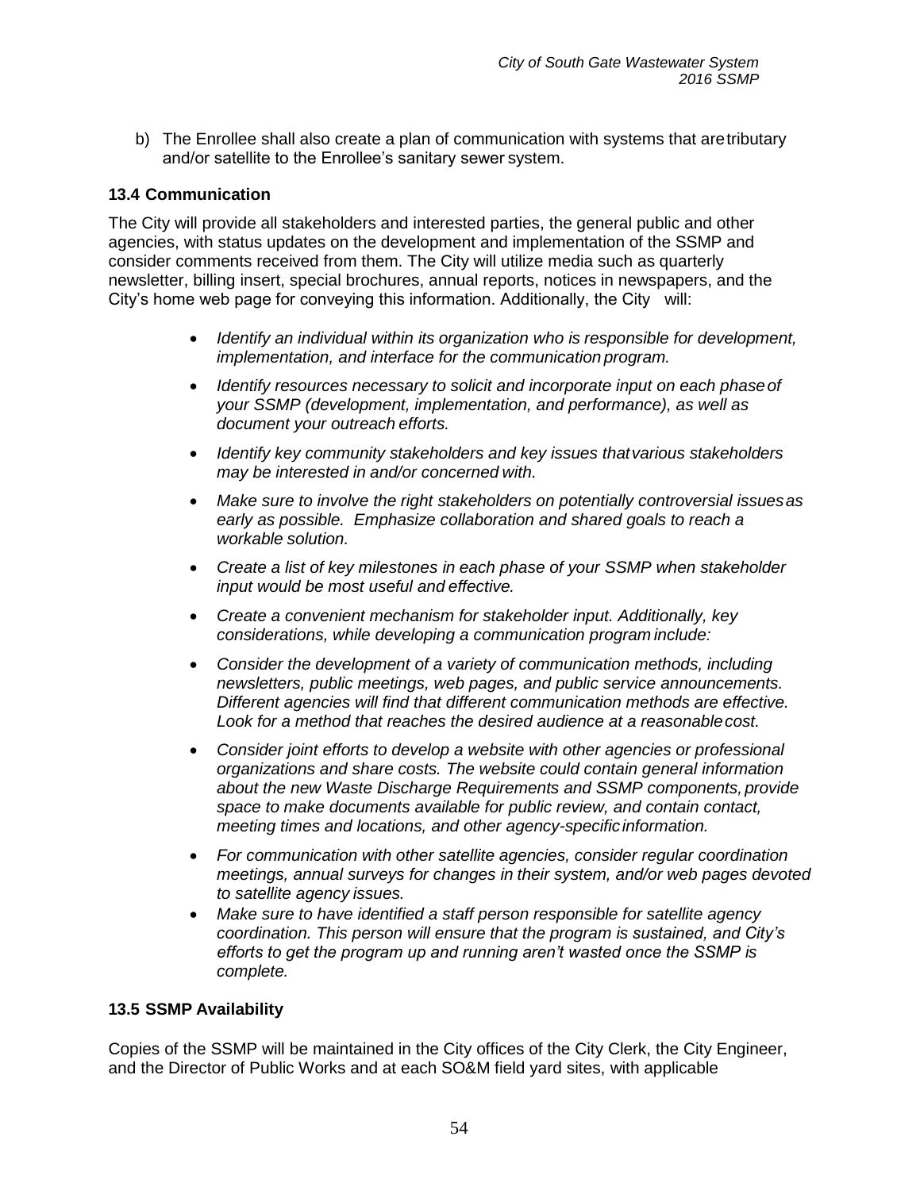b) The Enrollee shall also create a plan of communication with systems that are tributary and/or satellite to the Enrollee's sanitary sewer system.

### 13.4 Communication

The City will provide all stakeholders and interested parties, the general public and other agencies, with status updates on the development and implementation of the SSMP and consider comments received from them. The City will utilize media such as quarterly newsletter, billing insert, special brochures, annual reports, notices in newspapers, and the City's home web page for conveying this information. Additionally, the City will:

- *Identify an individual within its organization who is responsible for development, implementation, and interface for the communication program.*
- *Identify resources necessary to solicit and incorporate input on each phase of your SSMP (development, implementation, and performance), as well as document your outreach efforts.*
- *Identify key community stakeholders and key issues that various stakeholders may be interested in and/or concerned with.*
- *Make sure to involve the right stakeholders on potentially controversial issues as early as possible. Emphasize collaboration and shared goals to reach a workable solution.*
- *Create a list of key milestones in each phase of your SSMP when stakeholder input would be most useful and effective.*
- *Create a convenient mechanism for stakeholder input. Additionally, key considerations, while developing a communication program include:*
- *Consider the development of a variety of communication methods, including newsletters, public meetings, web pages, and public service announcements. Different agencies will find that different communication methods are effective. Look for a method that reaches the desired audience at a reasonable cost.*
- *Consider joint efforts to develop a website with other agencies or professional organizations and share costs. The website could contain general information about the new Waste Discharge Requirements and SSMP components, provide space to make documents available for public review, and contain contact, meeting times and locations, and other agency-specific information.*
- *For communication with other satellite agencies, consider regular coordination meetings, annual surveys for changes in their system, and/or web pages devoted to satellite agency issues.*
- *Make sure to have identified a staff person responsible for satellite agency coordination. This person will ensure that the program is sustained, and City's efforts to get the program up and running aren't wasted once the SSMP is complete.*

### 13.5 SSMP Availability

Copies of the SSMP will be maintained in the City offices of the City Clerk, the City Engineer, and the Director of Public Works and at each SO&M field yard sites, with applicable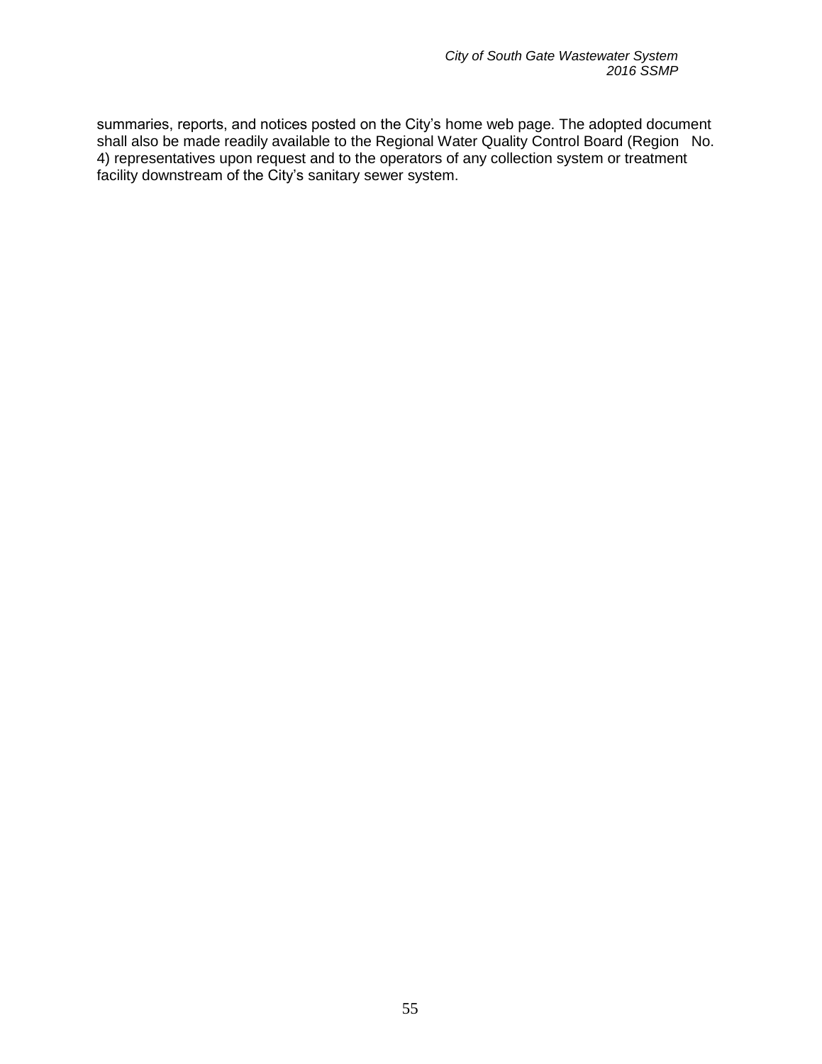summaries, reports, and notices posted on the City's home web page. The adopted document shall also be made readily available to the Regional Water Quality Control Board (Region No. 4) representatives upon request and to the operators of any collection system or treatment facility downstream of the City's sanitary sewer system.